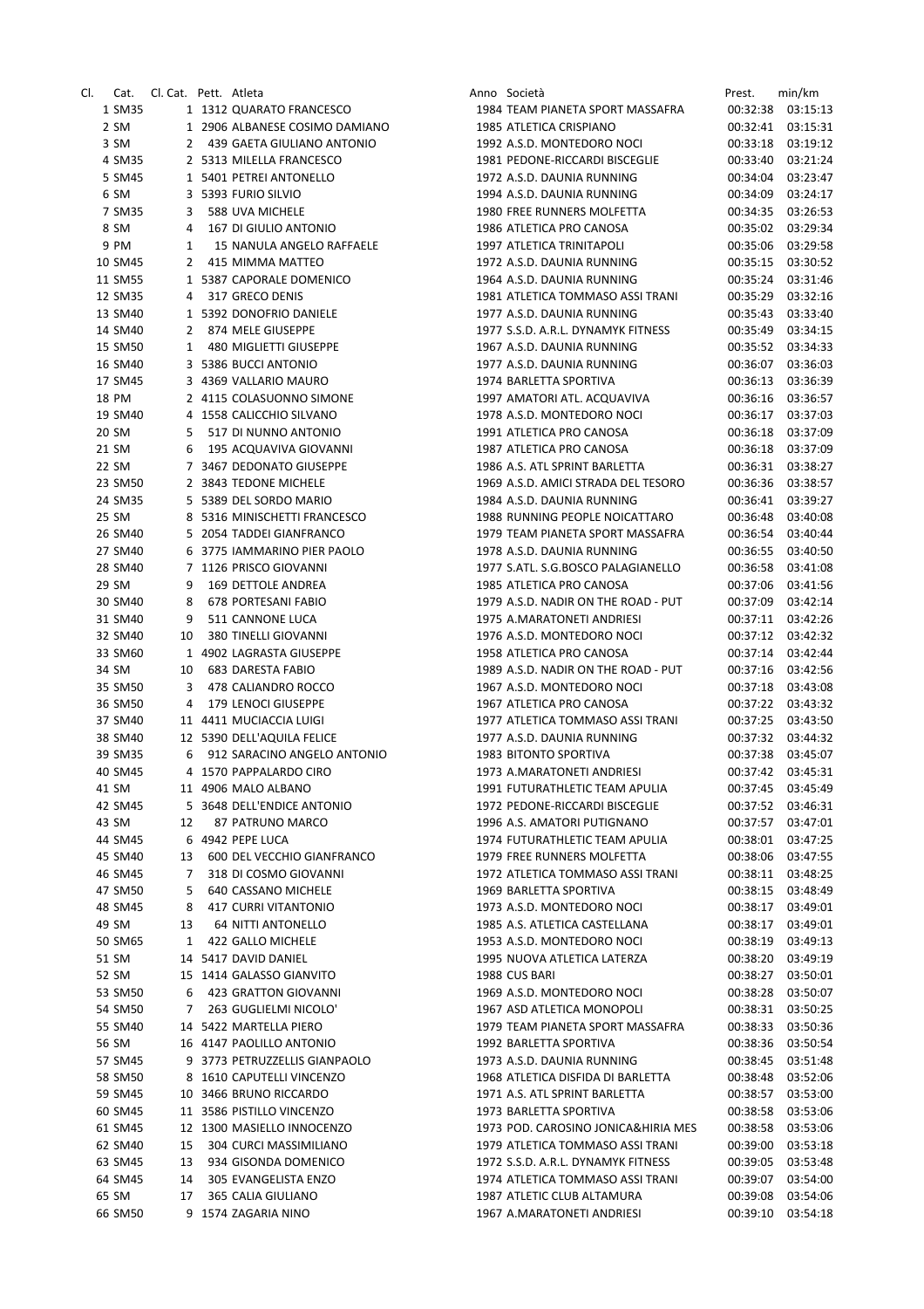| Cl. | Cat. | Cl. Cat. | Pett. | Atleta | Anno | Società | Prest. | min/km |
|---|---|---|---|---|---|---|---|---|
| 1 | SM35 | 1 | 1312 | QUARATO FRANCESCO | 1984 | TEAM PIANETA SPORT MASSAFRA | 00:32:38 | 03:15:13 |
| 2 | SM | 1 | 2906 | ALBANESE COSIMO DAMIANO | 1985 | ATLETICA CRISPIANO | 00:32:41 | 03:15:31 |
| 3 | SM | 2 | 439 | GAETA GIULIANO ANTONIO | 1992 | A.S.D. MONTEDORO NOCI | 00:33:18 | 03:19:12 |
| 4 | SM35 | 2 | 5313 | MILELLA FRANCESCO | 1981 | PEDONE-RICCARDI BISCEGLIE | 00:33:40 | 03:21:24 |
| 5 | SM45 | 1 | 5401 | PETREI ANTONELLO | 1972 | A.S.D. DAUNIA RUNNING | 00:34:04 | 03:23:47 |
| 6 | SM | 3 | 5393 | FURIO SILVIO | 1994 | A.S.D. DAUNIA RUNNING | 00:34:09 | 03:24:17 |
| 7 | SM35 | 3 | 588 | UVA MICHELE | 1980 | FREE RUNNERS MOLFETTA | 00:34:35 | 03:26:53 |
| 8 | SM | 4 | 167 | DI GIULIO ANTONIO | 1986 | ATLETICA PRO CANOSA | 00:35:02 | 03:29:34 |
| 9 | PM | 1 | 15 | NANULA ANGELO RAFFAELE | 1997 | ATLETICA TRINITAPOLI | 00:35:06 | 03:29:58 |
| 10 | SM45 | 2 | 415 | MIMMA MATTEO | 1972 | A.S.D. DAUNIA RUNNING | 00:35:15 | 03:30:52 |
| 11 | SM55 | 1 | 5387 | CAPORALE DOMENICO | 1964 | A.S.D. DAUNIA RUNNING | 00:35:24 | 03:31:46 |
| 12 | SM35 | 4 | 317 | GRECO DENIS | 1981 | ATLETICA TOMMASO ASSI TRANI | 00:35:29 | 03:32:16 |
| 13 | SM40 | 1 | 5392 | DONOFRIO DANIELE | 1977 | A.S.D. DAUNIA RUNNING | 00:35:43 | 03:33:40 |
| 14 | SM40 | 2 | 874 | MELE GIUSEPPE | 1977 | S.S.D. A.R.L. DYNAMYK FITNESS | 00:35:49 | 03:34:15 |
| 15 | SM50 | 1 | 480 | MIGLIETTI GIUSEPPE | 1967 | A.S.D. DAUNIA RUNNING | 00:35:52 | 03:34:33 |
| 16 | SM40 | 3 | 5386 | BUCCI ANTONIO | 1977 | A.S.D. DAUNIA RUNNING | 00:36:07 | 03:36:03 |
| 17 | SM45 | 3 | 4369 | VALLARIO MAURO | 1974 | BARLETTA SPORTIVA | 00:36:13 | 03:36:39 |
| 18 | PM | 2 | 4115 | COLASUONNO SIMONE | 1997 | AMATORI ATL. ACQUAVIVA | 00:36:16 | 03:36:57 |
| 19 | SM40 | 4 | 1558 | CALICCHIO SILVANO | 1978 | A.S.D. MONTEDORO NOCI | 00:36:17 | 03:37:03 |
| 20 | SM | 5 | 517 | DI NUNNO ANTONIO | 1991 | ATLETICA PRO CANOSA | 00:36:18 | 03:37:09 |
| 21 | SM | 6 | 195 | ACQUAVIVA GIOVANNI | 1987 | ATLETICA PRO CANOSA | 00:36:18 | 03:37:09 |
| 22 | SM | 7 | 3467 | DEDONATO GIUSEPPE | 1986 | A.S. ATL SPRINT BARLETTA | 00:36:31 | 03:38:27 |
| 23 | SM50 | 2 | 3843 | TEDONE MICHELE | 1969 | A.S.D. AMICI STRADA DEL TESORO | 00:36:36 | 03:38:57 |
| 24 | SM35 | 5 | 5389 | DEL SORDO MARIO | 1984 | A.S.D. DAUNIA RUNNING | 00:36:41 | 03:39:27 |
| 25 | SM | 8 | 5316 | MINISCHETTI FRANCESCO | 1988 | RUNNING PEOPLE NOICATTARO | 00:36:48 | 03:40:08 |
| 26 | SM40 | 5 | 2054 | TADDEI GIANFRANCO | 1979 | TEAM PIANETA SPORT MASSAFRA | 00:36:54 | 03:40:44 |
| 27 | SM40 | 6 | 3775 | IAMMARINO PIER PAOLO | 1978 | A.S.D. DAUNIA RUNNING | 00:36:55 | 03:40:50 |
| 28 | SM40 | 7 | 1126 | PRISCO GIOVANNI | 1977 | S.ATL. S.G.BOSCO PALAGIANELLO | 00:36:58 | 03:41:08 |
| 29 | SM | 9 | 169 | DETTOLE ANDREA | 1985 | ATLETICA PRO CANOSA | 00:37:06 | 03:41:56 |
| 30 | SM40 | 8 | 678 | PORTESANI FABIO | 1979 | A.S.D. NADIR ON THE ROAD - PUT | 00:37:09 | 03:42:14 |
| 31 | SM40 | 9 | 511 | CANNONE LUCA | 1975 | A.MARATONETI ANDRIESI | 00:37:11 | 03:42:26 |
| 32 | SM40 | 10 | 380 | TINELLI GIOVANNI | 1976 | A.S.D. MONTEDORO NOCI | 00:37:12 | 03:42:32 |
| 33 | SM60 | 1 | 4902 | LAGRASTA GIUSEPPE | 1958 | ATLETICA PRO CANOSA | 00:37:14 | 03:42:44 |
| 34 | SM | 10 | 683 | DARESTA FABIO | 1989 | A.S.D. NADIR ON THE ROAD - PUT | 00:37:16 | 03:42:56 |
| 35 | SM50 | 3 | 478 | CALIANDRO ROCCO | 1967 | A.S.D. MONTEDORO NOCI | 00:37:18 | 03:43:08 |
| 36 | SM50 | 4 | 179 | LENOCI GIUSEPPE | 1967 | ATLETICA PRO CANOSA | 00:37:22 | 03:43:32 |
| 37 | SM40 | 11 | 4411 | MUCIACCIA LUIGI | 1977 | ATLETICA TOMMASO ASSI TRANI | 00:37:25 | 03:43:50 |
| 38 | SM40 | 12 | 5390 | DELL'AQUILA FELICE | 1977 | A.S.D. DAUNIA RUNNING | 00:37:32 | 03:44:32 |
| 39 | SM35 | 6 | 912 | SARACINO ANGELO ANTONIO | 1983 | BITONTO SPORTIVA | 00:37:38 | 03:45:07 |
| 40 | SM45 | 4 | 1570 | PAPPALARDO CIRO | 1973 | A.MARATONETI ANDRIESI | 00:37:42 | 03:45:31 |
| 41 | SM | 11 | 4906 | MALO ALBANO | 1991 | FUTURATHLETIC TEAM APULIA | 00:37:45 | 03:45:49 |
| 42 | SM45 | 5 | 3648 | DELL'ENDICE ANTONIO | 1972 | PEDONE-RICCARDI BISCEGLIE | 00:37:52 | 03:46:31 |
| 43 | SM | 12 | 87 | PATRUNO MARCO | 1996 | A.S. AMATORI PUTIGNANO | 00:37:57 | 03:47:01 |
| 44 | SM45 | 6 | 4942 | PEPE LUCA | 1974 | FUTURATHLETIC TEAM APULIA | 00:38:01 | 03:47:25 |
| 45 | SM40 | 13 | 600 | DEL VECCHIO GIANFRANCO | 1979 | FREE RUNNERS MOLFETTA | 00:38:06 | 03:47:55 |
| 46 | SM45 | 7 | 318 | DI COSMO GIOVANNI | 1972 | ATLETICA TOMMASO ASSI TRANI | 00:38:11 | 03:48:25 |
| 47 | SM50 | 5 | 640 | CASSANO MICHELE | 1969 | BARLETTA SPORTIVA | 00:38:15 | 03:48:49 |
| 48 | SM45 | 8 | 417 | CURRI VITANTONIO | 1973 | A.S.D. MONTEDORO NOCI | 00:38:17 | 03:49:01 |
| 49 | SM | 13 | 64 | NITTI ANTONELLO | 1985 | A.S. ATLETICA CASTELLANA | 00:38:17 | 03:49:01 |
| 50 | SM65 | 1 | 422 | GALLO MICHELE | 1953 | A.S.D. MONTEDORO NOCI | 00:38:19 | 03:49:13 |
| 51 | SM | 14 | 5417 | DAVID DANIEL | 1995 | NUOVA ATLETICA LATERZA | 00:38:20 | 03:49:19 |
| 52 | SM | 15 | 1414 | GALASSO GIANVITO | 1988 | CUS BARI | 00:38:27 | 03:50:01 |
| 53 | SM50 | 6 | 423 | GRATTON GIOVANNI | 1969 | A.S.D. MONTEDORO NOCI | 00:38:28 | 03:50:07 |
| 54 | SM50 | 7 | 263 | GUGLIELMI NICOLO' | 1967 | ASD ATLETICA MONOPOLI | 00:38:31 | 03:50:25 |
| 55 | SM40 | 14 | 5422 | MARTELLA PIERO | 1979 | TEAM PIANETA SPORT MASSAFRA | 00:38:33 | 03:50:36 |
| 56 | SM | 16 | 4147 | PAOLILLO ANTONIO | 1992 | BARLETTA SPORTIVA | 00:38:36 | 03:50:54 |
| 57 | SM45 | 9 | 3773 | PETRUZZELLIS GIANPAOLO | 1973 | A.S.D. DAUNIA RUNNING | 00:38:45 | 03:51:48 |
| 58 | SM50 | 8 | 1610 | CAPUTELLI VINCENZO | 1968 | ATLETICA DISFIDA DI BARLETTA | 00:38:48 | 03:52:06 |
| 59 | SM45 | 10 | 3466 | BRUNO RICCARDO | 1971 | A.S. ATL SPRINT BARLETTA | 00:38:57 | 03:53:00 |
| 60 | SM45 | 11 | 3586 | PISTILLO VINCENZO | 1973 | BARLETTA SPORTIVA | 00:38:58 | 03:53:06 |
| 61 | SM45 | 12 | 1300 | MASIELLO INNOCENZO | 1973 | POD. CAROSINO JONICA&HIRIA MES | 00:38:58 | 03:53:06 |
| 62 | SM40 | 15 | 304 | CURCI MASSIMILIANO | 1979 | ATLETICA TOMMASO ASSI TRANI | 00:39:00 | 03:53:18 |
| 63 | SM45 | 13 | 934 | GISONDA DOMENICO | 1972 | S.S.D. A.R.L. DYNAMYK FITNESS | 00:39:05 | 03:53:48 |
| 64 | SM45 | 14 | 305 | EVANGELISTA ENZO | 1974 | ATLETICA TOMMASO ASSI TRANI | 00:39:07 | 03:54:00 |
| 65 | SM | 17 | 365 | CALIA GIULIANO | 1987 | ATLETIC CLUB ALTAMURA | 00:39:08 | 03:54:06 |
| 66 | SM50 | 9 | 1574 | ZAGARIA NINO | 1967 | A.MARATONETI ANDRIESI | 00:39:10 | 03:54:18 |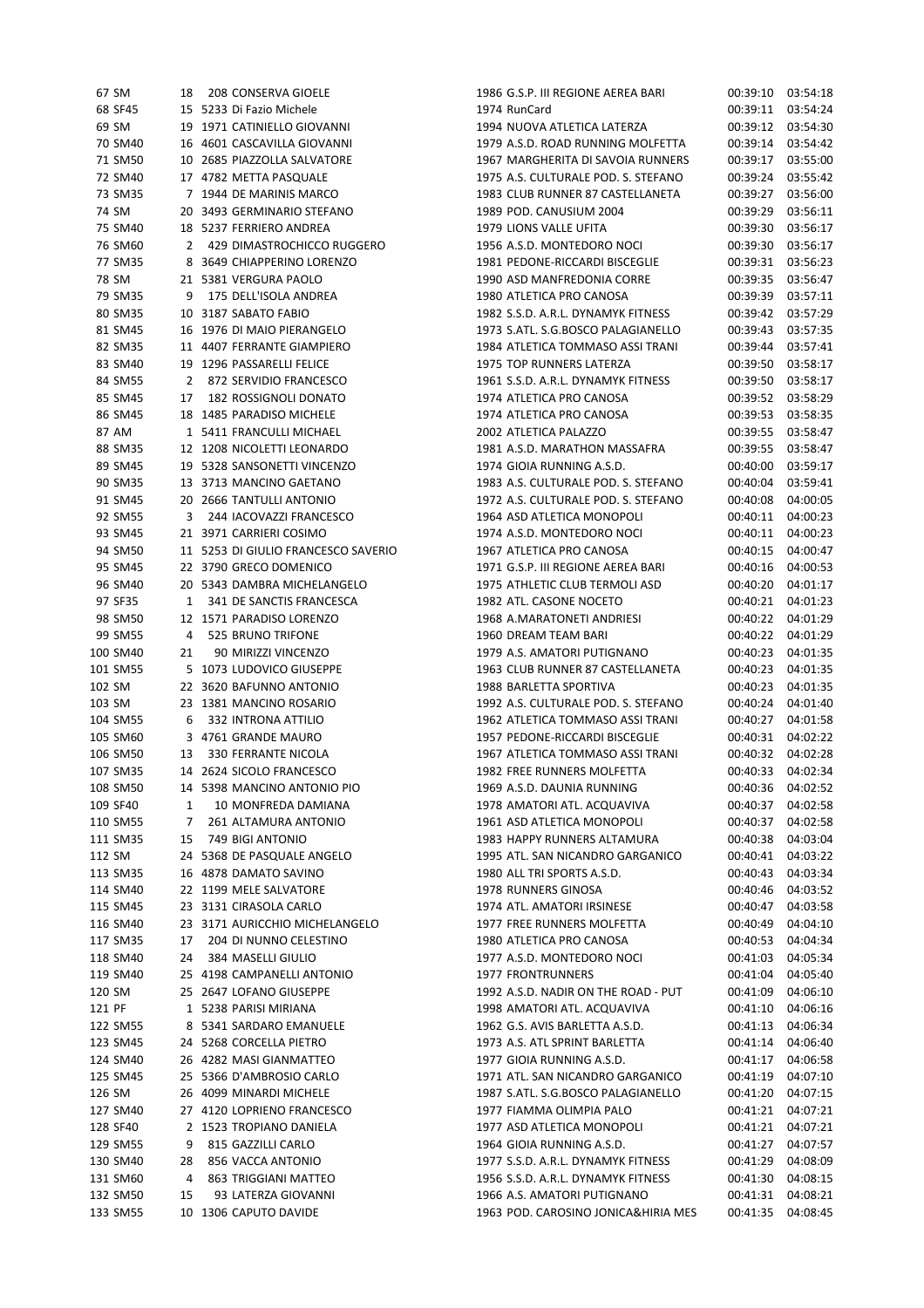| | | | | | | | | |
|---|---|---|---|---|---|---|---|---|
| 67 | SM | 18 | 208 | CONSERVA GIOELE | 1986 | G.S.P. III REGIONE AEREA BARI | 00:39:10 | 03:54:18 |
| 68 | SF45 | 15 | 5233 | Di Fazio Michele | 1974 | RunCard | 00:39:11 | 03:54:24 |
| 69 | SM | 19 | 1971 | CATINIELLO GIOVANNI | 1994 | NUOVA ATLETICA LATERZA | 00:39:12 | 03:54:30 |
| 70 | SM40 | 16 | 4601 | CASCAVILLA GIOVANNI | 1979 | A.S.D. ROAD RUNNING MOLFETTA | 00:39:14 | 03:54:42 |
| 71 | SM50 | 10 | 2685 | PIAZZOLLA SALVATORE | 1967 | MARGHERITA DI SAVOIA RUNNERS | 00:39:17 | 03:55:00 |
| 72 | SM40 | 17 | 4782 | METTA PASQUALE | 1975 | A.S. CULTURALE POD. S. STEFANO | 00:39:24 | 03:55:42 |
| 73 | SM35 | 7 | 1944 | DE MARINIS MARCO | 1983 | CLUB RUNNER 87 CASTELLANETA | 00:39:27 | 03:56:00 |
| 74 | SM | 20 | 3493 | GERMINARIO STEFANO | 1989 | POD. CANUSIUM 2004 | 00:39:29 | 03:56:11 |
| 75 | SM40 | 18 | 5237 | FERRIERO ANDREA | 1979 | LIONS VALLE UFITA | 00:39:30 | 03:56:17 |
| 76 | SM60 | 2 | 429 | DIMASTROCHICCO RUGGERO | 1956 | A.S.D. MONTEDORO NOCI | 00:39:30 | 03:56:17 |
| 77 | SM35 | 8 | 3649 | CHIAPPERINO LORENZO | 1981 | PEDONE-RICCARDI BISCEGLIE | 00:39:31 | 03:56:23 |
| 78 | SM | 21 | 5381 | VERGURA PAOLO | 1990 | ASD MANFREDONIA CORRE | 00:39:35 | 03:56:47 |
| 79 | SM35 | 9 | 175 | DELL'ISOLA ANDREA | 1980 | ATLETICA PRO CANOSA | 00:39:39 | 03:57:11 |
| 80 | SM35 | 10 | 3187 | SABATO FABIO | 1982 | S.S.D. A.R.L. DYNAMYK FITNESS | 00:39:42 | 03:57:29 |
| 81 | SM45 | 16 | 1976 | DI MAIO PIERANGELO | 1973 | S.ATL. S.G.BOSCO PALAGIANELLO | 00:39:43 | 03:57:35 |
| 82 | SM35 | 11 | 4407 | FERRANTE GIAMPIERO | 1984 | ATLETICA TOMMASO ASSI TRANI | 00:39:44 | 03:57:41 |
| 83 | SM40 | 19 | 1296 | PASSARELLI FELICE | 1975 | TOP RUNNERS LATERZA | 00:39:50 | 03:58:17 |
| 84 | SM55 | 2 | 872 | SERVIDIO FRANCESCO | 1961 | S.S.D. A.R.L. DYNAMYK FITNESS | 00:39:50 | 03:58:17 |
| 85 | SM45 | 17 | 182 | ROSSIGNOLI DONATO | 1974 | ATLETICA PRO CANOSA | 00:39:52 | 03:58:29 |
| 86 | SM45 | 18 | 1485 | PARADISO MICHELE | 1974 | ATLETICA PRO CANOSA | 00:39:53 | 03:58:35 |
| 87 | AM | 1 | 5411 | FRANCULLI MICHAEL | 2002 | ATLETICA PALAZZO | 00:39:55 | 03:58:47 |
| 88 | SM35 | 12 | 1208 | NICOLETTI LEONARDO | 1981 | A.S.D. MARATHON MASSAFRA | 00:39:55 | 03:58:47 |
| 89 | SM45 | 19 | 5328 | SANSONETTI VINCENZO | 1974 | GIOIA RUNNING A.S.D. | 00:40:00 | 03:59:17 |
| 90 | SM35 | 13 | 3713 | MANCINO GAETANO | 1983 | A.S. CULTURALE POD. S. STEFANO | 00:40:04 | 03:59:41 |
| 91 | SM45 | 20 | 2666 | TANTULLI ANTONIO | 1972 | A.S. CULTURALE POD. S. STEFANO | 00:40:08 | 04:00:05 |
| 92 | SM55 | 3 | 244 | IACOVAZZI FRANCESCO | 1964 | ASD ATLETICA MONOPOLI | 00:40:11 | 04:00:23 |
| 93 | SM45 | 21 | 3971 | CARRIERI COSIMO | 1974 | A.S.D. MONTEDORO NOCI | 00:40:11 | 04:00:23 |
| 94 | SM50 | 11 | 5253 | DI GIULIO FRANCESCO SAVERIO | 1967 | ATLETICA PRO CANOSA | 00:40:15 | 04:00:47 |
| 95 | SM45 | 22 | 3790 | GRECO DOMENICO | 1971 | G.S.P. III REGIONE AEREA BARI | 00:40:16 | 04:00:53 |
| 96 | SM40 | 20 | 5343 | DAMBRA MICHELANGELO | 1975 | ATHLETIC CLUB TERMOLI ASD | 00:40:20 | 04:01:17 |
| 97 | SF35 | 1 | 341 | DE SANCTIS FRANCESCA | 1982 | ATL. CASONE NOCETO | 00:40:21 | 04:01:23 |
| 98 | SM50 | 12 | 1571 | PARADISO LORENZO | 1968 | A.MARATONETI ANDRIESI | 00:40:22 | 04:01:29 |
| 99 | SM55 | 4 | 525 | BRUNO TRIFONE | 1960 | DREAM TEAM BARI | 00:40:22 | 04:01:29 |
| 100 | SM40 | 21 | 90 | MIRIZZI VINCENZO | 1979 | A.S. AMATORI PUTIGNANO | 00:40:23 | 04:01:35 |
| 101 | SM55 | 5 | 1073 | LUDOVICO GIUSEPPE | 1963 | CLUB RUNNER 87 CASTELLANETA | 00:40:23 | 04:01:35 |
| 102 | SM | 22 | 3620 | BAFUNNO ANTONIO | 1988 | BARLETTA SPORTIVA | 00:40:23 | 04:01:35 |
| 103 | SM | 23 | 1381 | MANCINO ROSARIO | 1992 | A.S. CULTURALE POD. S. STEFANO | 00:40:24 | 04:01:40 |
| 104 | SM55 | 6 | 332 | INTRONA ATTILIO | 1962 | ATLETICA TOMMASO ASSI TRANI | 00:40:27 | 04:01:58 |
| 105 | SM60 | 3 | 4761 | GRANDE MAURO | 1957 | PEDONE-RICCARDI BISCEGLIE | 00:40:31 | 04:02:22 |
| 106 | SM50 | 13 | 330 | FERRANTE NICOLA | 1967 | ATLETICA TOMMASO ASSI TRANI | 00:40:32 | 04:02:28 |
| 107 | SM35 | 14 | 2624 | SICOLO FRANCESCO | 1982 | FREE RUNNERS MOLFETTA | 00:40:33 | 04:02:34 |
| 108 | SM50 | 14 | 5398 | MANCINO ANTONIO PIO | 1969 | A.S.D. DAUNIA RUNNING | 00:40:36 | 04:02:52 |
| 109 | SF40 | 1 | 10 | MONFREDA DAMIANA | 1978 | AMATORI ATL. ACQUAVIVA | 00:40:37 | 04:02:58 |
| 110 | SM55 | 7 | 261 | ALTAMURA ANTONIO | 1961 | ASD ATLETICA MONOPOLI | 00:40:37 | 04:02:58 |
| 111 | SM35 | 15 | 749 | BIGI ANTONIO | 1983 | HAPPY RUNNERS ALTAMURA | 00:40:38 | 04:03:04 |
| 112 | SM | 24 | 5368 | DE PASQUALE ANGELO | 1995 | ATL. SAN NICANDRO GARGANICO | 00:40:41 | 04:03:22 |
| 113 | SM35 | 16 | 4878 | DAMATO SAVINO | 1980 | ALL TRI SPORTS A.S.D. | 00:40:43 | 04:03:34 |
| 114 | SM40 | 22 | 1199 | MELE SALVATORE | 1978 | RUNNERS GINOSA | 00:40:46 | 04:03:52 |
| 115 | SM45 | 23 | 3131 | CIRASOLA CARLO | 1974 | ATL. AMATORI IRSINESE | 00:40:47 | 04:03:58 |
| 116 | SM40 | 23 | 3171 | AURICCHIO MICHELANGELO | 1977 | FREE RUNNERS MOLFETTA | 00:40:49 | 04:04:10 |
| 117 | SM35 | 17 | 204 | DI NUNNO CELESTINO | 1980 | ATLETICA PRO CANOSA | 00:40:53 | 04:04:34 |
| 118 | SM40 | 24 | 384 | MASELLI GIULIO | 1977 | A.S.D. MONTEDORO NOCI | 00:41:03 | 04:05:34 |
| 119 | SM40 | 25 | 4198 | CAMPANELLI ANTONIO | 1977 | FRONTRUNNERS | 00:41:04 | 04:05:40 |
| 120 | SM | 25 | 2647 | LOFANO GIUSEPPE | 1992 | A.S.D. NADIR ON THE ROAD - PUT | 00:41:09 | 04:06:10 |
| 121 | PF | 1 | 5238 | PARISI MIRIANA | 1998 | AMATORI ATL. ACQUAVIVA | 00:41:10 | 04:06:16 |
| 122 | SM55 | 8 | 5341 | SARDARO EMANUELE | 1962 | G.S. AVIS BARLETTA A.S.D. | 00:41:13 | 04:06:34 |
| 123 | SM45 | 24 | 5268 | CORCELLA PIETRO | 1973 | A.S. ATL SPRINT BARLETTA | 00:41:14 | 04:06:40 |
| 124 | SM40 | 26 | 4282 | MASI GIANMATTEO | 1977 | GIOIA RUNNING A.S.D. | 00:41:17 | 04:06:58 |
| 125 | SM45 | 25 | 5366 | D'AMBROSIO CARLO | 1971 | ATL. SAN NICANDRO GARGANICO | 00:41:19 | 04:07:10 |
| 126 | SM | 26 | 4099 | MINARDI MICHELE | 1987 | S.ATL. S.G.BOSCO PALAGIANELLO | 00:41:20 | 04:07:15 |
| 127 | SM40 | 27 | 4120 | LOPRIENO FRANCESCO | 1977 | FIAMMA OLIMPIA PALO | 00:41:21 | 04:07:21 |
| 128 | SF40 | 2 | 1523 | TROPIANO DANIELA | 1977 | ASD ATLETICA MONOPOLI | 00:41:21 | 04:07:21 |
| 129 | SM55 | 9 | 815 | GAZZILLI CARLO | 1964 | GIOIA RUNNING A.S.D. | 00:41:27 | 04:07:57 |
| 130 | SM40 | 28 | 856 | VACCA ANTONIO | 1977 | S.S.D. A.R.L. DYNAMYK FITNESS | 00:41:29 | 04:08:09 |
| 131 | SM60 | 4 | 863 | TRIGGIANI MATTEO | 1956 | S.S.D. A.R.L. DYNAMYK FITNESS | 00:41:30 | 04:08:15 |
| 132 | SM50 | 15 | 93 | LATERZA GIOVANNI | 1966 | A.S. AMATORI PUTIGNANO | 00:41:31 | 04:08:21 |
| 133 | SM55 | 10 | 1306 | CAPUTO DAVIDE | 1963 | POD. CAROSINO JONICA&HIRIA MES | 00:41:35 | 04:08:45 |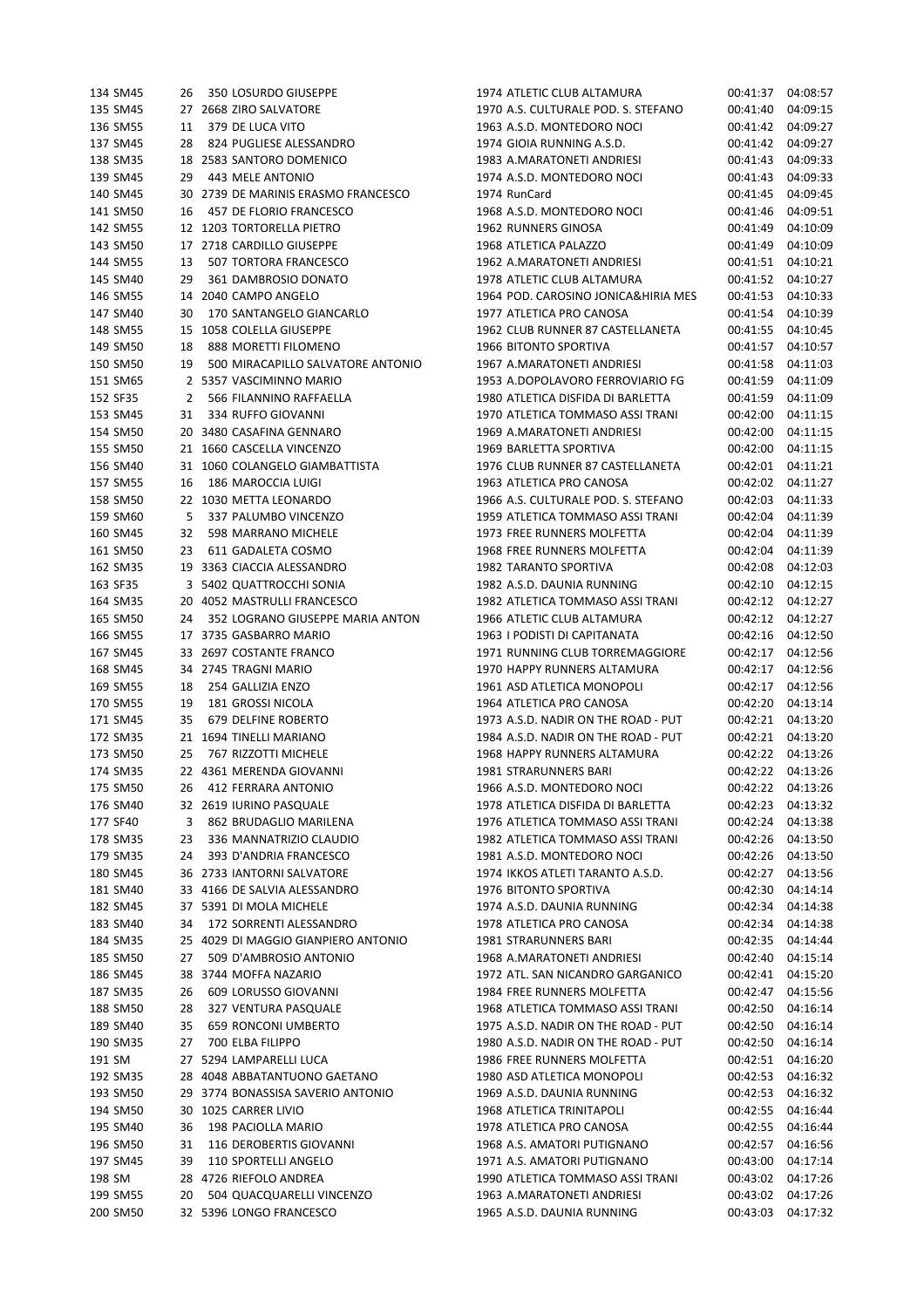| | | | | | | | | |
|---|---|---|---|---|---|---|---|---|
| 134 | SM45 | 26 | 350 | LOSURDO GIUSEPPE | 1974 | ATLETIC CLUB ALTAMURA | 00:41:37 | 04:08:57 |
| 135 | SM45 | 27 | 2668 | ZIRO SALVATORE | 1970 | A.S. CULTURALE POD. S. STEFANO | 00:41:40 | 04:09:15 |
| 136 | SM55 | 11 | 379 | DE LUCA VITO | 1963 | A.S.D. MONTEDORO NOCI | 00:41:42 | 04:09:27 |
| 137 | SM45 | 28 | 824 | PUGLIESE ALESSANDRO | 1974 | GIOIA RUNNING A.S.D. | 00:41:42 | 04:09:27 |
| 138 | SM35 | 18 | 2583 | SANTORO DOMENICO | 1983 | A.MARATONETI ANDRIESI | 00:41:43 | 04:09:33 |
| 139 | SM45 | 29 | 443 | MELE ANTONIO | 1974 | A.S.D. MONTEDORO NOCI | 00:41:43 | 04:09:33 |
| 140 | SM45 | 30 | 2739 | DE MARINIS ERASMO FRANCESCO | 1974 | RunCard | 00:41:45 | 04:09:45 |
| 141 | SM50 | 16 | 457 | DE FLORIO FRANCESCO | 1968 | A.S.D. MONTEDORO NOCI | 00:41:46 | 04:09:51 |
| 142 | SM55 | 12 | 1203 | TORTORELLA PIETRO | 1962 | RUNNERS GINOSA | 00:41:49 | 04:10:09 |
| 143 | SM50 | 17 | 2718 | CARDILLO GIUSEPPE | 1968 | ATLETICA PALAZZO | 00:41:49 | 04:10:09 |
| 144 | SM55 | 13 | 507 | TORTORA FRANCESCO | 1962 | A.MARATONETI ANDRIESI | 00:41:51 | 04:10:21 |
| 145 | SM40 | 29 | 361 | DAMBROSIO DONATO | 1978 | ATLETIC CLUB ALTAMURA | 00:41:52 | 04:10:27 |
| 146 | SM55 | 14 | 2040 | CAMPO ANGELO | 1964 | POD. CAROSINO JONICA&HIRIA MES | 00:41:53 | 04:10:33 |
| 147 | SM40 | 30 | 170 | SANTANGELO GIANCARLO | 1977 | ATLETICA PRO CANOSA | 00:41:54 | 04:10:39 |
| 148 | SM55 | 15 | 1058 | COLELLA GIUSEPPE | 1962 | CLUB RUNNER 87 CASTELLANETA | 00:41:55 | 04:10:45 |
| 149 | SM50 | 18 | 888 | MORETTI FILOMENO | 1966 | BITONTO SPORTIVA | 00:41:57 | 04:10:57 |
| 150 | SM50 | 19 | 500 | MIRACAPILLO SALVATORE ANTONIO | 1967 | A.MARATONETI ANDRIESI | 00:41:58 | 04:11:03 |
| 151 | SM65 | 2 | 5357 | VASCIMINNO MARIO | 1953 | A.DOPOLAVORO FERROVIARIO FG | 00:41:59 | 04:11:09 |
| 152 | SF35 | 2 | 566 | FILANNINO RAFFAELLA | 1980 | ATLETICA DISFIDA DI BARLETTA | 00:41:59 | 04:11:09 |
| 153 | SM45 | 31 | 334 | RUFFO GIOVANNI | 1970 | ATLETICA TOMMASO ASSI TRANI | 00:42:00 | 04:11:15 |
| 154 | SM50 | 20 | 3480 | CASAFINA GENNARO | 1969 | A.MARATONETI ANDRIESI | 00:42:00 | 04:11:15 |
| 155 | SM50 | 21 | 1660 | CASCELLA VINCENZO | 1969 | BARLETTA SPORTIVA | 00:42:00 | 04:11:15 |
| 156 | SM40 | 31 | 1060 | COLANGELO GIAMBATTISTA | 1976 | CLUB RUNNER 87 CASTELLANETA | 00:42:01 | 04:11:21 |
| 157 | SM55 | 16 | 186 | MAROCCIA LUIGI | 1963 | ATLETICA PRO CANOSA | 00:42:02 | 04:11:27 |
| 158 | SM50 | 22 | 1030 | METTA LEONARDO | 1966 | A.S. CULTURALE POD. S. STEFANO | 00:42:03 | 04:11:33 |
| 159 | SM60 | 5 | 337 | PALUMBO VINCENZO | 1959 | ATLETICA TOMMASO ASSI TRANI | 00:42:04 | 04:11:39 |
| 160 | SM45 | 32 | 598 | MARRANO MICHELE | 1973 | FREE RUNNERS MOLFETTA | 00:42:04 | 04:11:39 |
| 161 | SM50 | 23 | 611 | GADALETA COSMO | 1968 | FREE RUNNERS MOLFETTA | 00:42:04 | 04:11:39 |
| 162 | SM35 | 19 | 3363 | CIACCIA ALESSANDRO | 1982 | TARANTO SPORTIVA | 00:42:08 | 04:12:03 |
| 163 | SF35 | 3 | 5402 | QUATTROCCHI SONIA | 1982 | A.S.D. DAUNIA RUNNING | 00:42:10 | 04:12:15 |
| 164 | SM35 | 20 | 4052 | MASTRULLI FRANCESCO | 1982 | ATLETICA TOMMASO ASSI TRANI | 00:42:12 | 04:12:27 |
| 165 | SM50 | 24 | 352 | LOGRANO GIUSEPPE MARIA ANTON | 1966 | ATLETIC CLUB ALTAMURA | 00:42:12 | 04:12:27 |
| 166 | SM55 | 17 | 3735 | GASBARRO MARIO | 1963 | I PODISTI DI CAPITANATA | 00:42:16 | 04:12:50 |
| 167 | SM45 | 33 | 2697 | COSTANTE FRANCO | 1971 | RUNNING CLUB TORREMAGGIORE | 00:42:17 | 04:12:56 |
| 168 | SM45 | 34 | 2745 | TRAGNI MARIO | 1970 | HAPPY RUNNERS ALTAMURA | 00:42:17 | 04:12:56 |
| 169 | SM55 | 18 | 254 | GALLIZIA ENZO | 1961 | ASD ATLETICA MONOPOLI | 00:42:17 | 04:12:56 |
| 170 | SM55 | 19 | 181 | GROSSI NICOLA | 1964 | ATLETICA PRO CANOSA | 00:42:20 | 04:13:14 |
| 171 | SM45 | 35 | 679 | DELFINE ROBERTO | 1973 | A.S.D. NADIR ON THE ROAD - PUT | 00:42:21 | 04:13:20 |
| 172 | SM35 | 21 | 1694 | TINELLI MARIANO | 1984 | A.S.D. NADIR ON THE ROAD - PUT | 00:42:21 | 04:13:20 |
| 173 | SM50 | 25 | 767 | RIZZOTTI MICHELE | 1968 | HAPPY RUNNERS ALTAMURA | 00:42:22 | 04:13:26 |
| 174 | SM35 | 22 | 4361 | MERENDA GIOVANNI | 1981 | STRARUNNERS BARI | 00:42:22 | 04:13:26 |
| 175 | SM50 | 26 | 412 | FERRARA ANTONIO | 1966 | A.S.D. MONTEDORO NOCI | 00:42:22 | 04:13:26 |
| 176 | SM40 | 32 | 2619 | IURINO PASQUALE | 1978 | ATLETICA DISFIDA DI BARLETTA | 00:42:23 | 04:13:32 |
| 177 | SF40 | 3 | 862 | BRUDAGLIO MARILENA | 1976 | ATLETICA TOMMASO ASSI TRANI | 00:42:24 | 04:13:38 |
| 178 | SM35 | 23 | 336 | MANNATRIZIO CLAUDIO | 1982 | ATLETICA TOMMASO ASSI TRANI | 00:42:26 | 04:13:50 |
| 179 | SM35 | 24 | 393 | D'ANDRIA FRANCESCO | 1981 | A.S.D. MONTEDORO NOCI | 00:42:26 | 04:13:50 |
| 180 | SM45 | 36 | 2733 | IANTORNI SALVATORE | 1974 | IKKOS ATLETI TARANTO A.S.D. | 00:42:27 | 04:13:56 |
| 181 | SM40 | 33 | 4166 | DE SALVIA ALESSANDRO | 1976 | BITONTO SPORTIVA | 00:42:30 | 04:14:14 |
| 182 | SM45 | 37 | 5391 | DI MOLA MICHELE | 1974 | A.S.D. DAUNIA RUNNING | 00:42:34 | 04:14:38 |
| 183 | SM40 | 34 | 172 | SORRENTI ALESSANDRO | 1978 | ATLETICA PRO CANOSA | 00:42:34 | 04:14:38 |
| 184 | SM35 | 25 | 4029 | DI MAGGIO GIANPIERO ANTONIO | 1981 | STRARUNNERS BARI | 00:42:35 | 04:14:44 |
| 185 | SM50 | 27 | 509 | D'AMBROSIO ANTONIO | 1968 | A.MARATONETI ANDRIESI | 00:42:40 | 04:15:14 |
| 186 | SM45 | 38 | 3744 | MOFFA NAZARIO | 1972 | ATL. SAN NICANDRO GARGANICO | 00:42:41 | 04:15:20 |
| 187 | SM35 | 26 | 609 | LORUSSO GIOVANNI | 1984 | FREE RUNNERS MOLFETTA | 00:42:47 | 04:15:56 |
| 188 | SM50 | 28 | 327 | VENTURA PASQUALE | 1968 | ATLETICA TOMMASO ASSI TRANI | 00:42:50 | 04:16:14 |
| 189 | SM40 | 35 | 659 | RONCONI UMBERTO | 1975 | A.S.D. NADIR ON THE ROAD - PUT | 00:42:50 | 04:16:14 |
| 190 | SM35 | 27 | 700 | ELBA FILIPPO | 1980 | A.S.D. NADIR ON THE ROAD - PUT | 00:42:50 | 04:16:14 |
| 191 | SM | 27 | 5294 | LAMPARELLI LUCA | 1986 | FREE RUNNERS MOLFETTA | 00:42:51 | 04:16:20 |
| 192 | SM35 | 28 | 4048 | ABBATANTUONO GAETANO | 1980 | ASD ATLETICA MONOPOLI | 00:42:53 | 04:16:32 |
| 193 | SM50 | 29 | 3774 | BONASSISA SAVERIO ANTONIO | 1969 | A.S.D. DAUNIA RUNNING | 00:42:53 | 04:16:32 |
| 194 | SM50 | 30 | 1025 | CARRER LIVIO | 1968 | ATLETICA TRINITAPOLI | 00:42:55 | 04:16:44 |
| 195 | SM40 | 36 | 198 | PACIOLLA MARIO | 1978 | ATLETICA PRO CANOSA | 00:42:55 | 04:16:44 |
| 196 | SM50 | 31 | 116 | DEROBERTIS GIOVANNI | 1968 | A.S. AMATORI PUTIGNANO | 00:42:57 | 04:16:56 |
| 197 | SM45 | 39 | 110 | SPORTELLI ANGELO | 1971 | A.S. AMATORI PUTIGNANO | 00:43:00 | 04:17:14 |
| 198 | SM | 28 | 4726 | RIEFOLO ANDREA | 1990 | ATLETICA TOMMASO ASSI TRANI | 00:43:02 | 04:17:26 |
| 199 | SM55 | 20 | 504 | QUACQUARELLI VINCENZO | 1963 | A.MARATONETI ANDRIESI | 00:43:02 | 04:17:26 |
| 200 | SM50 | 32 | 5396 | LONGO FRANCESCO | 1965 | A.S.D. DAUNIA RUNNING | 00:43:03 | 04:17:32 |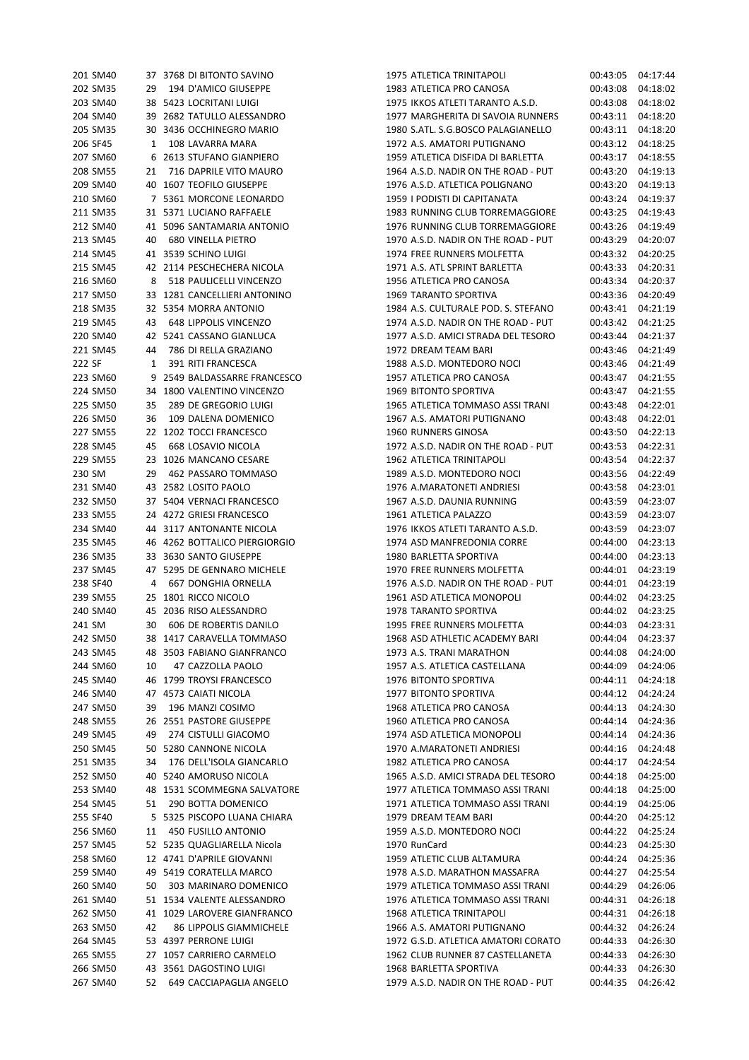| | | | | | | | |
|---|---|---|---|---|---|---|---|
| 201 | SM40 | 37 | 3768 | DI BITONTO SAVINO | 1975 ATLETICA TRINITAPOLI | 00:43:05 | 04:17:44 |
| 202 | SM35 | 29 | 194 | D'AMICO GIUSEPPE | 1983 ATLETICA PRO CANOSA | 00:43:08 | 04:18:02 |
| 203 | SM40 | 38 | 5423 | LOCRITANI LUIGI | 1975 IKKOS ATLETI TARANTO A.S.D. | 00:43:08 | 04:18:02 |
| 204 | SM40 | 39 | 2682 | TATULLO ALESSANDRO | 1977 MARGHERITA DI SAVOIA RUNNERS | 00:43:11 | 04:18:20 |
| 205 | SM35 | 30 | 3436 | OCCHINEGRO MARIO | 1980 S.ATL. S.G.BOSCO PALAGIANELLO | 00:43:11 | 04:18:20 |
| 206 | SF45 | 1 | 108 | LAVARRA MARA | 1972 A.S. AMATORI PUTIGNANO | 00:43:12 | 04:18:25 |
| 207 | SM60 | 6 | 2613 | STUFANO GIANPIERO | 1959 ATLETICA DISFIDA DI BARLETTA | 00:43:17 | 04:18:55 |
| 208 | SM55 | 21 | 716 | DAPRILE VITO MAURO | 1964 A.S.D. NADIR ON THE ROAD - PUT | 00:43:20 | 04:19:13 |
| 209 | SM40 | 40 | 1607 | TEOFILO GIUSEPPE | 1976 A.S.D. ATLETICA POLIGNANO | 00:43:20 | 04:19:13 |
| 210 | SM60 | 7 | 5361 | MORCONE LEONARDO | 1959 I PODISTI DI CAPITANATA | 00:43:24 | 04:19:37 |
| 211 | SM35 | 31 | 5371 | LUCIANO RAFFAELE | 1983 RUNNING CLUB TORREMAGGIORE | 00:43:25 | 04:19:43 |
| 212 | SM40 | 41 | 5096 | SANTAMARIA ANTONIO | 1976 RUNNING CLUB TORREMAGGIORE | 00:43:26 | 04:19:49 |
| 213 | SM45 | 40 | 680 | VINELLA PIETRO | 1970 A.S.D. NADIR ON THE ROAD - PUT | 00:43:29 | 04:20:07 |
| 214 | SM45 | 41 | 3539 | SCHINO LUIGI | 1974 FREE RUNNERS MOLFETTA | 00:43:32 | 04:20:25 |
| 215 | SM45 | 42 | 2114 | PESCHECHERA NICOLA | 1971 A.S. ATL SPRINT BARLETTA | 00:43:33 | 04:20:31 |
| 216 | SM60 | 8 | 518 | PAULICELLI VINCENZO | 1956 ATLETICA PRO CANOSA | 00:43:34 | 04:20:37 |
| 217 | SM50 | 33 | 1281 | CANCELLIERI ANTONINO | 1969 TARANTO SPORTIVA | 00:43:36 | 04:20:49 |
| 218 | SM35 | 32 | 5354 | MORRA ANTONIO | 1984 A.S. CULTURALE POD. S. STEFANO | 00:43:41 | 04:21:19 |
| 219 | SM45 | 43 | 648 | LIPPOLIS VINCENZO | 1974 A.S.D. NADIR ON THE ROAD - PUT | 00:43:42 | 04:21:25 |
| 220 | SM40 | 42 | 5241 | CASSANO GIANLUCA | 1977 A.S.D. AMICI STRADA DEL TESORO | 00:43:44 | 04:21:37 |
| 221 | SM45 | 44 | 786 | DI RELLA GRAZIANO | 1972 DREAM TEAM BARI | 00:43:46 | 04:21:49 |
| 222 | SF | 1 | 391 | RITI FRANCESCA | 1988 A.S.D. MONTEDORO NOCI | 00:43:46 | 04:21:49 |
| 223 | SM60 | 9 | 2549 | BALDASSARRE FRANCESCO | 1957 ATLETICA PRO CANOSA | 00:43:47 | 04:21:55 |
| 224 | SM50 | 34 | 1800 | VALENTINO VINCENZO | 1969 BITONTO SPORTIVA | 00:43:47 | 04:21:55 |
| 225 | SM50 | 35 | 289 | DE GREGORIO LUIGI | 1965 ATLETICA TOMMASO ASSI TRANI | 00:43:48 | 04:22:01 |
| 226 | SM50 | 36 | 109 | DALENA DOMENICO | 1967 A.S. AMATORI PUTIGNANO | 00:43:48 | 04:22:01 |
| 227 | SM55 | 22 | 1202 | TOCCI FRANCESCO | 1960 RUNNERS GINOSA | 00:43:50 | 04:22:13 |
| 228 | SM45 | 45 | 668 | LOSAVIO NICOLA | 1972 A.S.D. NADIR ON THE ROAD - PUT | 00:43:53 | 04:22:31 |
| 229 | SM55 | 23 | 1026 | MANCANO CESARE | 1962 ATLETICA TRINITAPOLI | 00:43:54 | 04:22:37 |
| 230 | SM | 29 | 462 | PASSARO TOMMASO | 1989 A.S.D. MONTEDORO NOCI | 00:43:56 | 04:22:49 |
| 231 | SM40 | 43 | 2582 | LOSITO PAOLO | 1976 A.MARATONETI ANDRIESI | 00:43:58 | 04:23:01 |
| 232 | SM50 | 37 | 5404 | VERNACI FRANCESCO | 1967 A.S.D. DAUNIA RUNNING | 00:43:59 | 04:23:07 |
| 233 | SM55 | 24 | 4272 | GRIESI FRANCESCO | 1961 ATLETICA PALAZZO | 00:43:59 | 04:23:07 |
| 234 | SM40 | 44 | 3117 | ANTONANTE NICOLA | 1976 IKKOS ATLETI TARANTO A.S.D. | 00:43:59 | 04:23:07 |
| 235 | SM45 | 46 | 4262 | BOTTALICO PIERGIORGIO | 1974 ASD MANFREDONIA CORRE | 00:44:00 | 04:23:13 |
| 236 | SM35 | 33 | 3630 | SANTO GIUSEPPE | 1980 BARLETTA SPORTIVA | 00:44:00 | 04:23:13 |
| 237 | SM45 | 47 | 5295 | DE GENNARO MICHELE | 1970 FREE RUNNERS MOLFETTA | 00:44:01 | 04:23:19 |
| 238 | SF40 | 4 | 667 | DONGHIA ORNELLA | 1976 A.S.D. NADIR ON THE ROAD - PUT | 00:44:01 | 04:23:19 |
| 239 | SM55 | 25 | 1801 | RICCO NICOLO | 1961 ASD ATLETICA MONOPOLI | 00:44:02 | 04:23:25 |
| 240 | SM40 | 45 | 2036 | RISO ALESSANDRO | 1978 TARANTO SPORTIVA | 00:44:02 | 04:23:25 |
| 241 | SM | 30 | 606 | DE ROBERTIS DANILO | 1995 FREE RUNNERS MOLFETTA | 00:44:03 | 04:23:31 |
| 242 | SM50 | 38 | 1417 | CARAVELLA TOMMASO | 1968 ASD ATHLETIC ACADEMY BARI | 00:44:04 | 04:23:37 |
| 243 | SM45 | 48 | 3503 | FABIANO GIANFRANCO | 1973 A.S. TRANI MARATHON | 00:44:08 | 04:24:00 |
| 244 | SM60 | 10 | 47 | CAZZOLLA PAOLO | 1957 A.S. ATLETICA CASTELLANA | 00:44:09 | 04:24:06 |
| 245 | SM40 | 46 | 1799 | TROYSI FRANCESCO | 1976 BITONTO SPORTIVA | 00:44:11 | 04:24:18 |
| 246 | SM40 | 47 | 4573 | CAIATI NICOLA | 1977 BITONTO SPORTIVA | 00:44:12 | 04:24:24 |
| 247 | SM50 | 39 | 196 | MANZI COSIMO | 1968 ATLETICA PRO CANOSA | 00:44:13 | 04:24:30 |
| 248 | SM55 | 26 | 2551 | PASTORE GIUSEPPE | 1960 ATLETICA PRO CANOSA | 00:44:14 | 04:24:36 |
| 249 | SM45 | 49 | 274 | CISTULLI GIACOMO | 1974 ASD ATLETICA MONOPOLI | 00:44:14 | 04:24:36 |
| 250 | SM45 | 50 | 5280 | CANNONE NICOLA | 1970 A.MARATONETI ANDRIESI | 00:44:16 | 04:24:48 |
| 251 | SM35 | 34 | 176 | DELL'ISOLA GIANCARLO | 1982 ATLETICA PRO CANOSA | 00:44:17 | 04:24:54 |
| 252 | SM50 | 40 | 5240 | AMORUSO NICOLA | 1965 A.S.D. AMICI STRADA DEL TESORO | 00:44:18 | 04:25:00 |
| 253 | SM40 | 48 | 1531 | SCOMMEGNA SALVATORE | 1977 ATLETICA TOMMASO ASSI TRANI | 00:44:18 | 04:25:00 |
| 254 | SM45 | 51 | 290 | BOTTA DOMENICO | 1971 ATLETICA TOMMASO ASSI TRANI | 00:44:19 | 04:25:06 |
| 255 | SF40 | 5 | 5325 | PISCOPO LUANA CHIARA | 1979 DREAM TEAM BARI | 00:44:20 | 04:25:12 |
| 256 | SM60 | 11 | 450 | FUSILLO ANTONIO | 1959 A.S.D. MONTEDORO NOCI | 00:44:22 | 04:25:24 |
| 257 | SM45 | 52 | 5235 | QUAGLIARELLA Nicola | 1970 RunCard | 00:44:23 | 04:25:30 |
| 258 | SM60 | 12 | 4741 | D'APRILE GIOVANNI | 1959 ATLETIC CLUB ALTAMURA | 00:44:24 | 04:25:36 |
| 259 | SM40 | 49 | 5419 | CORATELLA MARCO | 1978 A.S.D. MARATHON MASSAFRA | 00:44:27 | 04:25:54 |
| 260 | SM40 | 50 | 303 | MARINARO DOMENICO | 1979 ATLETICA TOMMASO ASSI TRANI | 00:44:29 | 04:26:06 |
| 261 | SM40 | 51 | 1534 | VALENTE ALESSANDRO | 1976 ATLETICA TOMMASO ASSI TRANI | 00:44:31 | 04:26:18 |
| 262 | SM50 | 41 | 1029 | LAROVERE GIANFRANCO | 1968 ATLETICA TRINITAPOLI | 00:44:31 | 04:26:18 |
| 263 | SM50 | 42 | 86 | LIPPOLIS GIAMMICHELE | 1966 A.S. AMATORI PUTIGNANO | 00:44:32 | 04:26:24 |
| 264 | SM45 | 53 | 4397 | PERRONE LUIGI | 1972 G.S.D. ATLETICA AMATORI CORATO | 00:44:33 | 04:26:30 |
| 265 | SM55 | 27 | 1057 | CARRIERO CARMELO | 1962 CLUB RUNNER 87 CASTELLANETA | 00:44:33 | 04:26:30 |
| 266 | SM50 | 43 | 3561 | DAGOSTINO LUIGI | 1968 BARLETTA SPORTIVA | 00:44:33 | 04:26:30 |
| 267 | SM40 | 52 | 649 | CACCIAPAGLIA ANGELO | 1979 A.S.D. NADIR ON THE ROAD - PUT | 00:44:35 | 04:26:42 |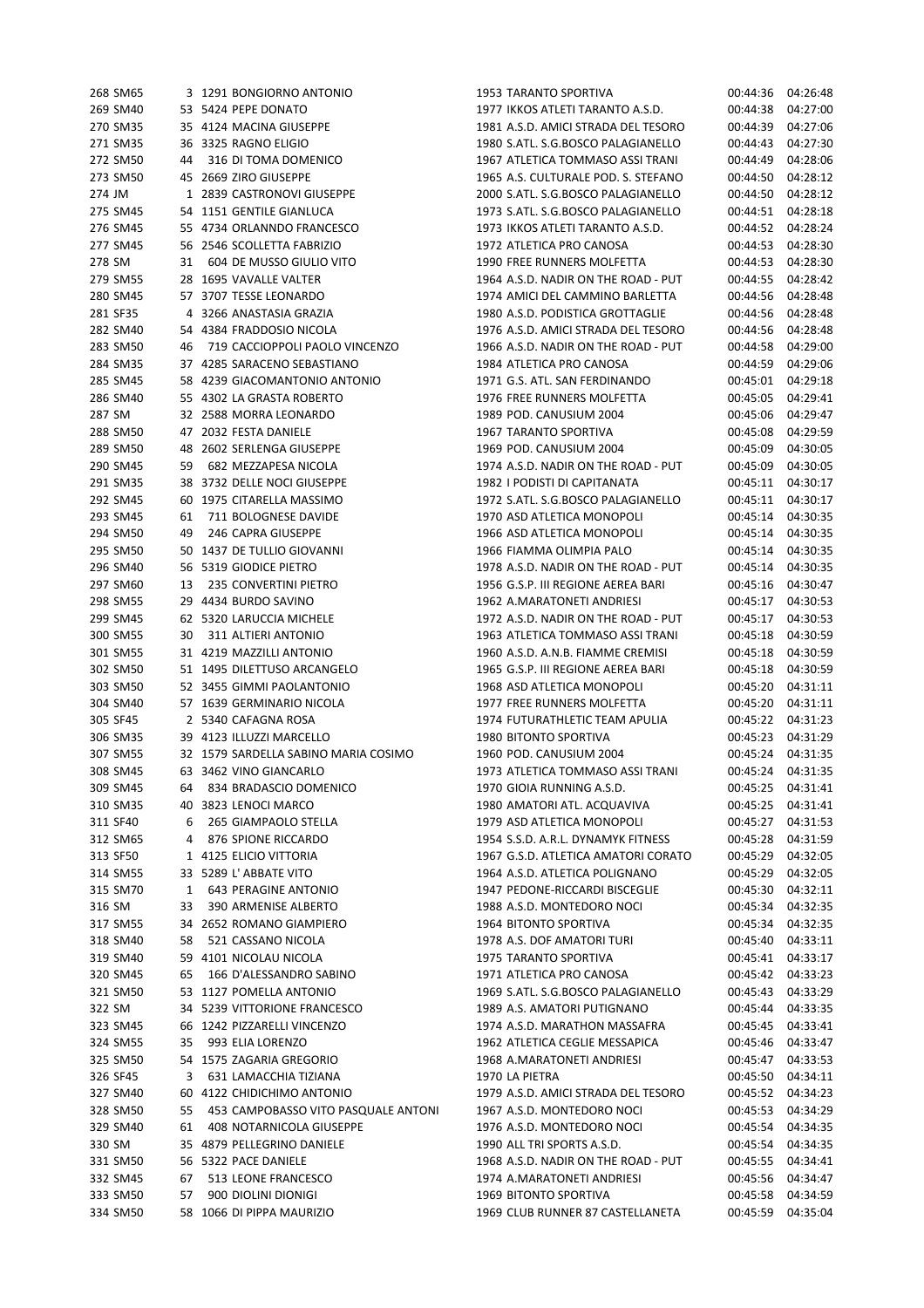| | | | | | | | |
|---|---|---|---|---|---|---|---|
| 268 | SM65 | 3 | 1291 BONGIORNO ANTONIO | 1953 | TARANTO SPORTIVA | 00:44:36 | 04:26:48 |
| 269 | SM40 | 53 | 5424 PEPE DONATO | 1977 | IKKOS ATLETI TARANTO A.S.D. | 00:44:38 | 04:27:00 |
| 270 | SM35 | 35 | 4124 MACINA GIUSEPPE | 1981 | A.S.D. AMICI STRADA DEL TESORO | 00:44:39 | 04:27:06 |
| 271 | SM35 | 36 | 3325 RAGNO ELIGIO | 1980 | S.ATL. S.G.BOSCO PALAGIANELLO | 00:44:43 | 04:27:30 |
| 272 | SM50 | 44 | 316 DI TOMA DOMENICO | 1967 | ATLETICA TOMMASO ASSI TRANI | 00:44:49 | 04:28:06 |
| 273 | SM50 | 45 | 2669 ZIRO GIUSEPPE | 1965 | A.S. CULTURALE POD. S. STEFANO | 00:44:50 | 04:28:12 |
| 274 | JM | 1 | 2839 CASTRONOVI GIUSEPPE | 2000 | S.ATL. S.G.BOSCO PALAGIANELLO | 00:44:50 | 04:28:12 |
| 275 | SM45 | 54 | 1151 GENTILE GIANLUCA | 1973 | S.ATL. S.G.BOSCO PALAGIANELLO | 00:44:51 | 04:28:18 |
| 276 | SM45 | 55 | 4734 ORLANNDO FRANCESCO | 1973 | IKKOS ATLETI TARANTO A.S.D. | 00:44:52 | 04:28:24 |
| 277 | SM45 | 56 | 2546 SCOLLETTA FABRIZIO | 1972 | ATLETICA PRO CANOSA | 00:44:53 | 04:28:30 |
| 278 | SM | 31 | 604 DE MUSSO GIULIO VITO | 1990 | FREE RUNNERS MOLFETTA | 00:44:53 | 04:28:30 |
| 279 | SM55 | 28 | 1695 VAVALLE VALTER | 1964 | A.S.D. NADIR ON THE ROAD - PUT | 00:44:55 | 04:28:42 |
| 280 | SM45 | 57 | 3707 TESSE LEONARDO | 1974 | AMICI DEL CAMMINO BARLETTA | 00:44:56 | 04:28:48 |
| 281 | SF35 | 4 | 3266 ANASTASIA GRAZIA | 1980 | A.S.D. PODISTICA GROTTAGLIE | 00:44:56 | 04:28:48 |
| 282 | SM40 | 54 | 4384 FRADDOSIO NICOLA | 1976 | A.S.D. AMICI STRADA DEL TESORO | 00:44:56 | 04:28:48 |
| 283 | SM50 | 46 | 719 CACCIOPPOLI PAOLO VINCENZO | 1966 | A.S.D. NADIR ON THE ROAD - PUT | 00:44:58 | 04:29:00 |
| 284 | SM35 | 37 | 4285 SARACENO SEBASTIANO | 1984 | ATLETICA PRO CANOSA | 00:44:59 | 04:29:06 |
| 285 | SM45 | 58 | 4239 GIACOMANTONIO ANTONIO | 1971 | G.S. ATL. SAN FERDINANDO | 00:45:01 | 04:29:18 |
| 286 | SM40 | 55 | 4302 LA GRASTA ROBERTO | 1976 | FREE RUNNERS MOLFETTA | 00:45:05 | 04:29:41 |
| 287 | SM | 32 | 2588 MORRA LEONARDO | 1989 | POD. CANUSIUM 2004 | 00:45:06 | 04:29:47 |
| 288 | SM50 | 47 | 2032 FESTA DANIELE | 1967 | TARANTO SPORTIVA | 00:45:08 | 04:29:59 |
| 289 | SM50 | 48 | 2602 SERLENGA GIUSEPPE | 1969 | POD. CANUSIUM 2004 | 00:45:09 | 04:30:05 |
| 290 | SM45 | 59 | 682 MEZZAPESA NICOLA | 1974 | A.S.D. NADIR ON THE ROAD - PUT | 00:45:09 | 04:30:05 |
| 291 | SM35 | 38 | 3732 DELLE NOCI GIUSEPPE | 1982 | I PODISTI DI CAPITANATA | 00:45:11 | 04:30:17 |
| 292 | SM45 | 60 | 1975 CITARELLA MASSIMO | 1972 | S.ATL. S.G.BOSCO PALAGIANELLO | 00:45:11 | 04:30:17 |
| 293 | SM45 | 61 | 711 BOLOGNESE DAVIDE | 1970 | ASD ATLETICA MONOPOLI | 00:45:14 | 04:30:35 |
| 294 | SM50 | 49 | 246 CAPRA GIUSEPPE | 1966 | ASD ATLETICA MONOPOLI | 00:45:14 | 04:30:35 |
| 295 | SM50 | 50 | 1437 DE TULLIO GIOVANNI | 1966 | FIAMMA OLIMPIA PALO | 00:45:14 | 04:30:35 |
| 296 | SM40 | 56 | 5319 GIODICE PIETRO | 1978 | A.S.D. NADIR ON THE ROAD - PUT | 00:45:14 | 04:30:35 |
| 297 | SM60 | 13 | 235 CONVERTINI PIETRO | 1956 | G.S.P. III REGIONE AEREA BARI | 00:45:16 | 04:30:47 |
| 298 | SM55 | 29 | 4434 BURDO SAVINO | 1962 | A.MARATONETI ANDRIESI | 00:45:17 | 04:30:53 |
| 299 | SM45 | 62 | 5320 LARUCCIA MICHELE | 1972 | A.S.D. NADIR ON THE ROAD - PUT | 00:45:17 | 04:30:53 |
| 300 | SM55 | 30 | 311 ALTIERI ANTONIO | 1963 | ATLETICA TOMMASO ASSI TRANI | 00:45:18 | 04:30:59 |
| 301 | SM55 | 31 | 4219 MAZZILLI ANTONIO | 1960 | A.S.D. A.N.B. FIAMME CREMISI | 00:45:18 | 04:30:59 |
| 302 | SM50 | 51 | 1495 DILETTUSO ARCANGELO | 1965 | G.S.P. III REGIONE AEREA BARI | 00:45:18 | 04:30:59 |
| 303 | SM50 | 52 | 3455 GIMMI PAOLANTONIO | 1968 | ASD ATLETICA MONOPOLI | 00:45:20 | 04:31:11 |
| 304 | SM40 | 57 | 1639 GERMINARIO NICOLA | 1977 | FREE RUNNERS MOLFETTA | 00:45:20 | 04:31:11 |
| 305 | SF45 | 2 | 5340 CAFAGNA ROSA | 1974 | FUTURATHLETIC TEAM APULIA | 00:45:22 | 04:31:23 |
| 306 | SM35 | 39 | 4123 ILLUZZI MARCELLO | 1980 | BITONTO SPORTIVA | 00:45:23 | 04:31:29 |
| 307 | SM55 | 32 | 1579 SARDELLA SABINO MARIA COSIMO | 1960 | POD. CANUSIUM 2004 | 00:45:24 | 04:31:35 |
| 308 | SM45 | 63 | 3462 VINO GIANCARLO | 1973 | ATLETICA TOMMASO ASSI TRANI | 00:45:24 | 04:31:35 |
| 309 | SM45 | 64 | 834 BRADASCIO DOMENICO | 1970 | GIOIA RUNNING A.S.D. | 00:45:25 | 04:31:41 |
| 310 | SM35 | 40 | 3823 LENOCI MARCO | 1980 | AMATORI ATL. ACQUAVIVA | 00:45:25 | 04:31:41 |
| 311 | SF40 | 6 | 265 GIAMPAOLO STELLA | 1979 | ASD ATLETICA MONOPOLI | 00:45:27 | 04:31:53 |
| 312 | SM65 | 4 | 876 SPIONE RICCARDO | 1954 | S.S.D. A.R.L. DYNAMYK FITNESS | 00:45:28 | 04:31:59 |
| 313 | SF50 | 1 | 4125 ELICIO VITTORIA | 1967 | G.S.D. ATLETICA AMATORI CORATO | 00:45:29 | 04:32:05 |
| 314 | SM55 | 33 | 5289 L' ABBATE VITO | 1964 | A.S.D. ATLETICA POLIGNANO | 00:45:29 | 04:32:05 |
| 315 | SM70 | 1 | 643 PERAGINE ANTONIO | 1947 | PEDONE-RICCARDI BISCEGLIE | 00:45:30 | 04:32:11 |
| 316 | SM | 33 | 390 ARMENISE ALBERTO | 1988 | A.S.D. MONTEDORO NOCI | 00:45:34 | 04:32:35 |
| 317 | SM55 | 34 | 2652 ROMANO GIAMPIERO | 1964 | BITONTO SPORTIVA | 00:45:34 | 04:32:35 |
| 318 | SM40 | 58 | 521 CASSANO NICOLA | 1978 | A.S. DOF AMATORI TURI | 00:45:40 | 04:33:11 |
| 319 | SM40 | 59 | 4101 NICOLAU NICOLA | 1975 | TARANTO SPORTIVA | 00:45:41 | 04:33:17 |
| 320 | SM45 | 65 | 166 D'ALESSANDRO SABINO | 1971 | ATLETICA PRO CANOSA | 00:45:42 | 04:33:23 |
| 321 | SM50 | 53 | 1127 POMELLA ANTONIO | 1969 | S.ATL. S.G.BOSCO PALAGIANELLO | 00:45:43 | 04:33:29 |
| 322 | SM | 34 | 5239 VITTORIONE FRANCESCO | 1989 | A.S. AMATORI PUTIGNANO | 00:45:44 | 04:33:35 |
| 323 | SM45 | 66 | 1242 PIZZARELLI VINCENZO | 1974 | A.S.D. MARATHON MASSAFRA | 00:45:45 | 04:33:41 |
| 324 | SM55 | 35 | 993 ELIA LORENZO | 1962 | ATLETICA CEGLIE MESSAPICA | 00:45:46 | 04:33:47 |
| 325 | SM50 | 54 | 1575 ZAGARIA GREGORIO | 1968 | A.MARATONETI ANDRIESI | 00:45:47 | 04:33:53 |
| 326 | SF45 | 3 | 631 LAMACCHIA TIZIANA | 1970 | LA PIETRA | 00:45:50 | 04:34:11 |
| 327 | SM40 | 60 | 4122 CHIDICHIMO ANTONIO | 1979 | A.S.D. AMICI STRADA DEL TESORO | 00:45:52 | 04:34:23 |
| 328 | SM50 | 55 | 453 CAMPOBASSO VITO PASQUALE ANTONI | 1967 | A.S.D. MONTEDORO NOCI | 00:45:53 | 04:34:29 |
| 329 | SM40 | 61 | 408 NOTARNICOLA GIUSEPPE | 1976 | A.S.D. MONTEDORO NOCI | 00:45:54 | 04:34:35 |
| 330 | SM | 35 | 4879 PELLEGRINO DANIELE | 1990 | ALL TRI SPORTS A.S.D. | 00:45:54 | 04:34:35 |
| 331 | SM50 | 56 | 5322 PACE DANIELE | 1968 | A.S.D. NADIR ON THE ROAD - PUT | 00:45:55 | 04:34:41 |
| 332 | SM45 | 67 | 513 LEONE FRANCESCO | 1974 | A.MARATONETI ANDRIESI | 00:45:56 | 04:34:47 |
| 333 | SM50 | 57 | 900 DIOLINI DIONIGI | 1969 | BITONTO SPORTIVA | 00:45:58 | 04:34:59 |
| 334 | SM50 | 58 | 1066 DI PIPPA MAURIZIO | 1969 | CLUB RUNNER 87 CASTELLANETA | 00:45:59 | 04:35:04 |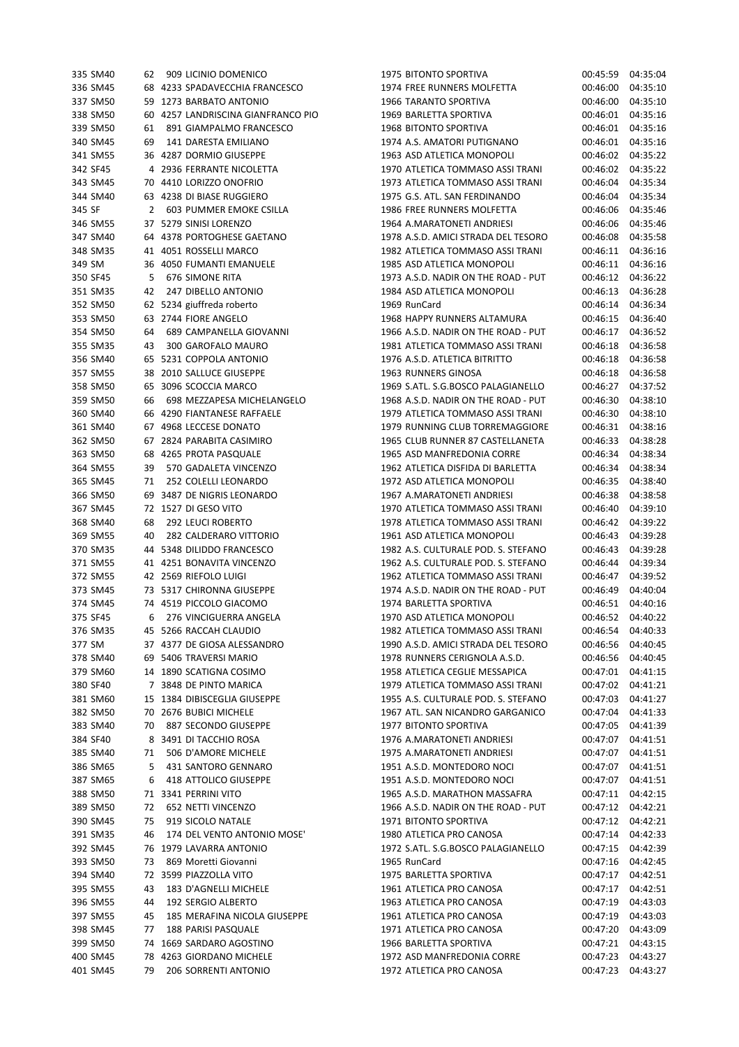| | | | | | | | | |
|---|---|---|---|---|---|---|---|---|
| 335 | SM40 | 62 | 909 | LICINIO DOMENICO | 1975 | BITONTO SPORTIVA | 00:45:59 | 04:35:04 |
| 336 | SM45 | 68 | 4233 | SPADAVECCHIA FRANCESCO | 1974 | FREE RUNNERS MOLFETTA | 00:46:00 | 04:35:10 |
| 337 | SM50 | 59 | 1273 | BARBATO ANTONIO | 1966 | TARANTO SPORTIVA | 00:46:00 | 04:35:10 |
| 338 | SM50 | 60 | 4257 | LANDRISCINA GIANFRANCO PIO | 1969 | BARLETTA SPORTIVA | 00:46:01 | 04:35:16 |
| 339 | SM50 | 61 | 891 | GIAMPALMO FRANCESCO | 1968 | BITONTO SPORTIVA | 00:46:01 | 04:35:16 |
| 340 | SM45 | 69 | 141 | DARESTA EMILIANO | 1974 | A.S. AMATORI PUTIGNANO | 00:46:01 | 04:35:16 |
| 341 | SM55 | 36 | 4287 | DORMIO GIUSEPPE | 1963 | ASD ATLETICA MONOPOLI | 00:46:02 | 04:35:22 |
| 342 | SF45 | 4 | 2936 | FERRANTE NICOLETTA | 1970 | ATLETICA TOMMASO ASSI TRANI | 00:46:02 | 04:35:22 |
| 343 | SM45 | 70 | 4410 | LORIZZO ONOFRIO | 1973 | ATLETICA TOMMASO ASSI TRANI | 00:46:04 | 04:35:34 |
| 344 | SM40 | 63 | 4238 | DI BIASE RUGGIERO | 1975 | G.S. ATL. SAN FERDINANDO | 00:46:04 | 04:35:34 |
| 345 | SF | 2 | 603 | PUMMER EMOKE CSILLA | 1986 | FREE RUNNERS MOLFETTA | 00:46:06 | 04:35:46 |
| 346 | SM55 | 37 | 5279 | SINISI LORENZO | 1964 | A.MARATONETI ANDRIESI | 00:46:06 | 04:35:46 |
| 347 | SM40 | 64 | 4378 | PORTOGHESE GAETANO | 1978 | A.S.D. AMICI STRADA DEL TESORO | 00:46:08 | 04:35:58 |
| 348 | SM35 | 41 | 4051 | ROSSELLI MARCO | 1982 | ATLETICA TOMMASO ASSI TRANI | 00:46:11 | 04:36:16 |
| 349 | SM | 36 | 4050 | FUMANTI EMANUELE | 1985 | ASD ATLETICA MONOPOLI | 00:46:11 | 04:36:16 |
| 350 | SF45 | 5 | 676 | SIMONE RITA | 1973 | A.S.D. NADIR ON THE ROAD - PUT | 00:46:12 | 04:36:22 |
| 351 | SM35 | 42 | 247 | DIBELLO ANTONIO | 1984 | ASD ATLETICA MONOPOLI | 00:46:13 | 04:36:28 |
| 352 | SM50 | 62 | 5234 | giuffreda roberto | 1969 | RunCard | 00:46:14 | 04:36:34 |
| 353 | SM50 | 63 | 2744 | FIORE ANGELO | 1968 | HAPPY RUNNERS ALTAMURA | 00:46:15 | 04:36:40 |
| 354 | SM50 | 64 | 689 | CAMPANELLA GIOVANNI | 1966 | A.S.D. NADIR ON THE ROAD - PUT | 00:46:17 | 04:36:52 |
| 355 | SM35 | 43 | 300 | GAROFALO MAURO | 1981 | ATLETICA TOMMASO ASSI TRANI | 00:46:18 | 04:36:58 |
| 356 | SM40 | 65 | 5231 | COPPOLA ANTONIO | 1976 | A.S.D. ATLETICA BITRITTO | 00:46:18 | 04:36:58 |
| 357 | SM55 | 38 | 2010 | SALLUCE GIUSEPPE | 1963 | RUNNERS GINOSA | 00:46:18 | 04:36:58 |
| 358 | SM50 | 65 | 3096 | SCOCCIA MARCO | 1969 | S.ATL. S.G.BOSCO PALAGIANELLO | 00:46:27 | 04:37:52 |
| 359 | SM50 | 66 | 698 | MEZZAPESA MICHELANGELO | 1968 | A.S.D. NADIR ON THE ROAD - PUT | 00:46:30 | 04:38:10 |
| 360 | SM40 | 66 | 4290 | FIANTANESE RAFFAELE | 1979 | ATLETICA TOMMASO ASSI TRANI | 00:46:30 | 04:38:10 |
| 361 | SM40 | 67 | 4968 | LECCESE DONATO | 1979 | RUNNING CLUB TORREMAGGIORE | 00:46:31 | 04:38:16 |
| 362 | SM50 | 67 | 2824 | PARABITA CASIMIRO | 1965 | CLUB RUNNER 87 CASTELLANETA | 00:46:33 | 04:38:28 |
| 363 | SM50 | 68 | 4265 | PROTA PASQUALE | 1965 | ASD MANFREDONIA CORRE | 00:46:34 | 04:38:34 |
| 364 | SM55 | 39 | 570 | GADALETA VINCENZO | 1962 | ATLETICA DISFIDA DI BARLETTA | 00:46:34 | 04:38:34 |
| 365 | SM45 | 71 | 252 | COLELLI LEONARDO | 1972 | ASD ATLETICA MONOPOLI | 00:46:35 | 04:38:40 |
| 366 | SM50 | 69 | 3487 | DE NIGRIS LEONARDO | 1967 | A.MARATONETI ANDRIESI | 00:46:38 | 04:38:58 |
| 367 | SM45 | 72 | 1527 | DI GESO VITO | 1970 | ATLETICA TOMMASO ASSI TRANI | 00:46:40 | 04:39:10 |
| 368 | SM40 | 68 | 292 | LEUCI ROBERTO | 1978 | ATLETICA TOMMASO ASSI TRANI | 00:46:42 | 04:39:22 |
| 369 | SM55 | 40 | 282 | CALDERARO VITTORIO | 1961 | ASD ATLETICA MONOPOLI | 00:46:43 | 04:39:28 |
| 370 | SM35 | 44 | 5348 | DILIDDO FRANCESCO | 1982 | A.S. CULTURALE POD. S. STEFANO | 00:46:43 | 04:39:28 |
| 371 | SM55 | 41 | 4251 | BONAVITA VINCENZO | 1962 | A.S. CULTURALE POD. S. STEFANO | 00:46:44 | 04:39:34 |
| 372 | SM55 | 42 | 2569 | RIEFOLO LUIGI | 1962 | ATLETICA TOMMASO ASSI TRANI | 00:46:47 | 04:39:52 |
| 373 | SM45 | 73 | 5317 | CHIRONNA GIUSEPPE | 1974 | A.S.D. NADIR ON THE ROAD - PUT | 00:46:49 | 04:40:04 |
| 374 | SM45 | 74 | 4519 | PICCOLO GIACOMO | 1974 | BARLETTA SPORTIVA | 00:46:51 | 04:40:16 |
| 375 | SF45 | 6 | 276 | VINCIGUERRA ANGELA | 1970 | ASD ATLETICA MONOPOLI | 00:46:52 | 04:40:22 |
| 376 | SM35 | 45 | 5266 | RACCAH CLAUDIO | 1982 | ATLETICA TOMMASO ASSI TRANI | 00:46:54 | 04:40:33 |
| 377 | SM | 37 | 4377 | DE GIOSA ALESSANDRO | 1990 | A.S.D. AMICI STRADA DEL TESORO | 00:46:56 | 04:40:45 |
| 378 | SM40 | 69 | 5406 | TRAVERSI MARIO | 1978 | RUNNERS CERIGNOLA A.S.D. | 00:46:56 | 04:40:45 |
| 379 | SM60 | 14 | 1890 | SCATIGNA COSIMO | 1958 | ATLETICA CEGLIE MESSAPICA | 00:47:01 | 04:41:15 |
| 380 | SF40 | 7 | 3848 | DE PINTO MARICA | 1979 | ATLETICA TOMMASO ASSI TRANI | 00:47:02 | 04:41:21 |
| 381 | SM60 | 15 | 1384 | DIBISCEGLIA GIUSEPPE | 1955 | A.S. CULTURALE POD. S. STEFANO | 00:47:03 | 04:41:27 |
| 382 | SM50 | 70 | 2676 | BUBICI MICHELE | 1967 | ATL. SAN NICANDRO GARGANICO | 00:47:04 | 04:41:33 |
| 383 | SM40 | 70 | 887 | SECONDO GIUSEPPE | 1977 | BITONTO SPORTIVA | 00:47:05 | 04:41:39 |
| 384 | SF40 | 8 | 3491 | DI TACCHIO ROSA | 1976 | A.MARATONETI ANDRIESI | 00:47:07 | 04:41:51 |
| 385 | SM40 | 71 | 506 | D'AMORE MICHELE | 1975 | A.MARATONETI ANDRIESI | 00:47:07 | 04:41:51 |
| 386 | SM65 | 5 | 431 | SANTORO GENNARO | 1951 | A.S.D. MONTEDORO NOCI | 00:47:07 | 04:41:51 |
| 387 | SM65 | 6 | 418 | ATTOLICO GIUSEPPE | 1951 | A.S.D. MONTEDORO NOCI | 00:47:07 | 04:41:51 |
| 388 | SM50 | 71 | 3341 | PERRINI VITO | 1965 | A.S.D. MARATHON MASSAFRA | 00:47:11 | 04:42:15 |
| 389 | SM50 | 72 | 652 | NETTI VINCENZO | 1966 | A.S.D. NADIR ON THE ROAD - PUT | 00:47:12 | 04:42:21 |
| 390 | SM45 | 75 | 919 | SICOLO NATALE | 1971 | BITONTO SPORTIVA | 00:47:12 | 04:42:21 |
| 391 | SM35 | 46 | 174 | DEL VENTO ANTONIO MOSE' | 1980 | ATLETICA PRO CANOSA | 00:47:14 | 04:42:33 |
| 392 | SM45 | 76 | 1979 | LAVARRA ANTONIO | 1972 | S.ATL. S.G.BOSCO PALAGIANELLO | 00:47:15 | 04:42:39 |
| 393 | SM50 | 73 | 869 | Moretti Giovanni | 1965 | RunCard | 00:47:16 | 04:42:45 |
| 394 | SM40 | 72 | 3599 | PIAZZOLLA VITO | 1975 | BARLETTA SPORTIVA | 00:47:17 | 04:42:51 |
| 395 | SM55 | 43 | 183 | D'AGNELLI MICHELE | 1961 | ATLETICA PRO CANOSA | 00:47:17 | 04:42:51 |
| 396 | SM55 | 44 | 192 | SERGIO ALBERTO | 1963 | ATLETICA PRO CANOSA | 00:47:19 | 04:43:03 |
| 397 | SM55 | 45 | 185 | MERAFINA NICOLA GIUSEPPE | 1961 | ATLETICA PRO CANOSA | 00:47:19 | 04:43:03 |
| 398 | SM45 | 77 | 188 | PARISI PASQUALE | 1971 | ATLETICA PRO CANOSA | 00:47:20 | 04:43:09 |
| 399 | SM50 | 74 | 1669 | SARDARO AGOSTINO | 1966 | BARLETTA SPORTIVA | 00:47:21 | 04:43:15 |
| 400 | SM45 | 78 | 4263 | GIORDANO MICHELE | 1972 | ASD MANFREDONIA CORRE | 00:47:23 | 04:43:27 |
| 401 | SM45 | 79 | 206 | SORRENTI ANTONIO | 1972 | ATLETICA PRO CANOSA | 00:47:23 | 04:43:27 |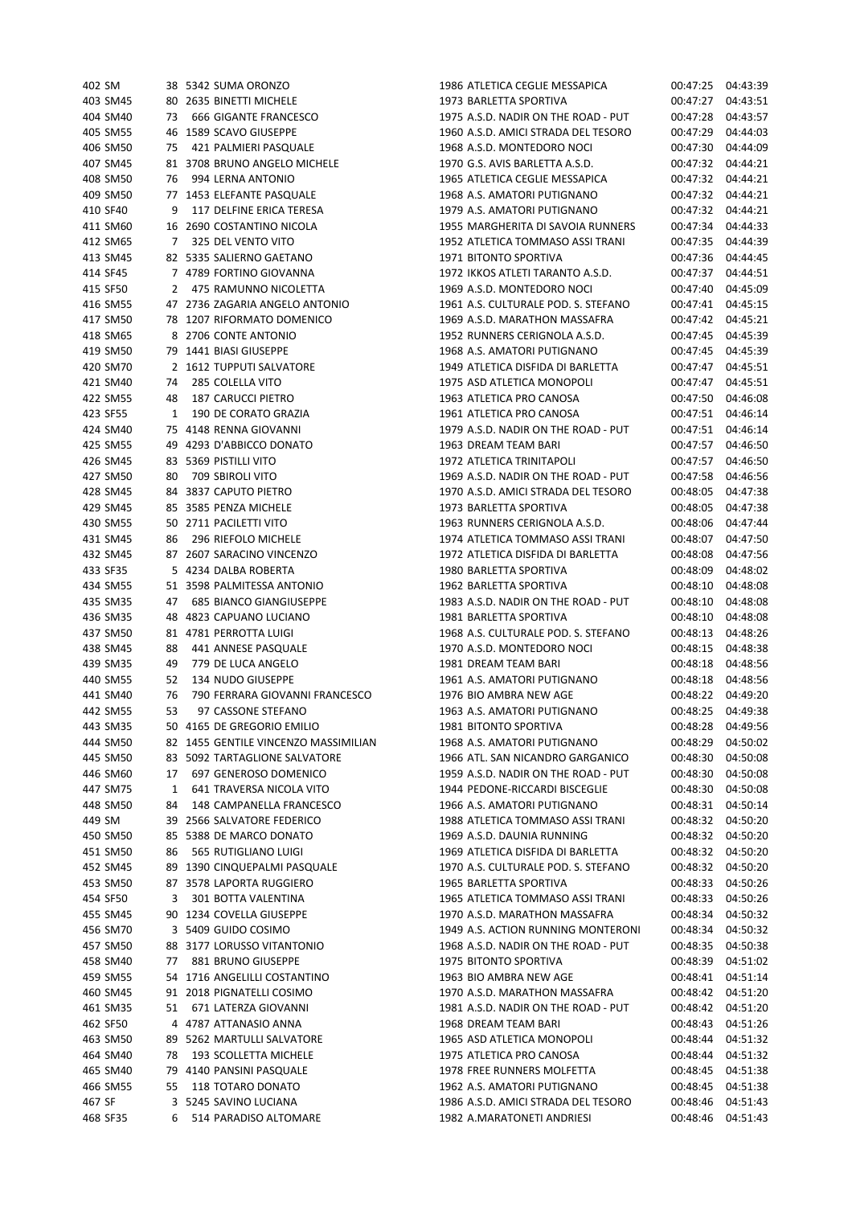| | | | | | | | | |
|---|---|---|---|---|---|---|---|---|
| 402 | SM | 38 | 5342 | SUMA ORONZO | 1986 | ATLETICA CEGLIE MESSAPICA | 00:47:25 | 04:43:39 |
| 403 | SM45 | 80 | 2635 | BINETTI MICHELE | 1973 | BARLETTA SPORTIVA | 00:47:27 | 04:43:51 |
| 404 | SM40 | 73 | 666 | GIGANTE FRANCESCO | 1975 | A.S.D. NADIR ON THE ROAD - PUT | 00:47:28 | 04:43:57 |
| 405 | SM55 | 46 | 1589 | SCAVO GIUSEPPE | 1960 | A.S.D. AMICI STRADA DEL TESORO | 00:47:29 | 04:44:03 |
| 406 | SM50 | 75 | 421 | PALMIERI PASQUALE | 1968 | A.S.D. MONTEDORO NOCI | 00:47:30 | 04:44:09 |
| 407 | SM45 | 81 | 3708 | BRUNO ANGELO MICHELE | 1970 | G.S. AVIS BARLETTA A.S.D. | 00:47:32 | 04:44:21 |
| 408 | SM50 | 76 | 994 | LERNA ANTONIO | 1965 | ATLETICA CEGLIE MESSAPICA | 00:47:32 | 04:44:21 |
| 409 | SM50 | 77 | 1453 | ELEFANTE PASQUALE | 1968 | A.S. AMATORI PUTIGNANO | 00:47:32 | 04:44:21 |
| 410 | SF40 | 9 | 117 | DELFINE ERICA TERESA | 1979 | A.S. AMATORI PUTIGNANO | 00:47:32 | 04:44:21 |
| 411 | SM60 | 16 | 2690 | COSTANTINO NICOLA | 1955 | MARGHERITA DI SAVOIA RUNNERS | 00:47:34 | 04:44:33 |
| 412 | SM65 | 7 | 325 | DEL VENTO VITO | 1952 | ATLETICA TOMMASO ASSI TRANI | 00:47:35 | 04:44:39 |
| 413 | SM45 | 82 | 5335 | SALIERNO GAETANO | 1971 | BITONTO SPORTIVA | 00:47:36 | 04:44:45 |
| 414 | SF45 | 7 | 4789 | FORTINO GIOVANNA | 1972 | IKKOS ATLETI TARANTO A.S.D. | 00:47:37 | 04:44:51 |
| 415 | SF50 | 2 | 475 | RAMUNNO NICOLETTA | 1969 | A.S.D. MONTEDORO NOCI | 00:47:40 | 04:45:09 |
| 416 | SM55 | 47 | 2736 | ZAGARIA ANGELO ANTONIO | 1961 | A.S. CULTURALE POD. S. STEFANO | 00:47:41 | 04:45:15 |
| 417 | SM50 | 78 | 1207 | RIFORMATO DOMENICO | 1969 | A.S.D. MARATHON MASSAFRA | 00:47:42 | 04:45:21 |
| 418 | SM65 | 8 | 2706 | CONTE ANTONIO | 1952 | RUNNERS CERIGNOLA A.S.D. | 00:47:45 | 04:45:39 |
| 419 | SM50 | 79 | 1441 | BIASI GIUSEPPE | 1968 | A.S. AMATORI PUTIGNANO | 00:47:45 | 04:45:39 |
| 420 | SM70 | 2 | 1612 | TUPPUTI SALVATORE | 1949 | ATLETICA DISFIDA DI BARLETTA | 00:47:47 | 04:45:51 |
| 421 | SM40 | 74 | 285 | COLELLA VITO | 1975 | ASD ATLETICA MONOPOLI | 00:47:47 | 04:45:51 |
| 422 | SM55 | 48 | 187 | CARUCCI PIETRO | 1963 | ATLETICA PRO CANOSA | 00:47:50 | 04:46:08 |
| 423 | SF55 | 1 | 190 | DE CORATO GRAZIA | 1961 | ATLETICA PRO CANOSA | 00:47:51 | 04:46:14 |
| 424 | SM40 | 75 | 4148 | RENNA GIOVANNI | 1979 | A.S.D. NADIR ON THE ROAD - PUT | 00:47:51 | 04:46:14 |
| 425 | SM55 | 49 | 4293 | D'ABBICCO DONATO | 1963 | DREAM TEAM BARI | 00:47:57 | 04:46:50 |
| 426 | SM45 | 83 | 5369 | PISTILLI VITO | 1972 | ATLETICA TRINITAPOLI | 00:47:57 | 04:46:50 |
| 427 | SM50 | 80 | 709 | SBIROLI VITO | 1969 | A.S.D. NADIR ON THE ROAD - PUT | 00:47:58 | 04:46:56 |
| 428 | SM45 | 84 | 3837 | CAPUTO PIETRO | 1970 | A.S.D. AMICI STRADA DEL TESORO | 00:48:05 | 04:47:38 |
| 429 | SM45 | 85 | 3585 | PENZA MICHELE | 1973 | BARLETTA SPORTIVA | 00:48:05 | 04:47:38 |
| 430 | SM55 | 50 | 2711 | PACILETTI VITO | 1963 | RUNNERS CERIGNOLA A.S.D. | 00:48:06 | 04:47:44 |
| 431 | SM45 | 86 | 296 | RIEFOLO MICHELE | 1974 | ATLETICA TOMMASO ASSI TRANI | 00:48:07 | 04:47:50 |
| 432 | SM45 | 87 | 2607 | SARACINO VINCENZO | 1972 | ATLETICA DISFIDA DI BARLETTA | 00:48:08 | 04:47:56 |
| 433 | SF35 | 5 | 4234 | DALBA ROBERTA | 1980 | BARLETTA SPORTIVA | 00:48:09 | 04:48:02 |
| 434 | SM55 | 51 | 3598 | PALMITESSA ANTONIO | 1962 | BARLETTA SPORTIVA | 00:48:10 | 04:48:08 |
| 435 | SM35 | 47 | 685 | BIANCO GIANGIUSEPPE | 1983 | A.S.D. NADIR ON THE ROAD - PUT | 00:48:10 | 04:48:08 |
| 436 | SM35 | 48 | 4823 | CAPUANO LUCIANO | 1981 | BARLETTA SPORTIVA | 00:48:10 | 04:48:08 |
| 437 | SM50 | 81 | 4781 | PERROTTA LUIGI | 1968 | A.S. CULTURALE POD. S. STEFANO | 00:48:13 | 04:48:26 |
| 438 | SM45 | 88 | 441 | ANNESE PASQUALE | 1970 | A.S.D. MONTEDORO NOCI | 00:48:15 | 04:48:38 |
| 439 | SM35 | 49 | 779 | DE LUCA ANGELO | 1981 | DREAM TEAM BARI | 00:48:18 | 04:48:56 |
| 440 | SM55 | 52 | 134 | NUDO GIUSEPPE | 1961 | A.S. AMATORI PUTIGNANO | 00:48:18 | 04:48:56 |
| 441 | SM40 | 76 | 790 | FERRARA GIOVANNI FRANCESCO | 1976 | BIO AMBRA NEW AGE | 00:48:22 | 04:49:20 |
| 442 | SM55 | 53 | 97 | CASSONE STEFANO | 1963 | A.S. AMATORI PUTIGNANO | 00:48:25 | 04:49:38 |
| 443 | SM35 | 50 | 4165 | DE GREGORIO EMILIO | 1981 | BITONTO SPORTIVA | 00:48:28 | 04:49:56 |
| 444 | SM50 | 82 | 1455 | GENTILE VINCENZO MASSIMILIAN | 1968 | A.S. AMATORI PUTIGNANO | 00:48:29 | 04:50:02 |
| 445 | SM50 | 83 | 5092 | TARTAGLIONE SALVATORE | 1966 | ATL. SAN NICANDRO GARGANICO | 00:48:30 | 04:50:08 |
| 446 | SM60 | 17 | 697 | GENEROSO DOMENICO | 1959 | A.S.D. NADIR ON THE ROAD - PUT | 00:48:30 | 04:50:08 |
| 447 | SM75 | 1 | 641 | TRAVERSA NICOLA VITO | 1944 | PEDONE-RICCARDI BISCEGLIE | 00:48:30 | 04:50:08 |
| 448 | SM50 | 84 | 148 | CAMPANELLA FRANCESCO | 1966 | A.S. AMATORI PUTIGNANO | 00:48:31 | 04:50:14 |
| 449 | SM | 39 | 2566 | SALVATORE FEDERICO | 1988 | ATLETICA TOMMASO ASSI TRANI | 00:48:32 | 04:50:20 |
| 450 | SM50 | 85 | 5388 | DE MARCO DONATO | 1969 | A.S.D. DAUNIA RUNNING | 00:48:32 | 04:50:20 |
| 451 | SM50 | 86 | 565 | RUTIGLIANO LUIGI | 1969 | ATLETICA DISFIDA DI BARLETTA | 00:48:32 | 04:50:20 |
| 452 | SM45 | 89 | 1390 | CINQUEPALMI PASQUALE | 1970 | A.S. CULTURALE POD. S. STEFANO | 00:48:32 | 04:50:20 |
| 453 | SM50 | 87 | 3578 | LAPORTA RUGGIERO | 1965 | BARLETTA SPORTIVA | 00:48:33 | 04:50:26 |
| 454 | SF50 | 3 | 301 | BOTTA VALENTINA | 1965 | ATLETICA TOMMASO ASSI TRANI | 00:48:33 | 04:50:26 |
| 455 | SM45 | 90 | 1234 | COVELLA GIUSEPPE | 1970 | A.S.D. MARATHON MASSAFRA | 00:48:34 | 04:50:32 |
| 456 | SM70 | 3 | 5409 | GUIDO COSIMO | 1949 | A.S. ACTION RUNNING MONTERONI | 00:48:34 | 04:50:32 |
| 457 | SM50 | 88 | 3177 | LORUSSO VITANTONIO | 1968 | A.S.D. NADIR ON THE ROAD - PUT | 00:48:35 | 04:50:38 |
| 458 | SM40 | 77 | 881 | BRUNO GIUSEPPE | 1975 | BITONTO SPORTIVA | 00:48:39 | 04:51:02 |
| 459 | SM55 | 54 | 1716 | ANGELILLI COSTANTINO | 1963 | BIO AMBRA NEW AGE | 00:48:41 | 04:51:14 |
| 460 | SM45 | 91 | 2018 | PIGNATELLI COSIMO | 1970 | A.S.D. MARATHON MASSAFRA | 00:48:42 | 04:51:20 |
| 461 | SM35 | 51 | 671 | LATERZA GIOVANNI | 1981 | A.S.D. NADIR ON THE ROAD - PUT | 00:48:42 | 04:51:20 |
| 462 | SF50 | 4 | 4787 | ATTANASIO ANNA | 1968 | DREAM TEAM BARI | 00:48:43 | 04:51:26 |
| 463 | SM50 | 89 | 5262 | MARTULLI SALVATORE | 1965 | ASD ATLETICA MONOPOLI | 00:48:44 | 04:51:32 |
| 464 | SM40 | 78 | 193 | SCOLLETTA MICHELE | 1975 | ATLETICA PRO CANOSA | 00:48:44 | 04:51:32 |
| 465 | SM40 | 79 | 4140 | PANSINI PASQUALE | 1978 | FREE RUNNERS MOLFETTA | 00:48:45 | 04:51:38 |
| 466 | SM55 | 55 | 118 | TOTARO DONATO | 1962 | A.S. AMATORI PUTIGNANO | 00:48:45 | 04:51:38 |
| 467 | SF | 3 | 5245 | SAVINO LUCIANA | 1986 | A.S.D. AMICI STRADA DEL TESORO | 00:48:46 | 04:51:43 |
| 468 | SF35 | 6 | 514 | PARADISO ALTOMARE | 1982 | A.MARATONETI ANDRIESI | 00:48:46 | 04:51:43 |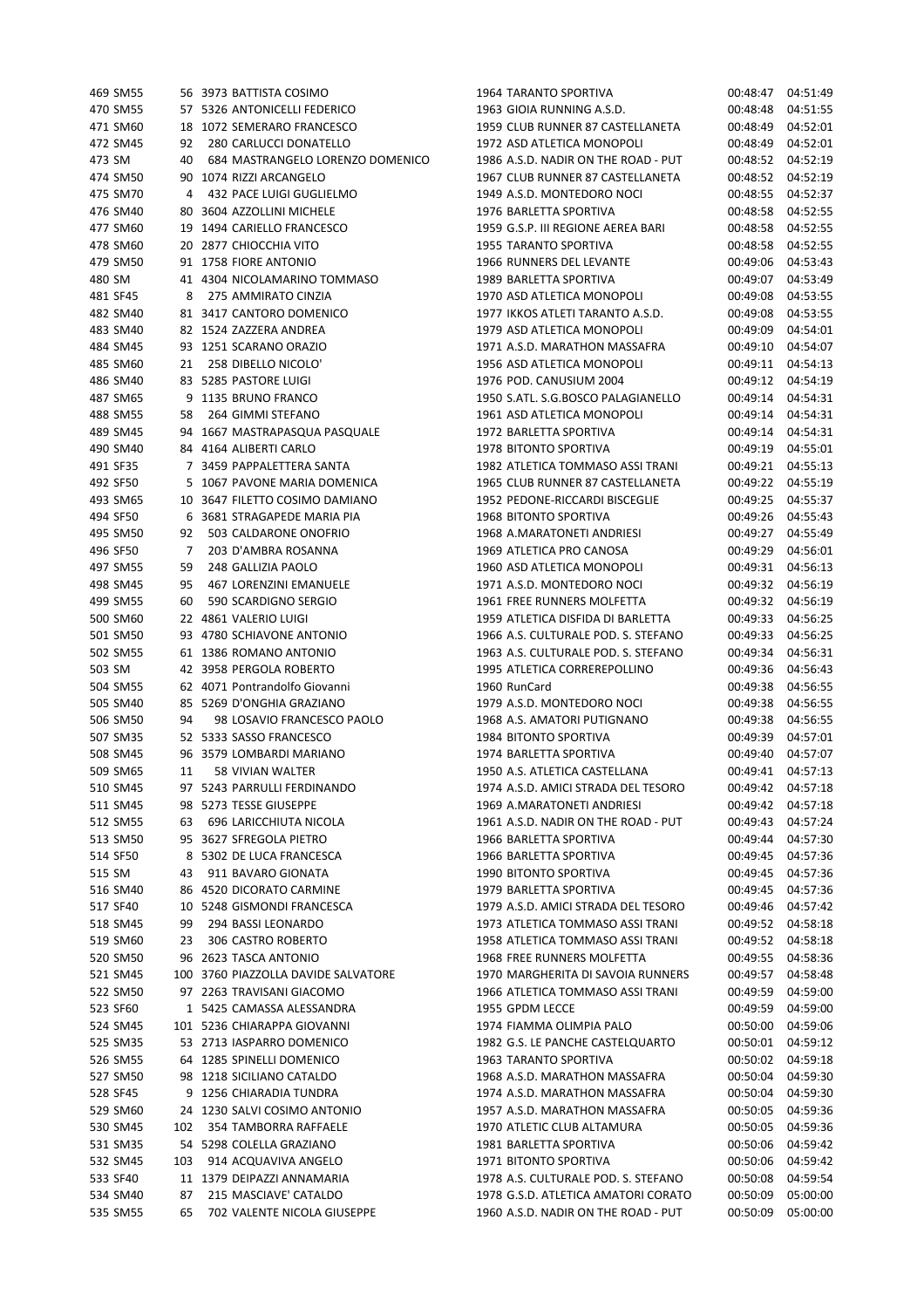| | | | | | | | | |
|---|---|---|---|---|---|---|---|---|
| 469 | SM55 | 56 | 3973 | BATTISTA COSIMO | 1964 | TARANTO SPORTIVA | 00:48:47 | 04:51:49 |
| 470 | SM55 | 57 | 5326 | ANTONICELLI FEDERICO | 1963 | GIOIA RUNNING A.S.D. | 00:48:48 | 04:51:55 |
| 471 | SM60 | 18 | 1072 | SEMERARO FRANCESCO | 1959 | CLUB RUNNER 87 CASTELLANETA | 00:48:49 | 04:52:01 |
| 472 | SM45 | 92 | 280 | CARLUCCI DONATELLO | 1972 | ASD ATLETICA MONOPOLI | 00:48:49 | 04:52:01 |
| 473 | SM | 40 | 684 | MASTRANGELO LORENZO DOMENICO | 1986 | A.S.D. NADIR ON THE ROAD - PUT | 00:48:52 | 04:52:19 |
| 474 | SM50 | 90 | 1074 | RIZZI ARCANGELO | 1967 | CLUB RUNNER 87 CASTELLANETA | 00:48:52 | 04:52:19 |
| 475 | SM70 | 4 | 432 | PACE LUIGI GUGLIELMO | 1949 | A.S.D. MONTEDORO NOCI | 00:48:55 | 04:52:37 |
| 476 | SM40 | 80 | 3604 | AZZOLLINI MICHELE | 1976 | BARLETTA SPORTIVA | 00:48:58 | 04:52:55 |
| 477 | SM60 | 19 | 1494 | CARIELLO FRANCESCO | 1959 | G.S.P. III REGIONE AEREA BARI | 00:48:58 | 04:52:55 |
| 478 | SM60 | 20 | 2877 | CHIOCCHIA VITO | 1955 | TARANTO SPORTIVA | 00:48:58 | 04:52:55 |
| 479 | SM50 | 91 | 1758 | FIORE ANTONIO | 1966 | RUNNERS DEL LEVANTE | 00:49:06 | 04:53:43 |
| 480 | SM | 41 | 4304 | NICOLAMARINO TOMMASO | 1989 | BARLETTA SPORTIVA | 00:49:07 | 04:53:49 |
| 481 | SF45 | 8 | 275 | AMMIRATO CINZIA | 1970 | ASD ATLETICA MONOPOLI | 00:49:08 | 04:53:55 |
| 482 | SM40 | 81 | 3417 | CANTORO DOMENICO | 1977 | IKKOS ATLETI TARANTO A.S.D. | 00:49:08 | 04:53:55 |
| 483 | SM40 | 82 | 1524 | ZAZZERA ANDREA | 1979 | ASD ATLETICA MONOPOLI | 00:49:09 | 04:54:01 |
| 484 | SM45 | 93 | 1251 | SCARANO ORAZIO | 1971 | A.S.D. MARATHON MASSAFRA | 00:49:10 | 04:54:07 |
| 485 | SM60 | 21 | 258 | DIBELLO NICOLO' | 1956 | ASD ATLETICA MONOPOLI | 00:49:11 | 04:54:13 |
| 486 | SM40 | 83 | 5285 | PASTORE LUIGI | 1976 | POD. CANUSIUM 2004 | 00:49:12 | 04:54:19 |
| 487 | SM65 | 9 | 1135 | BRUNO FRANCO | 1950 | S.ATL. S.G.BOSCO PALAGIANELLO | 00:49:14 | 04:54:31 |
| 488 | SM55 | 58 | 264 | GIMMI STEFANO | 1961 | ASD ATLETICA MONOPOLI | 00:49:14 | 04:54:31 |
| 489 | SM45 | 94 | 1667 | MASTRAPASQUA PASQUALE | 1972 | BARLETTA SPORTIVA | 00:49:14 | 04:54:31 |
| 490 | SM40 | 84 | 4164 | ALIBERTI CARLO | 1978 | BITONTO SPORTIVA | 00:49:19 | 04:55:01 |
| 491 | SF35 | 7 | 3459 | PAPPALETTERA SANTA | 1982 | ATLETICA TOMMASO ASSI TRANI | 00:49:21 | 04:55:13 |
| 492 | SF50 | 5 | 1067 | PAVONE MARIA DOMENICA | 1965 | CLUB RUNNER 87 CASTELLANETA | 00:49:22 | 04:55:19 |
| 493 | SM65 | 10 | 3647 | FILETTO COSIMO DAMIANO | 1952 | PEDONE-RICCARDI BISCEGLIE | 00:49:25 | 04:55:37 |
| 494 | SF50 | 6 | 3681 | STRAGAPEDE MARIA PIA | 1968 | BITONTO SPORTIVA | 00:49:26 | 04:55:43 |
| 495 | SM50 | 92 | 503 | CALDARONE ONOFRIO | 1968 | A.MARATONETI ANDRIESI | 00:49:27 | 04:55:49 |
| 496 | SF50 | 7 | 203 | D'AMBRA ROSANNA | 1969 | ATLETICA PRO CANOSA | 00:49:29 | 04:56:01 |
| 497 | SM55 | 59 | 248 | GALLIZIA PAOLO | 1960 | ASD ATLETICA MONOPOLI | 00:49:31 | 04:56:13 |
| 498 | SM45 | 95 | 467 | LORENZINI EMANUELE | 1971 | A.S.D. MONTEDORO NOCI | 00:49:32 | 04:56:19 |
| 499 | SM55 | 60 | 590 | SCARDIGNO SERGIO | 1961 | FREE RUNNERS MOLFETTA | 00:49:32 | 04:56:19 |
| 500 | SM60 | 22 | 4861 | VALERIO LUIGI | 1959 | ATLETICA DISFIDA DI BARLETTA | 00:49:33 | 04:56:25 |
| 501 | SM50 | 93 | 4780 | SCHIAVONE ANTONIO | 1966 | A.S. CULTURALE POD. S. STEFANO | 00:49:33 | 04:56:25 |
| 502 | SM55 | 61 | 1386 | ROMANO ANTONIO | 1963 | A.S. CULTURALE POD. S. STEFANO | 00:49:34 | 04:56:31 |
| 503 | SM | 42 | 3958 | PERGOLA ROBERTO | 1995 | ATLETICA CORREREPOLLINO | 00:49:36 | 04:56:43 |
| 504 | SM55 | 62 | 4071 | Pontrandolfo Giovanni | 1960 | RunCard | 00:49:38 | 04:56:55 |
| 505 | SM40 | 85 | 5269 | D'ONGHIA GRAZIANO | 1979 | A.S.D. MONTEDORO NOCI | 00:49:38 | 04:56:55 |
| 506 | SM50 | 94 | 98 | LOSAVIO FRANCESCO PAOLO | 1968 | A.S. AMATORI PUTIGNANO | 00:49:38 | 04:56:55 |
| 507 | SM35 | 52 | 5333 | SASSO FRANCESCO | 1984 | BITONTO SPORTIVA | 00:49:39 | 04:57:01 |
| 508 | SM45 | 96 | 3579 | LOMBARDI MARIANO | 1974 | BARLETTA SPORTIVA | 00:49:40 | 04:57:07 |
| 509 | SM65 | 11 | 58 | VIVIAN WALTER | 1950 | A.S. ATLETICA CASTELLANA | 00:49:41 | 04:57:13 |
| 510 | SM45 | 97 | 5243 | PARRULLI FERDINANDO | 1974 | A.S.D. AMICI STRADA DEL TESORO | 00:49:42 | 04:57:18 |
| 511 | SM45 | 98 | 5273 | TESSE GIUSEPPE | 1969 | A.MARATONETI ANDRIESI | 00:49:42 | 04:57:18 |
| 512 | SM55 | 63 | 696 | LARICCHIUTA NICOLA | 1961 | A.S.D. NADIR ON THE ROAD - PUT | 00:49:43 | 04:57:24 |
| 513 | SM50 | 95 | 3627 | SFREGOLA PIETRO | 1966 | BARLETTA SPORTIVA | 00:49:44 | 04:57:30 |
| 514 | SF50 | 8 | 5302 | DE LUCA FRANCESCA | 1966 | BARLETTA SPORTIVA | 00:49:45 | 04:57:36 |
| 515 | SM | 43 | 911 | BAVARO GIONATA | 1990 | BITONTO SPORTIVA | 00:49:45 | 04:57:36 |
| 516 | SM40 | 86 | 4520 | DICORATO CARMINE | 1979 | BARLETTA SPORTIVA | 00:49:45 | 04:57:36 |
| 517 | SF40 | 10 | 5248 | GISMONDI FRANCESCA | 1979 | A.S.D. AMICI STRADA DEL TESORO | 00:49:46 | 04:57:42 |
| 518 | SM45 | 99 | 294 | BASSI LEONARDO | 1973 | ATLETICA TOMMASO ASSI TRANI | 00:49:52 | 04:58:18 |
| 519 | SM60 | 23 | 306 | CASTRO ROBERTO | 1958 | ATLETICA TOMMASO ASSI TRANI | 00:49:52 | 04:58:18 |
| 520 | SM50 | 96 | 2623 | TASCA ANTONIO | 1968 | FREE RUNNERS MOLFETTA | 00:49:55 | 04:58:36 |
| 521 | SM45 | 100 | 3760 | PIAZZOLLA DAVIDE SALVATORE | 1970 | MARGHERITA DI SAVOIA RUNNERS | 00:49:57 | 04:58:48 |
| 522 | SM50 | 97 | 2263 | TRAVISANI GIACOMO | 1966 | ATLETICA TOMMASO ASSI TRANI | 00:49:59 | 04:59:00 |
| 523 | SF60 | 1 | 5425 | CAMASSA ALESSANDRA | 1955 | GPDM LECCE | 00:49:59 | 04:59:00 |
| 524 | SM45 | 101 | 5236 | CHIARAPPA GIOVANNI | 1974 | FIAMMA OLIMPIA PALO | 00:50:00 | 04:59:06 |
| 525 | SM35 | 53 | 2713 | IASPARRO DOMENICO | 1982 | G.S. LE PANCHE CASTELQUARTO | 00:50:01 | 04:59:12 |
| 526 | SM55 | 64 | 1285 | SPINELLI DOMENICO | 1963 | TARANTO SPORTIVA | 00:50:02 | 04:59:18 |
| 527 | SM50 | 98 | 1218 | SICILIANO CATALDO | 1968 | A.S.D. MARATHON MASSAFRA | 00:50:04 | 04:59:30 |
| 528 | SF45 | 9 | 1256 | CHIARADIA TUNDRA | 1974 | A.S.D. MARATHON MASSAFRA | 00:50:04 | 04:59:30 |
| 529 | SM60 | 24 | 1230 | SALVI COSIMO ANTONIO | 1957 | A.S.D. MARATHON MASSAFRA | 00:50:05 | 04:59:36 |
| 530 | SM45 | 102 | 354 | TAMBORRA RAFFAELE | 1970 | ATLETIC CLUB ALTAMURA | 00:50:05 | 04:59:36 |
| 531 | SM35 | 54 | 5298 | COLELLA GRAZIANO | 1981 | BARLETTA SPORTIVA | 00:50:06 | 04:59:42 |
| 532 | SM45 | 103 | 914 | ACQUAVIVA ANGELO | 1971 | BITONTO SPORTIVA | 00:50:06 | 04:59:42 |
| 533 | SF40 | 11 | 1379 | DEIPAZZI ANNAMARIA | 1978 | A.S. CULTURALE POD. S. STEFANO | 00:50:08 | 04:59:54 |
| 534 | SM40 | 87 | 215 | MASCIAVE' CATALDO | 1978 | G.S.D. ATLETICA AMATORI CORATO | 00:50:09 | 05:00:00 |
| 535 | SM55 | 65 | 702 | VALENTE NICOLA GIUSEPPE | 1960 | A.S.D. NADIR ON THE ROAD - PUT | 00:50:09 | 05:00:00 |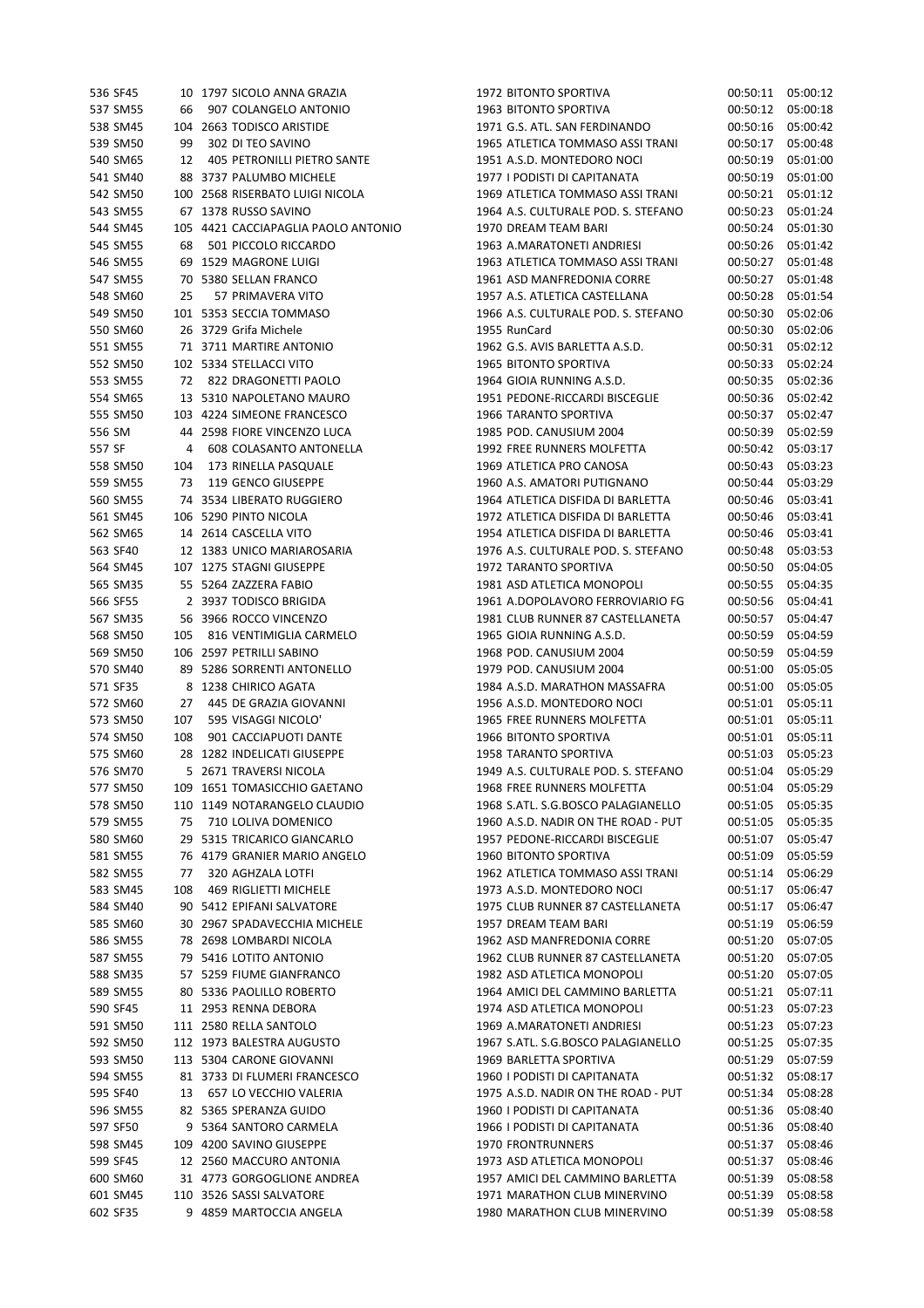| | | | | | | | | |
|---|---|---|---|---|---|---|---|---|
| 536 | SF45 | 10 | 1797 | SICOLO ANNA GRAZIA | 1972 | BITONTO SPORTIVA | 00:50:11 | 05:00:12 |
| 537 | SM55 | 66 | 907 | COLANGELO ANTONIO | 1963 | BITONTO SPORTIVA | 00:50:12 | 05:00:18 |
| 538 | SM45 | 104 | 2663 | TODISCO ARISTIDE | 1971 | G.S. ATL. SAN FERDINANDO | 00:50:16 | 05:00:42 |
| 539 | SM50 | 99 | 302 | DI TEO SAVINO | 1965 | ATLETICA TOMMASO ASSI TRANI | 00:50:17 | 05:00:48 |
| 540 | SM65 | 12 | 405 | PETRONILLI PIETRO SANTE | 1951 | A.S.D. MONTEDORO NOCI | 00:50:19 | 05:01:00 |
| 541 | SM40 | 88 | 3737 | PALUMBO MICHELE | 1977 | I PODISTI DI CAPITANATA | 00:50:19 | 05:01:00 |
| 542 | SM50 | 100 | 2568 | RISERBATO LUIGI NICOLA | 1969 | ATLETICA TOMMASO ASSI TRANI | 00:50:21 | 05:01:12 |
| 543 | SM55 | 67 | 1378 | RUSSO SAVINO | 1964 | A.S. CULTURALE POD. S. STEFANO | 00:50:23 | 05:01:24 |
| 544 | SM45 | 105 | 4421 | CACCIAPAGLIA PAOLO ANTONIO | 1970 | DREAM TEAM BARI | 00:50:24 | 05:01:30 |
| 545 | SM55 | 68 | 501 | PICCOLO RICCARDO | 1963 | A.MARATONETI ANDRIESI | 00:50:26 | 05:01:42 |
| 546 | SM55 | 69 | 1529 | MAGRONE LUIGI | 1963 | ATLETICA TOMMASO ASSI TRANI | 00:50:27 | 05:01:48 |
| 547 | SM55 | 70 | 5380 | SELLAN FRANCO | 1961 | ASD MANFREDONIA CORRE | 00:50:27 | 05:01:48 |
| 548 | SM60 | 25 | 57 | PRIMAVERA VITO | 1957 | A.S. ATLETICA CASTELLANA | 00:50:28 | 05:01:54 |
| 549 | SM50 | 101 | 5353 | SECCIA TOMMASO | 1966 | A.S. CULTURALE POD. S. STEFANO | 00:50:30 | 05:02:06 |
| 550 | SM60 | 26 | 3729 | Grifa Michele | 1955 | RunCard | 00:50:30 | 05:02:06 |
| 551 | SM55 | 71 | 3711 | MARTIRE ANTONIO | 1962 | G.S. AVIS BARLETTA A.S.D. | 00:50:31 | 05:02:12 |
| 552 | SM50 | 102 | 5334 | STELLACCI VITO | 1965 | BITONTO SPORTIVA | 00:50:33 | 05:02:24 |
| 553 | SM55 | 72 | 822 | DRAGONETTI PAOLO | 1964 | GIOIA RUNNING A.S.D. | 00:50:35 | 05:02:36 |
| 554 | SM65 | 13 | 5310 | NAPOLETANO MAURO | 1951 | PEDONE-RICCARDI BISCEGLIE | 00:50:36 | 05:02:42 |
| 555 | SM50 | 103 | 4224 | SIMEONE FRANCESCO | 1966 | TARANTO SPORTIVA | 00:50:37 | 05:02:47 |
| 556 | SM | 44 | 2598 | FIORE VINCENZO LUCA | 1985 | POD. CANUSIUM 2004 | 00:50:39 | 05:02:59 |
| 557 | SF | 4 | 608 | COLASANTO ANTONELLA | 1992 | FREE RUNNERS MOLFETTA | 00:50:42 | 05:03:17 |
| 558 | SM50 | 104 | 173 | RINELLA PASQUALE | 1969 | ATLETICA PRO CANOSA | 00:50:43 | 05:03:23 |
| 559 | SM55 | 73 | 119 | GENCO GIUSEPPE | 1960 | A.S. AMATORI PUTIGNANO | 00:50:44 | 05:03:29 |
| 560 | SM55 | 74 | 3534 | LIBERATO RUGGIERO | 1964 | ATLETICA DISFIDA DI BARLETTA | 00:50:46 | 05:03:41 |
| 561 | SM45 | 106 | 5290 | PINTO NICOLA | 1972 | ATLETICA DISFIDA DI BARLETTA | 00:50:46 | 05:03:41 |
| 562 | SM65 | 14 | 2614 | CASCELLA VITO | 1954 | ATLETICA DISFIDA DI BARLETTA | 00:50:46 | 05:03:41 |
| 563 | SF40 | 12 | 1383 | UNICO MARIAROSARIA | 1976 | A.S. CULTURALE POD. S. STEFANO | 00:50:48 | 05:03:53 |
| 564 | SM45 | 107 | 1275 | STAGNI GIUSEPPE | 1972 | TARANTO SPORTIVA | 00:50:50 | 05:04:05 |
| 565 | SM35 | 55 | 5264 | ZAZZERA FABIO | 1981 | ASD ATLETICA MONOPOLI | 00:50:55 | 05:04:35 |
| 566 | SF55 | 2 | 3937 | TODISCO BRIGIDA | 1961 | A.DOPOLAVORO FERROVIARIO FG | 00:50:56 | 05:04:41 |
| 567 | SM35 | 56 | 3966 | ROCCO VINCENZO | 1981 | CLUB RUNNER 87 CASTELLANETA | 00:50:57 | 05:04:47 |
| 568 | SM50 | 105 | 816 | VENTIMIGLIA CARMELO | 1965 | GIOIA RUNNING A.S.D. | 00:50:59 | 05:04:59 |
| 569 | SM50 | 106 | 2597 | PETRILLI SABINO | 1968 | POD. CANUSIUM 2004 | 00:50:59 | 05:04:59 |
| 570 | SM40 | 89 | 5286 | SORRENTI ANTONELLO | 1979 | POD. CANUSIUM 2004 | 00:51:00 | 05:05:05 |
| 571 | SF35 | 8 | 1238 | CHIRICO AGATA | 1984 | A.S.D. MARATHON MASSAFRA | 00:51:00 | 05:05:05 |
| 572 | SM60 | 27 | 445 | DE GRAZIA GIOVANNI | 1956 | A.S.D. MONTEDORO NOCI | 00:51:01 | 05:05:11 |
| 573 | SM50 | 107 | 595 | VISAGGI NICOLO' | 1965 | FREE RUNNERS MOLFETTA | 00:51:01 | 05:05:11 |
| 574 | SM50 | 108 | 901 | CACCIAPUOTI DANTE | 1966 | BITONTO SPORTIVA | 00:51:01 | 05:05:11 |
| 575 | SM60 | 28 | 1282 | INDELICATI GIUSEPPE | 1958 | TARANTO SPORTIVA | 00:51:03 | 05:05:23 |
| 576 | SM70 | 5 | 2671 | TRAVERSI NICOLA | 1949 | A.S. CULTURALE POD. S. STEFANO | 00:51:04 | 05:05:29 |
| 577 | SM50 | 109 | 1651 | TOMASICCHIO GAETANO | 1968 | FREE RUNNERS MOLFETTA | 00:51:04 | 05:05:29 |
| 578 | SM50 | 110 | 1149 | NOTARANGELO CLAUDIO | 1968 | S.ATL. S.G.BOSCO PALAGIANELLO | 00:51:05 | 05:05:35 |
| 579 | SM55 | 75 | 710 | LOLIVA DOMENICO | 1960 | A.S.D. NADIR ON THE ROAD - PUT | 00:51:05 | 05:05:35 |
| 580 | SM60 | 29 | 5315 | TRICARICO GIANCARLO | 1957 | PEDONE-RICCARDI BISCEGLIE | 00:51:07 | 05:05:47 |
| 581 | SM55 | 76 | 4179 | GRANIER MARIO ANGELO | 1960 | BITONTO SPORTIVA | 00:51:09 | 05:05:59 |
| 582 | SM55 | 77 | 320 | AGHZALA LOTFI | 1962 | ATLETICA TOMMASO ASSI TRANI | 00:51:14 | 05:06:29 |
| 583 | SM45 | 108 | 469 | RIGLIETTI MICHELE | 1973 | A.S.D. MONTEDORO NOCI | 00:51:17 | 05:06:47 |
| 584 | SM40 | 90 | 5412 | EPIFANI SALVATORE | 1975 | CLUB RUNNER 87 CASTELLANETA | 00:51:17 | 05:06:47 |
| 585 | SM60 | 30 | 2967 | SPADAVECCHIA MICHELE | 1957 | DREAM TEAM BARI | 00:51:19 | 05:06:59 |
| 586 | SM55 | 78 | 2698 | LOMBARDI NICOLA | 1962 | ASD MANFREDONIA CORRE | 00:51:20 | 05:07:05 |
| 587 | SM55 | 79 | 5416 | LOTITO ANTONIO | 1962 | CLUB RUNNER 87 CASTELLANETA | 00:51:20 | 05:07:05 |
| 588 | SM35 | 57 | 5259 | FIUME GIANFRANCO | 1982 | ASD ATLETICA MONOPOLI | 00:51:20 | 05:07:05 |
| 589 | SM55 | 80 | 5336 | PAOLILLO ROBERTO | 1964 | AMICI DEL CAMMINO BARLETTA | 00:51:21 | 05:07:11 |
| 590 | SF45 | 11 | 2953 | RENNA DEBORA | 1974 | ASD ATLETICA MONOPOLI | 00:51:23 | 05:07:23 |
| 591 | SM50 | 111 | 2580 | RELLA SANTOLO | 1969 | A.MARATONETI ANDRIESI | 00:51:23 | 05:07:23 |
| 592 | SM50 | 112 | 1973 | BALESTRA AUGUSTO | 1967 | S.ATL. S.G.BOSCO PALAGIANELLO | 00:51:25 | 05:07:35 |
| 593 | SM50 | 113 | 5304 | CARONE GIOVANNI | 1969 | BARLETTA SPORTIVA | 00:51:29 | 05:07:59 |
| 594 | SM55 | 81 | 3733 | DI FLUMERI FRANCESCO | 1960 | I PODISTI DI CAPITANATA | 00:51:32 | 05:08:17 |
| 595 | SF40 | 13 | 657 | LO VECCHIO VALERIA | 1975 | A.S.D. NADIR ON THE ROAD - PUT | 00:51:34 | 05:08:28 |
| 596 | SM55 | 82 | 5365 | SPERANZA GUIDO | 1960 | I PODISTI DI CAPITANATA | 00:51:36 | 05:08:40 |
| 597 | SF50 | 9 | 5364 | SANTORO CARMELA | 1966 | I PODISTI DI CAPITANATA | 00:51:36 | 05:08:40 |
| 598 | SM45 | 109 | 4200 | SAVINO GIUSEPPE | 1970 | FRONTRUNNERS | 00:51:37 | 05:08:46 |
| 599 | SF45 | 12 | 2560 | MACCURO ANTONIA | 1973 | ASD ATLETICA MONOPOLI | 00:51:37 | 05:08:46 |
| 600 | SM60 | 31 | 4773 | GORGOGLIONE ANDREA | 1957 | AMICI DEL CAMMINO BARLETTA | 00:51:39 | 05:08:58 |
| 601 | SM45 | 110 | 3526 | SASSI SALVATORE | 1971 | MARATHON CLUB MINERVINO | 00:51:39 | 05:08:58 |
| 602 | SF35 | 9 | 4859 | MARTOCCIA ANGELA | 1980 | MARATHON CLUB MINERVINO | 00:51:39 | 05:08:58 |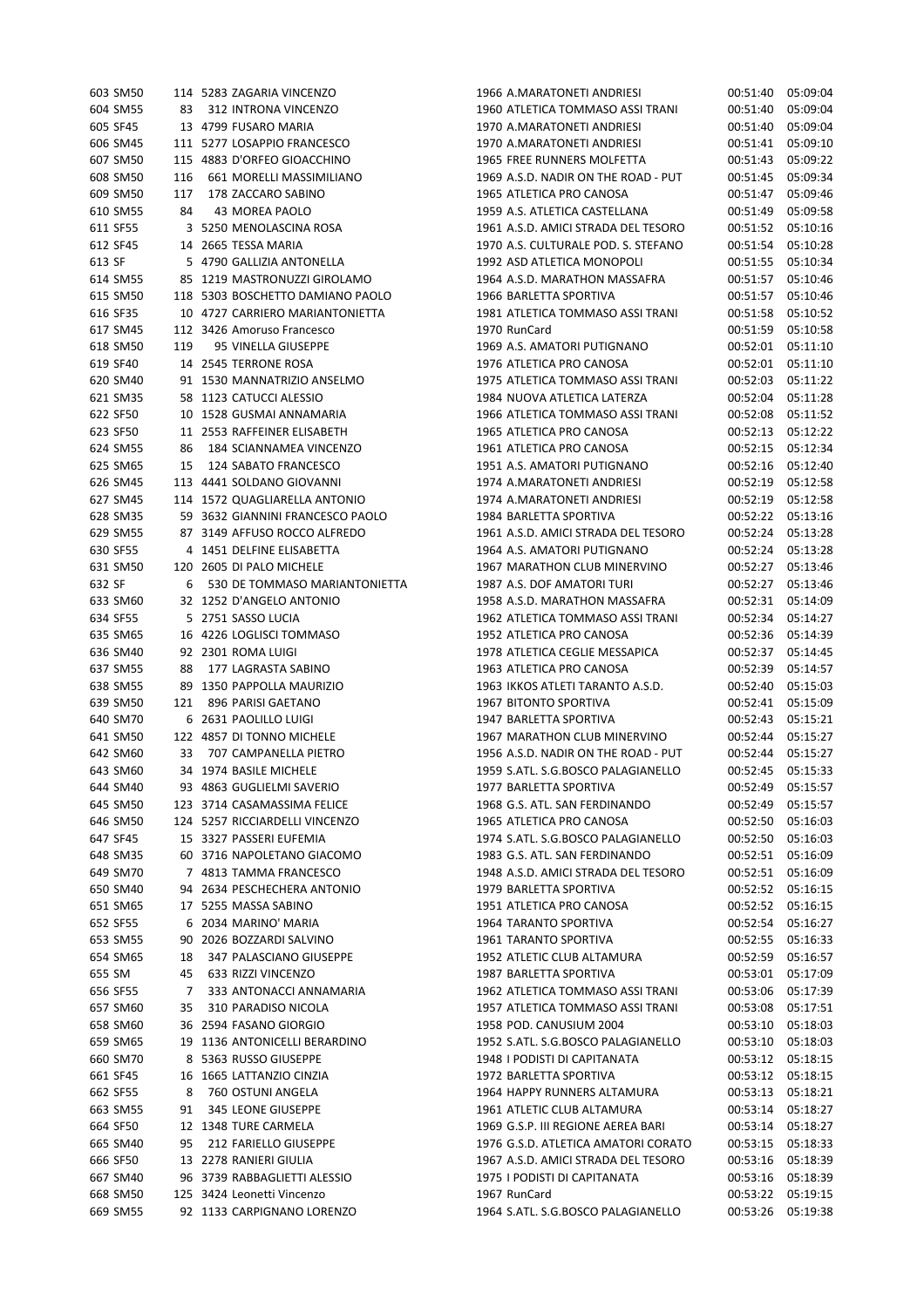| | | | | | | | |
|---|---|---|---|---|---|---|---|
| 603 | SM50 | 114 | 5283 | ZAGARIA VINCENZO | 1966 A.MARATONETI ANDRIESI | 00:51:40 | 05:09:04 |
| 604 | SM55 | 83 | 312 | INTRONA VINCENZO | 1960 ATLETICA TOMMASO ASSI TRANI | 00:51:40 | 05:09:04 |
| 605 | SF45 | 13 | 4799 | FUSARO MARIA | 1970 A.MARATONETI ANDRIESI | 00:51:40 | 05:09:04 |
| 606 | SM45 | 111 | 5277 | LOSAPPIO FRANCESCO | 1970 A.MARATONETI ANDRIESI | 00:51:41 | 05:09:10 |
| 607 | SM50 | 115 | 4883 | D'ORFEO GIOACCHINO | 1965 FREE RUNNERS MOLFETTA | 00:51:43 | 05:09:22 |
| 608 | SM50 | 116 | 661 | MORELLI MASSIMILIANO | 1969 A.S.D. NADIR ON THE ROAD - PUT | 00:51:45 | 05:09:34 |
| 609 | SM50 | 117 | 178 | ZACCARO SABINO | 1965 ATLETICA PRO CANOSA | 00:51:47 | 05:09:46 |
| 610 | SM55 | 84 | 43 | MOREA PAOLO | 1959 A.S. ATLETICA CASTELLANA | 00:51:49 | 05:09:58 |
| 611 | SF55 | 3 | 5250 | MENOLASCINA ROSA | 1961 A.S.D. AMICI STRADA DEL TESORO | 00:51:52 | 05:10:16 |
| 612 | SF45 | 14 | 2665 | TESSA MARIA | 1970 A.S. CULTURALE POD. S. STEFANO | 00:51:54 | 05:10:28 |
| 613 | SF | 5 | 4790 | GALLIZIA ANTONELLA | 1992 ASD ATLETICA MONOPOLI | 00:51:55 | 05:10:34 |
| 614 | SM55 | 85 | 1219 | MASTRONUZZI GIROLAMO | 1964 A.S.D. MARATHON MASSAFRA | 00:51:57 | 05:10:46 |
| 615 | SM50 | 118 | 5303 | BOSCHETTO DAMIANO PAOLO | 1966 BARLETTA SPORTIVA | 00:51:57 | 05:10:46 |
| 616 | SF35 | 10 | 4727 | CARRIERO MARIANTONIETTA | 1981 ATLETICA TOMMASO ASSI TRANI | 00:51:58 | 05:10:52 |
| 617 | SM45 | 112 | 3426 | Amoruso Francesco | 1970 RunCard | 00:51:59 | 05:10:58 |
| 618 | SM50 | 119 | 95 | VINELLA GIUSEPPE | 1969 A.S. AMATORI PUTIGNANO | 00:52:01 | 05:11:10 |
| 619 | SF40 | 14 | 2545 | TERRONE ROSA | 1976 ATLETICA PRO CANOSA | 00:52:01 | 05:11:10 |
| 620 | SM40 | 91 | 1530 | MANNATRIZIO ANSELMO | 1975 ATLETICA TOMMASO ASSI TRANI | 00:52:03 | 05:11:22 |
| 621 | SM35 | 58 | 1123 | CATUCCI ALESSIO | 1984 NUOVA ATLETICA LATERZA | 00:52:04 | 05:11:28 |
| 622 | SF50 | 10 | 1528 | GUSMAI ANNAMARIA | 1966 ATLETICA TOMMASO ASSI TRANI | 00:52:08 | 05:11:52 |
| 623 | SF50 | 11 | 2553 | RAFFEINER ELISABETH | 1965 ATLETICA PRO CANOSA | 00:52:13 | 05:12:22 |
| 624 | SM55 | 86 | 184 | SCIANNAMEA VINCENZO | 1961 ATLETICA PRO CANOSA | 00:52:15 | 05:12:34 |
| 625 | SM65 | 15 | 124 | SABATO FRANCESCO | 1951 A.S. AMATORI PUTIGNANO | 00:52:16 | 05:12:40 |
| 626 | SM45 | 113 | 4441 | SOLDANO GIOVANNI | 1974 A.MARATONETI ANDRIESI | 00:52:19 | 05:12:58 |
| 627 | SM45 | 114 | 1572 | QUAGLIARELLA ANTONIO | 1974 A.MARATONETI ANDRIESI | 00:52:19 | 05:12:58 |
| 628 | SM35 | 59 | 3632 | GIANNINI FRANCESCO PAOLO | 1984 BARLETTA SPORTIVA | 00:52:22 | 05:13:16 |
| 629 | SM55 | 87 | 3149 | AFFUSO ROCCO ALFREDO | 1961 A.S.D. AMICI STRADA DEL TESORO | 00:52:24 | 05:13:28 |
| 630 | SF55 | 4 | 1451 | DELFINE ELISABETTA | 1964 A.S. AMATORI PUTIGNANO | 00:52:24 | 05:13:28 |
| 631 | SM50 | 120 | 2605 | DI PALO MICHELE | 1967 MARATHON CLUB MINERVINO | 00:52:27 | 05:13:46 |
| 632 | SF | 6 | 530 | DE TOMMASO MARIANTONIETTA | 1987 A.S. DOF AMATORI TURI | 00:52:27 | 05:13:46 |
| 633 | SM60 | 32 | 1252 | D'ANGELO ANTONIO | 1958 A.S.D. MARATHON MASSAFRA | 00:52:31 | 05:14:09 |
| 634 | SF55 | 5 | 2751 | SASSO LUCIA | 1962 ATLETICA TOMMASO ASSI TRANI | 00:52:34 | 05:14:27 |
| 635 | SM65 | 16 | 4226 | LOGLISCI TOMMASO | 1952 ATLETICA PRO CANOSA | 00:52:36 | 05:14:39 |
| 636 | SM40 | 92 | 2301 | ROMA LUIGI | 1978 ATLETICA CEGLIE MESSAPICA | 00:52:37 | 05:14:45 |
| 637 | SM55 | 88 | 177 | LAGRASTA SABINO | 1963 ATLETICA PRO CANOSA | 00:52:39 | 05:14:57 |
| 638 | SM55 | 89 | 1350 | PAPPOLLA MAURIZIO | 1963 IKKOS ATLETI TARANTO A.S.D. | 00:52:40 | 05:15:03 |
| 639 | SM50 | 121 | 896 | PARISI GAETANO | 1967 BITONTO SPORTIVA | 00:52:41 | 05:15:09 |
| 640 | SM70 | 6 | 2631 | PAOLILLO LUIGI | 1947 BARLETTA SPORTIVA | 00:52:43 | 05:15:21 |
| 641 | SM50 | 122 | 4857 | DI TONNO MICHELE | 1967 MARATHON CLUB MINERVINO | 00:52:44 | 05:15:27 |
| 642 | SM60 | 33 | 707 | CAMPANELLA PIETRO | 1956 A.S.D. NADIR ON THE ROAD - PUT | 00:52:44 | 05:15:27 |
| 643 | SM60 | 34 | 1974 | BASILE MICHELE | 1959 S.ATL. S.G.BOSCO PALAGIANELLO | 00:52:45 | 05:15:33 |
| 644 | SM40 | 93 | 4863 | GUGLIELMI SAVERIO | 1977 BARLETTA SPORTIVA | 00:52:49 | 05:15:57 |
| 645 | SM50 | 123 | 3714 | CASAMASSIMA FELICE | 1968 G.S. ATL. SAN FERDINANDO | 00:52:49 | 05:15:57 |
| 646 | SM50 | 124 | 5257 | RICCIARDELLI VINCENZO | 1965 ATLETICA PRO CANOSA | 00:52:50 | 05:16:03 |
| 647 | SF45 | 15 | 3327 | PASSERI EUFEMIA | 1974 S.ATL. S.G.BOSCO PALAGIANELLO | 00:52:50 | 05:16:03 |
| 648 | SM35 | 60 | 3716 | NAPOLETANO GIACOMO | 1983 G.S. ATL. SAN FERDINANDO | 00:52:51 | 05:16:09 |
| 649 | SM70 | 7 | 4813 | TAMMA FRANCESCO | 1948 A.S.D. AMICI STRADA DEL TESORO | 00:52:51 | 05:16:09 |
| 650 | SM40 | 94 | 2634 | PESCHECHERA ANTONIO | 1979 BARLETTA SPORTIVA | 00:52:52 | 05:16:15 |
| 651 | SM65 | 17 | 5255 | MASSA SABINO | 1951 ATLETICA PRO CANOSA | 00:52:52 | 05:16:15 |
| 652 | SF55 | 6 | 2034 | MARINO' MARIA | 1964 TARANTO SPORTIVA | 00:52:54 | 05:16:27 |
| 653 | SM55 | 90 | 2026 | BOZZARDI SALVINO | 1961 TARANTO SPORTIVA | 00:52:55 | 05:16:33 |
| 654 | SM65 | 18 | 347 | PALASCIANO GIUSEPPE | 1952 ATLETIC CLUB ALTAMURA | 00:52:59 | 05:16:57 |
| 655 | SM | 45 | 633 | RIZZI VINCENZO | 1987 BARLETTA SPORTIVA | 00:53:01 | 05:17:09 |
| 656 | SF55 | 7 | 333 | ANTONACCI ANNAMARIA | 1962 ATLETICA TOMMASO ASSI TRANI | 00:53:06 | 05:17:39 |
| 657 | SM60 | 35 | 310 | PARADISO NICOLA | 1957 ATLETICA TOMMASO ASSI TRANI | 00:53:08 | 05:17:51 |
| 658 | SM60 | 36 | 2594 | FASANO GIORGIO | 1958 POD. CANUSIUM 2004 | 00:53:10 | 05:18:03 |
| 659 | SM65 | 19 | 1136 | ANTONICELLI BERARDINO | 1952 S.ATL. S.G.BOSCO PALAGIANELLO | 00:53:10 | 05:18:03 |
| 660 | SM70 | 8 | 5363 | RUSSO GIUSEPPE | 1948 I PODISTI DI CAPITANATA | 00:53:12 | 05:18:15 |
| 661 | SF45 | 16 | 1665 | LATTANZIO CINZIA | 1972 BARLETTA SPORTIVA | 00:53:12 | 05:18:15 |
| 662 | SF55 | 8 | 760 | OSTUNI ANGELA | 1964 HAPPY RUNNERS ALTAMURA | 00:53:13 | 05:18:21 |
| 663 | SM55 | 91 | 345 | LEONE GIUSEPPE | 1961 ATLETIC CLUB ALTAMURA | 00:53:14 | 05:18:27 |
| 664 | SF50 | 12 | 1348 | TURE CARMELA | 1969 G.S.P. III REGIONE AEREA BARI | 00:53:14 | 05:18:27 |
| 665 | SM40 | 95 | 212 | FARIELLO GIUSEPPE | 1976 G.S.D. ATLETICA AMATORI CORATO | 00:53:15 | 05:18:33 |
| 666 | SF50 | 13 | 2278 | RANIERI GIULIA | 1967 A.S.D. AMICI STRADA DEL TESORO | 00:53:16 | 05:18:39 |
| 667 | SM40 | 96 | 3739 | RABBAGLIETTI ALESSIO | 1975 I PODISTI DI CAPITANATA | 00:53:16 | 05:18:39 |
| 668 | SM50 | 125 | 3424 | Leonetti Vincenzo | 1967 RunCard | 00:53:22 | 05:19:15 |
| 669 | SM55 | 92 | 1133 | CARPIGNANO LORENZO | 1964 S.ATL. S.G.BOSCO PALAGIANELLO | 00:53:26 | 05:19:38 |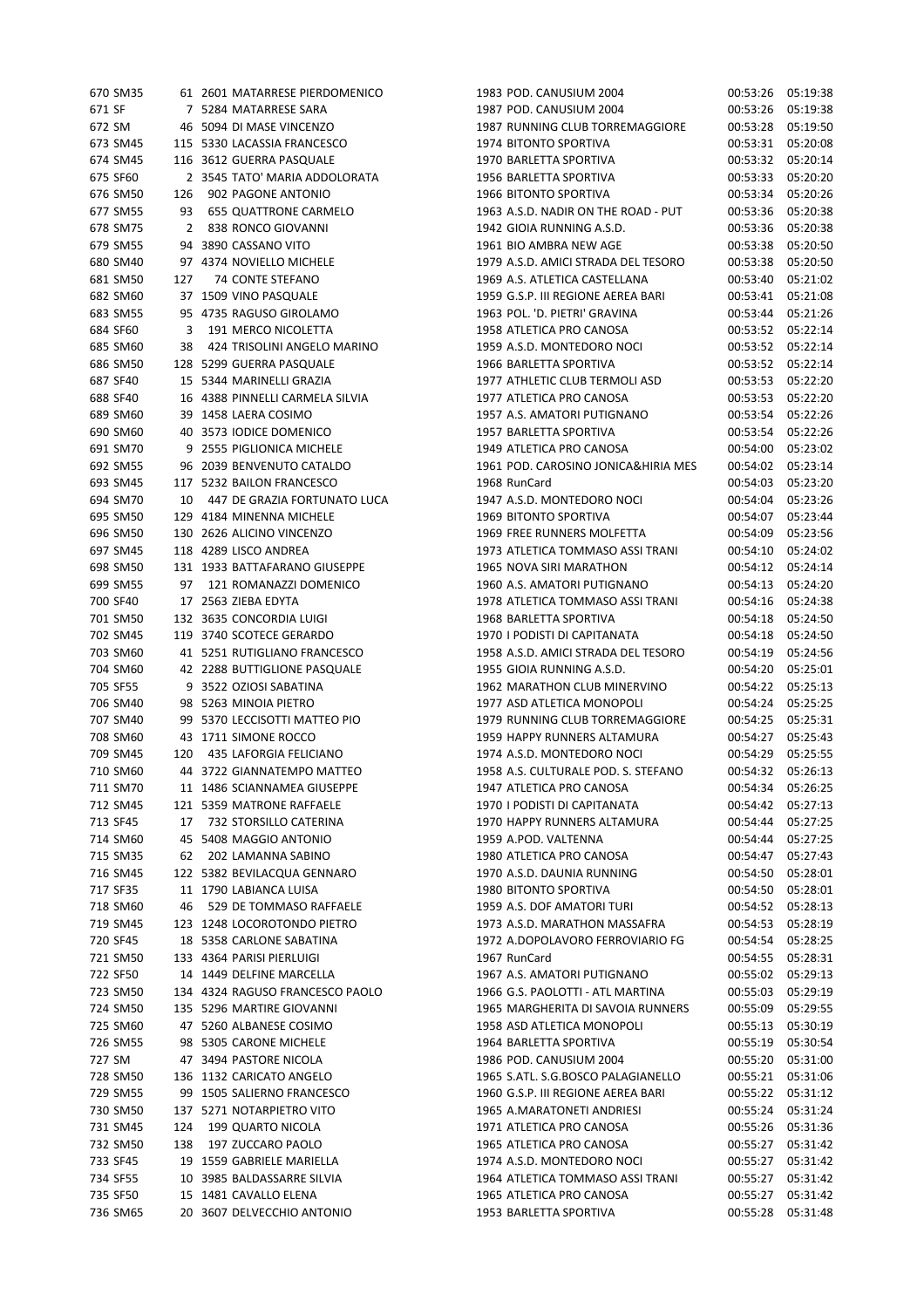| | | | | | | | | |
|---|---|---|---|---|---|---|---|---|
| 670 | SM35 | 61 | 2601 | MATARRESE PIERDOMENICO | 1983 | POD. CANUSIUM 2004 | 00:53:26 | 05:19:38 |
| 671 | SF | 7 | 5284 | MATARRESE SARA | 1987 | POD. CANUSIUM 2004 | 00:53:26 | 05:19:38 |
| 672 | SM | 46 | 5094 | DI MASE VINCENZO | 1987 | RUNNING CLUB TORREMAGGIORE | 00:53:28 | 05:19:50 |
| 673 | SM45 | 115 | 5330 | LACASSIA FRANCESCO | 1974 | BITONTO SPORTIVA | 00:53:31 | 05:20:08 |
| 674 | SM45 | 116 | 3612 | GUERRA PASQUALE | 1970 | BARLETTA SPORTIVA | 00:53:32 | 05:20:14 |
| 675 | SF60 | 2 | 3545 | TATO' MARIA ADDOLORATA | 1956 | BARLETTA SPORTIVA | 00:53:33 | 05:20:20 |
| 676 | SM50 | 126 | 902 | PAGONE ANTONIO | 1966 | BITONTO SPORTIVA | 00:53:34 | 05:20:26 |
| 677 | SM55 | 93 | 655 | QUATTRONE CARMELO | 1963 | A.S.D. NADIR ON THE ROAD - PUT | 00:53:36 | 05:20:38 |
| 678 | SM75 | 2 | 838 | RONCO GIOVANNI | 1942 | GIOIA RUNNING A.S.D. | 00:53:36 | 05:20:38 |
| 679 | SM55 | 94 | 3890 | CASSANO VITO | 1961 | BIO AMBRA NEW AGE | 00:53:38 | 05:20:50 |
| 680 | SM40 | 97 | 4374 | NOVIELLO MICHELE | 1979 | A.S.D. AMICI STRADA DEL TESORO | 00:53:38 | 05:20:50 |
| 681 | SM50 | 127 | 74 | CONTE STEFANO | 1969 | A.S. ATLETICA CASTELLANA | 00:53:40 | 05:21:02 |
| 682 | SM60 | 37 | 1509 | VINO PASQUALE | 1959 | G.S.P. III REGIONE AEREA BARI | 00:53:41 | 05:21:08 |
| 683 | SM55 | 95 | 4735 | RAGUSO GIROLAMO | 1963 | POL. 'D. PIETRI' GRAVINA | 00:53:44 | 05:21:26 |
| 684 | SF60 | 3 | 191 | MERCO NICOLETTA | 1958 | ATLETICA PRO CANOSA | 00:53:52 | 05:22:14 |
| 685 | SM60 | 38 | 424 | TRISOLINI ANGELO MARINO | 1959 | A.S.D. MONTEDORO NOCI | 00:53:52 | 05:22:14 |
| 686 | SM50 | 128 | 5299 | GUERRA PASQUALE | 1966 | BARLETTA SPORTIVA | 00:53:52 | 05:22:14 |
| 687 | SF40 | 15 | 5344 | MARINELLI GRAZIA | 1977 | ATHLETIC CLUB TERMOLI ASD | 00:53:53 | 05:22:20 |
| 688 | SF40 | 16 | 4388 | PINNELLI CARMELA SILVIA | 1977 | ATLETICA PRO CANOSA | 00:53:53 | 05:22:20 |
| 689 | SM60 | 39 | 1458 | LAERA COSIMO | 1957 | A.S. AMATORI PUTIGNANO | 00:53:54 | 05:22:26 |
| 690 | SM60 | 40 | 3573 | IODICE DOMENICO | 1957 | BARLETTA SPORTIVA | 00:53:54 | 05:22:26 |
| 691 | SM70 | 9 | 2555 | PIGLIONICA MICHELE | 1949 | ATLETICA PRO CANOSA | 00:54:00 | 05:23:02 |
| 692 | SM55 | 96 | 2039 | BENVENUTO CATALDO | 1961 | POD. CAROSINO JONICA&HIRIA MES | 00:54:02 | 05:23:14 |
| 693 | SM45 | 117 | 5232 | BAILON FRANCESCO | 1968 | RunCard | 00:54:03 | 05:23:20 |
| 694 | SM70 | 10 | 447 | DE GRAZIA FORTUNATO LUCA | 1947 | A.S.D. MONTEDORO NOCI | 00:54:04 | 05:23:26 |
| 695 | SM50 | 129 | 4184 | MINENNA MICHELE | 1969 | BITONTO SPORTIVA | 00:54:07 | 05:23:44 |
| 696 | SM50 | 130 | 2626 | ALICINO VINCENZO | 1969 | FREE RUNNERS MOLFETTA | 00:54:09 | 05:23:56 |
| 697 | SM45 | 118 | 4289 | LISCO ANDREA | 1973 | ATLETICA TOMMASO ASSI TRANI | 00:54:10 | 05:24:02 |
| 698 | SM50 | 131 | 1933 | BATTAFARANO GIUSEPPE | 1965 | NOVA SIRI MARATHON | 00:54:12 | 05:24:14 |
| 699 | SM55 | 97 | 121 | ROMANAZZI DOMENICO | 1960 | A.S. AMATORI PUTIGNANO | 00:54:13 | 05:24:20 |
| 700 | SF40 | 17 | 2563 | ZIEBA EDYTA | 1978 | ATLETICA TOMMASO ASSI TRANI | 00:54:16 | 05:24:38 |
| 701 | SM50 | 132 | 3635 | CONCORDIA LUIGI | 1968 | BARLETTA SPORTIVA | 00:54:18 | 05:24:50 |
| 702 | SM45 | 119 | 3740 | SCOTECE GERARDO | 1970 | I PODISTI DI CAPITANATA | 00:54:18 | 05:24:50 |
| 703 | SM60 | 41 | 5251 | RUTIGLIANO FRANCESCO | 1958 | A.S.D. AMICI STRADA DEL TESORO | 00:54:19 | 05:24:56 |
| 704 | SM60 | 42 | 2288 | BUTTIGLIONE PASQUALE | 1955 | GIOIA RUNNING A.S.D. | 00:54:20 | 05:25:01 |
| 705 | SF55 | 9 | 3522 | OZIOSI SABATINA | 1962 | MARATHON CLUB MINERVINO | 00:54:22 | 05:25:13 |
| 706 | SM40 | 98 | 5263 | MINOIA PIETRO | 1977 | ASD ATLETICA MONOPOLI | 00:54:24 | 05:25:25 |
| 707 | SM40 | 99 | 5370 | LECCISOTTI MATTEO PIO | 1979 | RUNNING CLUB TORREMAGGIORE | 00:54:25 | 05:25:31 |
| 708 | SM60 | 43 | 1711 | SIMONE ROCCO | 1959 | HAPPY RUNNERS ALTAMURA | 00:54:27 | 05:25:43 |
| 709 | SM45 | 120 | 435 | LAFORGIA FELICIANO | 1974 | A.S.D. MONTEDORO NOCI | 00:54:29 | 05:25:55 |
| 710 | SM60 | 44 | 3722 | GIANNATEMPO MATTEO | 1958 | A.S. CULTURALE POD. S. STEFANO | 00:54:32 | 05:26:13 |
| 711 | SM70 | 11 | 1486 | SCIANNAMEA GIUSEPPE | 1947 | ATLETICA PRO CANOSA | 00:54:34 | 05:26:25 |
| 712 | SM45 | 121 | 5359 | MATRONE RAFFAELE | 1970 | I PODISTI DI CAPITANATA | 00:54:42 | 05:27:13 |
| 713 | SF45 | 17 | 732 | STORSILLO CATERINA | 1970 | HAPPY RUNNERS ALTAMURA | 00:54:44 | 05:27:25 |
| 714 | SM60 | 45 | 5408 | MAGGIO ANTONIO | 1959 | A.POD. VALTENNA | 00:54:44 | 05:27:25 |
| 715 | SM35 | 62 | 202 | LAMANNA SABINO | 1980 | ATLETICA PRO CANOSA | 00:54:47 | 05:27:43 |
| 716 | SM45 | 122 | 5382 | BEVILACQUA GENNARO | 1970 | A.S.D. DAUNIA RUNNING | 00:54:50 | 05:28:01 |
| 717 | SF35 | 11 | 1790 | LABIANCA LUISA | 1980 | BITONTO SPORTIVA | 00:54:50 | 05:28:01 |
| 718 | SM60 | 46 | 529 | DE TOMMASO RAFFAELE | 1959 | A.S. DOF AMATORI TURI | 00:54:52 | 05:28:13 |
| 719 | SM45 | 123 | 1248 | LOCOROTONDO PIETRO | 1973 | A.S.D. MARATHON MASSAFRA | 00:54:53 | 05:28:19 |
| 720 | SF45 | 18 | 5358 | CARLONE SABATINA | 1972 | A.DOPOLAVORO FERROVIARIO FG | 00:54:54 | 05:28:25 |
| 721 | SM50 | 133 | 4364 | PARISI PIERLUIGI | 1967 | RunCard | 00:54:55 | 05:28:31 |
| 722 | SF50 | 14 | 1449 | DELFINE MARCELLA | 1967 | A.S. AMATORI PUTIGNANO | 00:55:02 | 05:29:13 |
| 723 | SM50 | 134 | 4324 | RAGUSO FRANCESCO PAOLO | 1966 | G.S. PAOLOTTI - ATL MARTINA | 00:55:03 | 05:29:19 |
| 724 | SM50 | 135 | 5296 | MARTIRE GIOVANNI | 1965 | MARGHERITA DI SAVOIA RUNNERS | 00:55:09 | 05:29:55 |
| 725 | SM60 | 47 | 5260 | ALBANESE COSIMO | 1958 | ASD ATLETICA MONOPOLI | 00:55:13 | 05:30:19 |
| 726 | SM55 | 98 | 5305 | CARONE MICHELE | 1964 | BARLETTA SPORTIVA | 00:55:19 | 05:30:54 |
| 727 | SM | 47 | 3494 | PASTORE NICOLA | 1986 | POD. CANUSIUM 2004 | 00:55:20 | 05:31:00 |
| 728 | SM50 | 136 | 1132 | CARICATO ANGELO | 1965 | S.ATL. S.G.BOSCO PALAGIANELLO | 00:55:21 | 05:31:06 |
| 729 | SM55 | 99 | 1505 | SALIERNO FRANCESCO | 1960 | G.S.P. III REGIONE AEREA BARI | 00:55:22 | 05:31:12 |
| 730 | SM50 | 137 | 5271 | NOTARPIETRO VITO | 1965 | A.MARATONETI ANDRIESI | 00:55:24 | 05:31:24 |
| 731 | SM45 | 124 | 199 | QUARTO NICOLA | 1971 | ATLETICA PRO CANOSA | 00:55:26 | 05:31:36 |
| 732 | SM50 | 138 | 197 | ZUCCARO PAOLO | 1965 | ATLETICA PRO CANOSA | 00:55:27 | 05:31:42 |
| 733 | SF45 | 19 | 1559 | GABRIELE MARIELLA | 1974 | A.S.D. MONTEDORO NOCI | 00:55:27 | 05:31:42 |
| 734 | SF55 | 10 | 3985 | BALDASSARRE SILVIA | 1964 | ATLETICA TOMMASO ASSI TRANI | 00:55:27 | 05:31:42 |
| 735 | SF50 | 15 | 1481 | CAVALLO ELENA | 1965 | ATLETICA PRO CANOSA | 00:55:27 | 05:31:42 |
| 736 | SM65 | 20 | 3607 | DELVECCHIO ANTONIO | 1953 | BARLETTA SPORTIVA | 00:55:28 | 05:31:48 |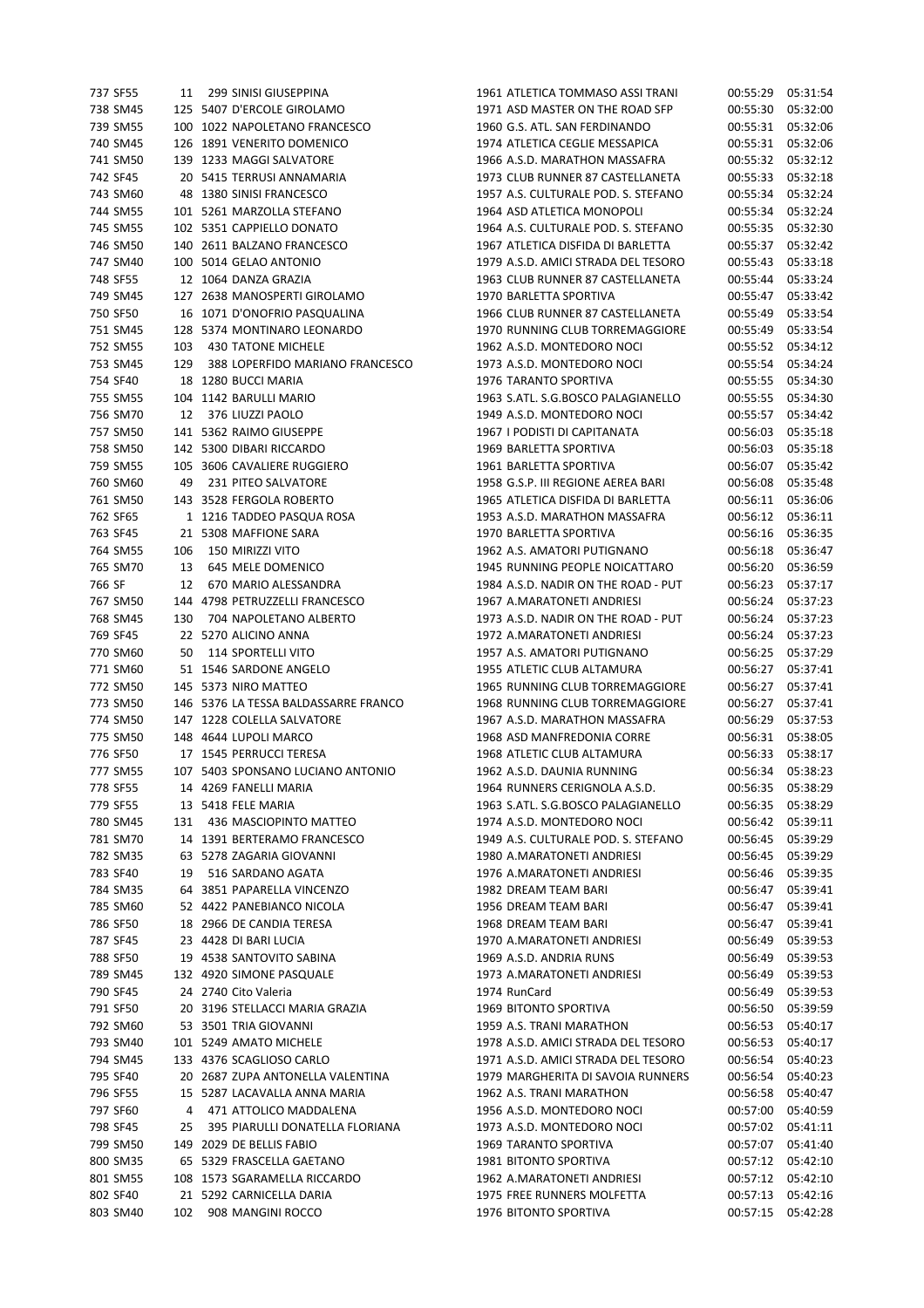| | | | | | | | |
|---|---|---|---|---|---|---|---|
| 737 | SF55 | 11 | 299 | SINISI GIUSEPPINA | 1961 ATLETICA TOMMASO ASSI TRANI | 00:55:29 | 05:31:54 |
| 738 | SM45 | 125 | 5407 | D'ERCOLE GIROLAMO | 1971 ASD MASTER ON THE ROAD SFP | 00:55:30 | 05:32:00 |
| 739 | SM55 | 100 | 1022 | NAPOLETANO FRANCESCO | 1960 G.S. ATL. SAN FERDINANDO | 00:55:31 | 05:32:06 |
| 740 | SM45 | 126 | 1891 | VENERITO DOMENICO | 1974 ATLETICA CEGLIE MESSAPICA | 00:55:31 | 05:32:06 |
| 741 | SM50 | 139 | 1233 | MAGGI SALVATORE | 1966 A.S.D. MARATHON MASSAFRA | 00:55:32 | 05:32:12 |
| 742 | SF45 | 20 | 5415 | TERRUSI ANNAMARIA | 1973 CLUB RUNNER 87 CASTELLANETA | 00:55:33 | 05:32:18 |
| 743 | SM60 | 48 | 1380 | SINISI FRANCESCO | 1957 A.S. CULTURALE POD. S. STEFANO | 00:55:34 | 05:32:24 |
| 744 | SM55 | 101 | 5261 | MARZOLLA STEFANO | 1964 ASD ATLETICA MONOPOLI | 00:55:34 | 05:32:24 |
| 745 | SM55 | 102 | 5351 | CAPPIELLO DONATO | 1964 A.S. CULTURALE POD. S. STEFANO | 00:55:35 | 05:32:30 |
| 746 | SM50 | 140 | 2611 | BALZANO FRANCESCO | 1967 ATLETICA DISFIDA DI BARLETTA | 00:55:37 | 05:32:42 |
| 747 | SM40 | 100 | 5014 | GELAO ANTONIO | 1979 A.S.D. AMICI STRADA DEL TESORO | 00:55:43 | 05:33:18 |
| 748 | SF55 | 12 | 1064 | DANZA GRAZIA | 1963 CLUB RUNNER 87 CASTELLANETA | 00:55:44 | 05:33:24 |
| 749 | SM45 | 127 | 2638 | MANOSPERTI GIROLAMO | 1970 BARLETTA SPORTIVA | 00:55:47 | 05:33:42 |
| 750 | SF50 | 16 | 1071 | D'ONOFRIO PASQUALINA | 1966 CLUB RUNNER 87 CASTELLANETA | 00:55:49 | 05:33:54 |
| 751 | SM45 | 128 | 5374 | MONTINARO LEONARDO | 1970 RUNNING CLUB TORREMAGGIORE | 00:55:49 | 05:33:54 |
| 752 | SM55 | 103 | 430 | TATONE MICHELE | 1962 A.S.D. MONTEDORO NOCI | 00:55:52 | 05:34:12 |
| 753 | SM45 | 129 | 388 | LOPERFIDO MARIANO FRANCESCO | 1973 A.S.D. MONTEDORO NOCI | 00:55:54 | 05:34:24 |
| 754 | SF40 | 18 | 1280 | BUCCI MARIA | 1976 TARANTO SPORTIVA | 00:55:55 | 05:34:30 |
| 755 | SM55 | 104 | 1142 | BARULLI MARIO | 1963 S.ATL. S.G.BOSCO PALAGIANELLO | 00:55:55 | 05:34:30 |
| 756 | SM70 | 12 | 376 | LIUZZI PAOLO | 1949 A.S.D. MONTEDORO NOCI | 00:55:57 | 05:34:42 |
| 757 | SM50 | 141 | 5362 | RAIMO GIUSEPPE | 1967 I PODISTI DI CAPITANATA | 00:56:03 | 05:35:18 |
| 758 | SM50 | 142 | 5300 | DIBARI RICCARDO | 1969 BARLETTA SPORTIVA | 00:56:03 | 05:35:18 |
| 759 | SM55 | 105 | 3606 | CAVALIERE RUGGIERO | 1961 BARLETTA SPORTIVA | 00:56:07 | 05:35:42 |
| 760 | SM60 | 49 | 231 | PITEO SALVATORE | 1958 G.S.P. III REGIONE AEREA BARI | 00:56:08 | 05:35:48 |
| 761 | SM50 | 143 | 3528 | FERGOLA ROBERTO | 1965 ATLETICA DISFIDA DI BARLETTA | 00:56:11 | 05:36:06 |
| 762 | SF65 | 1 | 1216 | TADDEO PASQUA ROSA | 1953 A.S.D. MARATHON MASSAFRA | 00:56:12 | 05:36:11 |
| 763 | SF45 | 21 | 5308 | MAFFIONE SARA | 1970 BARLETTA SPORTIVA | 00:56:16 | 05:36:35 |
| 764 | SM55 | 106 | 150 | MIRIZZI VITO | 1962 A.S. AMATORI PUTIGNANO | 00:56:18 | 05:36:47 |
| 765 | SM70 | 13 | 645 | MELE DOMENICO | 1945 RUNNING PEOPLE NOICATTARO | 00:56:20 | 05:36:59 |
| 766 | SF | 12 | 670 | MARIO ALESSANDRA | 1984 A.S.D. NADIR ON THE ROAD - PUT | 00:56:23 | 05:37:17 |
| 767 | SM50 | 144 | 4798 | PETRUZZELLI FRANCESCO | 1967 A.MARATONETI ANDRIESI | 00:56:24 | 05:37:23 |
| 768 | SM45 | 130 | 704 | NAPOLETANO ALBERTO | 1973 A.S.D. NADIR ON THE ROAD - PUT | 00:56:24 | 05:37:23 |
| 769 | SF45 | 22 | 5270 | ALICINO ANNA | 1972 A.MARATONETI ANDRIESI | 00:56:24 | 05:37:23 |
| 770 | SM60 | 50 | 114 | SPORTELLI VITO | 1957 A.S. AMATORI PUTIGNANO | 00:56:25 | 05:37:29 |
| 771 | SM60 | 51 | 1546 | SARDONE ANGELO | 1955 ATLETIC CLUB ALTAMURA | 00:56:27 | 05:37:41 |
| 772 | SM50 | 145 | 5373 | NIRO MATTEO | 1965 RUNNING CLUB TORREMAGGIORE | 00:56:27 | 05:37:41 |
| 773 | SM50 | 146 | 5376 | LA TESSA BALDASSARRE FRANCO | 1968 RUNNING CLUB TORREMAGGIORE | 00:56:27 | 05:37:41 |
| 774 | SM50 | 147 | 1228 | COLELLA SALVATORE | 1967 A.S.D. MARATHON MASSAFRA | 00:56:29 | 05:37:53 |
| 775 | SM50 | 148 | 4644 | LUPOLI MARCO | 1968 ASD MANFREDONIA CORRE | 00:56:31 | 05:38:05 |
| 776 | SF50 | 17 | 1545 | PERRUCCI TERESA | 1968 ATLETIC CLUB ALTAMURA | 00:56:33 | 05:38:17 |
| 777 | SM55 | 107 | 5403 | SPONSANO LUCIANO ANTONIO | 1962 A.S.D. DAUNIA RUNNING | 00:56:34 | 05:38:23 |
| 778 | SF55 | 14 | 4269 | FANELLI MARIA | 1964 RUNNERS CERIGNOLA A.S.D. | 00:56:35 | 05:38:29 |
| 779 | SF55 | 13 | 5418 | FELE MARIA | 1963 S.ATL. S.G.BOSCO PALAGIANELLO | 00:56:35 | 05:38:29 |
| 780 | SM45 | 131 | 436 | MASCIOPINTO MATTEO | 1974 A.S.D. MONTEDORO NOCI | 00:56:42 | 05:39:11 |
| 781 | SM70 | 14 | 1391 | BERTERAMO FRANCESCO | 1949 A.S. CULTURALE POD. S. STEFANO | 00:56:45 | 05:39:29 |
| 782 | SM35 | 63 | 5278 | ZAGARIA GIOVANNI | 1980 A.MARATONETI ANDRIESI | 00:56:45 | 05:39:29 |
| 783 | SF40 | 19 | 516 | SARDANO AGATA | 1976 A.MARATONETI ANDRIESI | 00:56:46 | 05:39:35 |
| 784 | SM35 | 64 | 3851 | PAPARELLA VINCENZO | 1982 DREAM TEAM BARI | 00:56:47 | 05:39:41 |
| 785 | SM60 | 52 | 4422 | PANEBIANCO NICOLA | 1956 DREAM TEAM BARI | 00:56:47 | 05:39:41 |
| 786 | SF50 | 18 | 2966 | DE CANDIA TERESA | 1968 DREAM TEAM BARI | 00:56:47 | 05:39:41 |
| 787 | SF45 | 23 | 4428 | DI BARI LUCIA | 1970 A.MARATONETI ANDRIESI | 00:56:49 | 05:39:53 |
| 788 | SF50 | 19 | 4538 | SANTOVITO SABINA | 1969 A.S.D. ANDRIA RUNS | 00:56:49 | 05:39:53 |
| 789 | SM45 | 132 | 4920 | SIMONE PASQUALE | 1973 A.MARATONETI ANDRIESI | 00:56:49 | 05:39:53 |
| 790 | SF45 | 24 | 2740 | Cito Valeria | 1974 RunCard | 00:56:49 | 05:39:53 |
| 791 | SF50 | 20 | 3196 | STELLACCI MARIA GRAZIA | 1969 BITONTO SPORTIVA | 00:56:50 | 05:39:59 |
| 792 | SM60 | 53 | 3501 | TRIA GIOVANNI | 1959 A.S. TRANI MARATHON | 00:56:53 | 05:40:17 |
| 793 | SM40 | 101 | 5249 | AMATO MICHELE | 1978 A.S.D. AMICI STRADA DEL TESORO | 00:56:53 | 05:40:17 |
| 794 | SM45 | 133 | 4376 | SCAGLIOSO CARLO | 1971 A.S.D. AMICI STRADA DEL TESORO | 00:56:54 | 05:40:23 |
| 795 | SF40 | 20 | 2687 | ZUPA ANTONELLA VALENTINA | 1979 MARGHERITA DI SAVOIA RUNNERS | 00:56:54 | 05:40:23 |
| 796 | SF55 | 15 | 5287 | LACAVALLA ANNA MARIA | 1962 A.S. TRANI MARATHON | 00:56:58 | 05:40:47 |
| 797 | SF60 | 4 | 471 | ATTOLICO MADDALENA | 1956 A.S.D. MONTEDORO NOCI | 00:57:00 | 05:40:59 |
| 798 | SF45 | 25 | 395 | PIARULLI DONATELLA FLORIANA | 1973 A.S.D. MONTEDORO NOCI | 00:57:02 | 05:41:11 |
| 799 | SM50 | 149 | 2029 | DE BELLIS FABIO | 1969 TARANTO SPORTIVA | 00:57:07 | 05:41:40 |
| 800 | SM35 | 65 | 5329 | FRASCELLA GAETANO | 1981 BITONTO SPORTIVA | 00:57:12 | 05:42:10 |
| 801 | SM55 | 108 | 1573 | SGARAMELLA RICCARDO | 1962 A.MARATONETI ANDRIESI | 00:57:12 | 05:42:10 |
| 802 | SF40 | 21 | 5292 | CARNICELLA DARIA | 1975 FREE RUNNERS MOLFETTA | 00:57:13 | 05:42:16 |
| 803 | SM40 | 102 | 908 | MANGINI ROCCO | 1976 BITONTO SPORTIVA | 00:57:15 | 05:42:28 |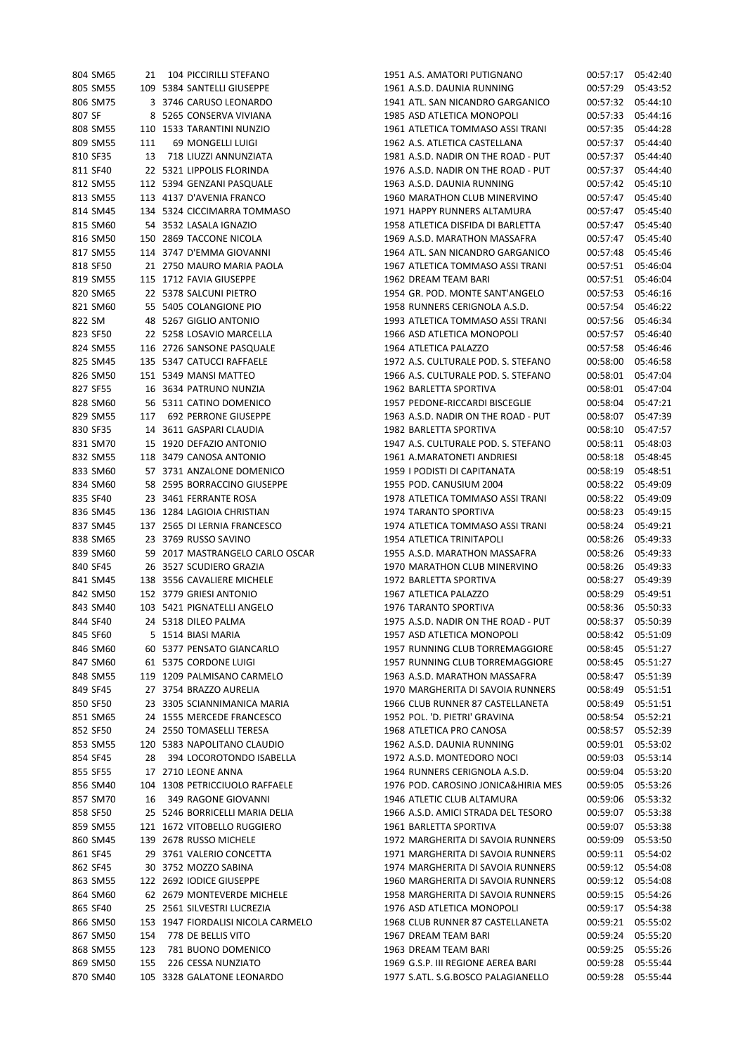| | | | | | | | | |
|---|---|---|---|---|---|---|---|---|
| 804 | SM65 | 21 | 104 | PICCIRILLI STEFANO | 1951 | A.S. AMATORI PUTIGNANO | 00:57:17 | 05:42:40 |
| 805 | SM55 | 109 | 5384 | SANTELLI GIUSEPPE | 1961 | A.S.D. DAUNIA RUNNING | 00:57:29 | 05:43:52 |
| 806 | SM75 | 3 | 3746 | CARUSO LEONARDO | 1941 | ATL. SAN NICANDRO GARGANICO | 00:57:32 | 05:44:10 |
| 807 | SF | 8 | 5265 | CONSERVA VIVIANA | 1985 | ASD ATLETICA MONOPOLI | 00:57:33 | 05:44:16 |
| 808 | SM55 | 110 | 1533 | TARANTINI NUNZIO | 1961 | ATLETICA TOMMASO ASSI TRANI | 00:57:35 | 05:44:28 |
| 809 | SM55 | 111 | 69 | MONGELLI LUIGI | 1962 | A.S. ATLETICA CASTELLANA | 00:57:37 | 05:44:40 |
| 810 | SF35 | 13 | 718 | LIUZZI ANNUNZIATA | 1981 | A.S.D. NADIR ON THE ROAD - PUT | 00:57:37 | 05:44:40 |
| 811 | SF40 | 22 | 5321 | LIPPOLIS FLORINDA | 1976 | A.S.D. NADIR ON THE ROAD - PUT | 00:57:37 | 05:44:40 |
| 812 | SM55 | 112 | 5394 | GENZANI PASQUALE | 1963 | A.S.D. DAUNIA RUNNING | 00:57:42 | 05:45:10 |
| 813 | SM55 | 113 | 4137 | D'AVENIA FRANCO | 1960 | MARATHON CLUB MINERVINO | 00:57:47 | 05:45:40 |
| 814 | SM45 | 134 | 5324 | CICCIMARRA TOMMASO | 1971 | HAPPY RUNNERS ALTAMURA | 00:57:47 | 05:45:40 |
| 815 | SM60 | 54 | 3532 | LASALA IGNAZIO | 1958 | ATLETICA DISFIDA DI BARLETTA | 00:57:47 | 05:45:40 |
| 816 | SM50 | 150 | 2869 | TACCONE NICOLA | 1969 | A.S.D. MARATHON MASSAFRA | 00:57:47 | 05:45:40 |
| 817 | SM55 | 114 | 3747 | D'EMMA GIOVANNI | 1964 | ATL. SAN NICANDRO GARGANICO | 00:57:48 | 05:45:46 |
| 818 | SF50 | 21 | 2750 | MAURO MARIA PAOLA | 1967 | ATLETICA TOMMASO ASSI TRANI | 00:57:51 | 05:46:04 |
| 819 | SM55 | 115 | 1712 | FAVIA GIUSEPPE | 1962 | DREAM TEAM BARI | 00:57:51 | 05:46:04 |
| 820 | SM65 | 22 | 5378 | SALCUNI PIETRO | 1954 | GR. POD. MONTE SANT'ANGELO | 00:57:53 | 05:46:16 |
| 821 | SM60 | 55 | 5405 | COLANGIONE PIO | 1958 | RUNNERS CERIGNOLA A.S.D. | 00:57:54 | 05:46:22 |
| 822 | SM | 48 | 5267 | GIGLIO ANTONIO | 1993 | ATLETICA TOMMASO ASSI TRANI | 00:57:56 | 05:46:34 |
| 823 | SF50 | 22 | 5258 | LOSAVIO MARCELLA | 1966 | ASD ATLETICA MONOPOLI | 00:57:57 | 05:46:40 |
| 824 | SM55 | 116 | 2726 | SANSONE PASQUALE | 1964 | ATLETICA PALAZZO | 00:57:58 | 05:46:46 |
| 825 | SM45 | 135 | 5347 | CATUCCI RAFFAELE | 1972 | A.S. CULTURALE POD. S. STEFANO | 00:58:00 | 05:46:58 |
| 826 | SM50 | 151 | 5349 | MANSI MATTEO | 1966 | A.S. CULTURALE POD. S. STEFANO | 00:58:01 | 05:47:04 |
| 827 | SF55 | 16 | 3634 | PATRUNO NUNZIA | 1962 | BARLETTA SPORTIVA | 00:58:01 | 05:47:04 |
| 828 | SM60 | 56 | 5311 | CATINO DOMENICO | 1957 | PEDONE-RICCARDI BISCEGLIE | 00:58:04 | 05:47:21 |
| 829 | SM55 | 117 | 692 | PERRONE GIUSEPPE | 1963 | A.S.D. NADIR ON THE ROAD - PUT | 00:58:07 | 05:47:39 |
| 830 | SF35 | 14 | 3611 | GASPARI CLAUDIA | 1982 | BARLETTA SPORTIVA | 00:58:10 | 05:47:57 |
| 831 | SM70 | 15 | 1920 | DEFAZIO ANTONIO | 1947 | A.S. CULTURALE POD. S. STEFANO | 00:58:11 | 05:48:03 |
| 832 | SM55 | 118 | 3479 | CANOSA ANTONIO | 1961 | A.MARATONETI ANDRIESI | 00:58:18 | 05:48:45 |
| 833 | SM60 | 57 | 3731 | ANZALONE DOMENICO | 1959 | I PODISTI DI CAPITANATA | 00:58:19 | 05:48:51 |
| 834 | SM60 | 58 | 2595 | BORRACCINO GIUSEPPE | 1955 | POD. CANUSIUM 2004 | 00:58:22 | 05:49:09 |
| 835 | SF40 | 23 | 3461 | FERRANTE ROSA | 1978 | ATLETICA TOMMASO ASSI TRANI | 00:58:22 | 05:49:09 |
| 836 | SM45 | 136 | 1284 | LAGIOIA CHRISTIAN | 1974 | TARANTO SPORTIVA | 00:58:23 | 05:49:15 |
| 837 | SM45 | 137 | 2565 | DI LERNIA FRANCESCO | 1974 | ATLETICA TOMMASO ASSI TRANI | 00:58:24 | 05:49:21 |
| 838 | SM65 | 23 | 3769 | RUSSO SAVINO | 1954 | ATLETICA TRINITAPOLI | 00:58:26 | 05:49:33 |
| 839 | SM60 | 59 | 2017 | MASTRANGELO CARLO OSCAR | 1955 | A.S.D. MARATHON MASSAFRA | 00:58:26 | 05:49:33 |
| 840 | SF45 | 26 | 3527 | SCUDIERO GRAZIA | 1970 | MARATHON CLUB MINERVINO | 00:58:26 | 05:49:33 |
| 841 | SM45 | 138 | 3556 | CAVALIERE MICHELE | 1972 | BARLETTA SPORTIVA | 00:58:27 | 05:49:39 |
| 842 | SM50 | 152 | 3779 | GRIESI ANTONIO | 1967 | ATLETICA PALAZZO | 00:58:29 | 05:49:51 |
| 843 | SM40 | 103 | 5421 | PIGNATELLI ANGELO | 1976 | TARANTO SPORTIVA | 00:58:36 | 05:50:33 |
| 844 | SF40 | 24 | 5318 | DILEO PALMA | 1975 | A.S.D. NADIR ON THE ROAD - PUT | 00:58:37 | 05:50:39 |
| 845 | SF60 | 5 | 1514 | BIASI MARIA | 1957 | ASD ATLETICA MONOPOLI | 00:58:42 | 05:51:09 |
| 846 | SM60 | 60 | 5377 | PENSATO GIANCARLO | 1957 | RUNNING CLUB TORREMAGGIORE | 00:58:45 | 05:51:27 |
| 847 | SM60 | 61 | 5375 | CORDONE LUIGI | 1957 | RUNNING CLUB TORREMAGGIORE | 00:58:45 | 05:51:27 |
| 848 | SM55 | 119 | 1209 | PALMISANO CARMELO | 1963 | A.S.D. MARATHON MASSAFRA | 00:58:47 | 05:51:39 |
| 849 | SF45 | 27 | 3754 | BRAZZO AURELIA | 1970 | MARGHERITA DI SAVOIA RUNNERS | 00:58:49 | 05:51:51 |
| 850 | SF50 | 23 | 3305 | SCIANNIMANICA MARIA | 1966 | CLUB RUNNER 87 CASTELLANETA | 00:58:49 | 05:51:51 |
| 851 | SM65 | 24 | 1555 | MERCEDE FRANCESCO | 1952 | POL. 'D. PIETRI' GRAVINA | 00:58:54 | 05:52:21 |
| 852 | SF50 | 24 | 2550 | TOMASELLI TERESA | 1968 | ATLETICA PRO CANOSA | 00:58:57 | 05:52:39 |
| 853 | SM55 | 120 | 5383 | NAPOLITANO CLAUDIO | 1962 | A.S.D. DAUNIA RUNNING | 00:59:01 | 05:53:02 |
| 854 | SF45 | 28 | 394 | LOCOROTONDO ISABELLA | 1972 | A.S.D. MONTEDORO NOCI | 00:59:03 | 05:53:14 |
| 855 | SF55 | 17 | 2710 | LEONE ANNA | 1964 | RUNNERS CERIGNOLA A.S.D. | 00:59:04 | 05:53:20 |
| 856 | SM40 | 104 | 1308 | PETRICCIUOLO RAFFAELE | 1976 | POD. CAROSINO JONICA&HIRIA MES | 00:59:05 | 05:53:26 |
| 857 | SM70 | 16 | 349 | RAGONE GIOVANNI | 1946 | ATLETIC CLUB ALTAMURA | 00:59:06 | 05:53:32 |
| 858 | SF50 | 25 | 5246 | BORRICELLI MARIA DELIA | 1966 | A.S.D. AMICI STRADA DEL TESORO | 00:59:07 | 05:53:38 |
| 859 | SM55 | 121 | 1672 | VITOBELLO RUGGIERO | 1961 | BARLETTA SPORTIVA | 00:59:07 | 05:53:38 |
| 860 | SM45 | 139 | 2678 | RUSSO MICHELE | 1972 | MARGHERITA DI SAVOIA RUNNERS | 00:59:09 | 05:53:50 |
| 861 | SF45 | 29 | 3761 | VALERIO CONCETTA | 1971 | MARGHERITA DI SAVOIA RUNNERS | 00:59:11 | 05:54:02 |
| 862 | SF45 | 30 | 3752 | MOZZO SABINA | 1974 | MARGHERITA DI SAVOIA RUNNERS | 00:59:12 | 05:54:08 |
| 863 | SM55 | 122 | 2692 | IODICE GIUSEPPE | 1960 | MARGHERITA DI SAVOIA RUNNERS | 00:59:12 | 05:54:08 |
| 864 | SM60 | 62 | 2679 | MONTEVERDE MICHELE | 1958 | MARGHERITA DI SAVOIA RUNNERS | 00:59:15 | 05:54:26 |
| 865 | SF40 | 25 | 2561 | SILVESTRI LUCREZIA | 1976 | ASD ATLETICA MONOPOLI | 00:59:17 | 05:54:38 |
| 866 | SM50 | 153 | 1947 | FIORDALISI NICOLA CARMELO | 1968 | CLUB RUNNER 87 CASTELLANETA | 00:59:21 | 05:55:02 |
| 867 | SM50 | 154 | 778 | DE BELLIS VITO | 1967 | DREAM TEAM BARI | 00:59:24 | 05:55:20 |
| 868 | SM55 | 123 | 781 | BUONO DOMENICO | 1963 | DREAM TEAM BARI | 00:59:25 | 05:55:26 |
| 869 | SM50 | 155 | 226 | CESSA NUNZIATO | 1969 | G.S.P. III REGIONE AEREA BARI | 00:59:28 | 05:55:44 |
| 870 | SM40 | 105 | 3328 | GALATONE LEONARDO | 1977 | S.ATL. S.G.BOSCO PALAGIANELLO | 00:59:28 | 05:55:44 |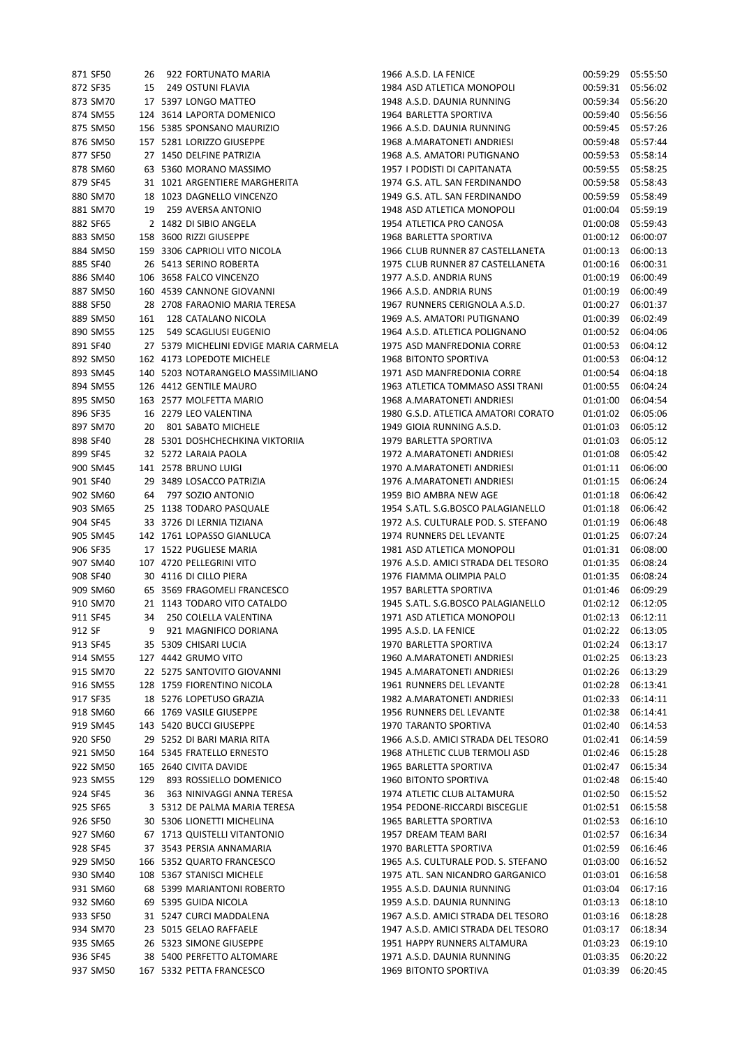| | | | | | | | | |
|---|---|---|---|---|---|---|---|---|
| 871 | SF50 | 26 | 922 | FORTUNATO MARIA | 1966 | A.S.D. LA FENICE | 00:59:29 | 05:55:50 |
| 872 | SF35 | 15 | 249 | OSTUNI FLAVIA | 1984 | ASD ATLETICA MONOPOLI | 00:59:31 | 05:56:02 |
| 873 | SM70 | 17 | 5397 | LONGO MATTEO | 1948 | A.S.D. DAUNIA RUNNING | 00:59:34 | 05:56:20 |
| 874 | SM55 | 124 | 3614 | LAPORTA DOMENICO | 1964 | BARLETTA SPORTIVA | 00:59:40 | 05:56:56 |
| 875 | SM50 | 156 | 5385 | SPONSANO MAURIZIO | 1966 | A.S.D. DAUNIA RUNNING | 00:59:45 | 05:57:26 |
| 876 | SM50 | 157 | 5281 | LORIZZO GIUSEPPE | 1968 | A.MARATONETI ANDRIESI | 00:59:48 | 05:57:44 |
| 877 | SF50 | 27 | 1450 | DELFINE PATRIZIA | 1968 | A.S. AMATORI PUTIGNANO | 00:59:53 | 05:58:14 |
| 878 | SM60 | 63 | 5360 | MORANO MASSIMO | 1957 | I PODISTI DI CAPITANATA | 00:59:55 | 05:58:25 |
| 879 | SF45 | 31 | 1021 | ARGENTIERE MARGHERITA | 1974 | G.S. ATL. SAN FERDINANDO | 00:59:58 | 05:58:43 |
| 880 | SM70 | 18 | 1023 | DAGNELLO VINCENZO | 1949 | G.S. ATL. SAN FERDINANDO | 00:59:59 | 05:58:49 |
| 881 | SM70 | 19 | 259 | AVERSA ANTONIO | 1948 | ASD ATLETICA MONOPOLI | 01:00:04 | 05:59:19 |
| 882 | SF65 | 2 | 1482 | DI SIBIO ANGELA | 1954 | ATLETICA PRO CANOSA | 01:00:08 | 05:59:43 |
| 883 | SM50 | 158 | 3600 | RIZZI GIUSEPPE | 1968 | BARLETTA SPORTIVA | 01:00:12 | 06:00:07 |
| 884 | SM50 | 159 | 3306 | CAPRIOLI VITO NICOLA | 1966 | CLUB RUNNER 87 CASTELLANETA | 01:00:13 | 06:00:13 |
| 885 | SF40 | 26 | 5413 | SERINO ROBERTA | 1975 | CLUB RUNNER 87 CASTELLANETA | 01:00:16 | 06:00:31 |
| 886 | SM40 | 106 | 3658 | FALCO VINCENZO | 1977 | A.S.D. ANDRIA RUNS | 01:00:19 | 06:00:49 |
| 887 | SM50 | 160 | 4539 | CANNONE GIOVANNI | 1966 | A.S.D. ANDRIA RUNS | 01:00:19 | 06:00:49 |
| 888 | SF50 | 28 | 2708 | FARAONIO MARIA TERESA | 1967 | RUNNERS CERIGNOLA A.S.D. | 01:00:27 | 06:01:37 |
| 889 | SM50 | 161 | 128 | CATALANO NICOLA | 1969 | A.S. AMATORI PUTIGNANO | 01:00:39 | 06:02:49 |
| 890 | SM55 | 125 | 549 | SCAGLIUSI EUGENIO | 1964 | A.S.D. ATLETICA POLIGNANO | 01:00:52 | 06:04:06 |
| 891 | SF40 | 27 | 5379 | MICHELINI EDVIGE MARIA CARMELA | 1975 | ASD MANFREDONIA CORRE | 01:00:53 | 06:04:12 |
| 892 | SM50 | 162 | 4173 | LOPEDOTE MICHELE | 1968 | BITONTO SPORTIVA | 01:00:53 | 06:04:12 |
| 893 | SM45 | 140 | 5203 | NOTARANGELO MASSIMILIANO | 1971 | ASD MANFREDONIA CORRE | 01:00:54 | 06:04:18 |
| 894 | SM55 | 126 | 4412 | GENTILE MAURO | 1963 | ATLETICA TOMMASO ASSI TRANI | 01:00:55 | 06:04:24 |
| 895 | SM50 | 163 | 2577 | MOLFETTA MARIO | 1968 | A.MARATONETI ANDRIESI | 01:01:00 | 06:04:54 |
| 896 | SF35 | 16 | 2279 | LEO VALENTINA | 1980 | G.S.D. ATLETICA AMATORI CORATO | 01:01:02 | 06:05:06 |
| 897 | SM70 | 20 | 801 | SABATO MICHELE | 1949 | GIOIA RUNNING A.S.D. | 01:01:03 | 06:05:12 |
| 898 | SF40 | 28 | 5301 | DOSHCHECHKINA VIKTORIIA | 1979 | BARLETTA SPORTIVA | 01:01:03 | 06:05:12 |
| 899 | SF45 | 32 | 5272 | LARAIA PAOLA | 1972 | A.MARATONETI ANDRIESI | 01:01:08 | 06:05:42 |
| 900 | SM45 | 141 | 2578 | BRUNO LUIGI | 1970 | A.MARATONETI ANDRIESI | 01:01:11 | 06:06:00 |
| 901 | SF40 | 29 | 3489 | LOSACCO PATRIZIA | 1976 | A.MARATONETI ANDRIESI | 01:01:15 | 06:06:24 |
| 902 | SM60 | 64 | 797 | SOZIO ANTONIO | 1959 | BIO AMBRA NEW AGE | 01:01:18 | 06:06:42 |
| 903 | SM65 | 25 | 1138 | TODARO PASQUALE | 1954 | S.ATL. S.G.BOSCO PALAGIANELLO | 01:01:18 | 06:06:42 |
| 904 | SF45 | 33 | 3726 | DI LERNIA TIZIANA | 1972 | A.S. CULTURALE POD. S. STEFANO | 01:01:19 | 06:06:48 |
| 905 | SM45 | 142 | 1761 | LOPASSO GIANLUCA | 1974 | RUNNERS DEL LEVANTE | 01:01:25 | 06:07:24 |
| 906 | SF35 | 17 | 1522 | PUGLIESE MARIA | 1981 | ASD ATLETICA MONOPOLI | 01:01:31 | 06:08:00 |
| 907 | SM40 | 107 | 4720 | PELLEGRINI VITO | 1976 | A.S.D. AMICI STRADA DEL TESORO | 01:01:35 | 06:08:24 |
| 908 | SF40 | 30 | 4116 | DI CILLO PIERA | 1976 | FIAMMA OLIMPIA PALO | 01:01:35 | 06:08:24 |
| 909 | SM60 | 65 | 3569 | FRAGOMELI FRANCESCO | 1957 | BARLETTA SPORTIVA | 01:01:46 | 06:09:29 |
| 910 | SM70 | 21 | 1143 | TODARO VITO CATALDO | 1945 | S.ATL. S.G.BOSCO PALAGIANELLO | 01:02:12 | 06:12:05 |
| 911 | SF45 | 34 | 250 | COLELLA VALENTINA | 1971 | ASD ATLETICA MONOPOLI | 01:02:13 | 06:12:11 |
| 912 | SF | 9 | 921 | MAGNIFICO DORIANA | 1995 | A.S.D. LA FENICE | 01:02:22 | 06:13:05 |
| 913 | SF45 | 35 | 5309 | CHISARI LUCIA | 1970 | BARLETTA SPORTIVA | 01:02:24 | 06:13:17 |
| 914 | SM55 | 127 | 4442 | GRUMO VITO | 1960 | A.MARATONETI ANDRIESI | 01:02:25 | 06:13:23 |
| 915 | SM70 | 22 | 5275 | SANTOVITO GIOVANNI | 1945 | A.MARATONETI ANDRIESI | 01:02:26 | 06:13:29 |
| 916 | SM55 | 128 | 1759 | FIORENTINO NICOLA | 1961 | RUNNERS DEL LEVANTE | 01:02:28 | 06:13:41 |
| 917 | SF35 | 18 | 5276 | LOPETUSO GRAZIA | 1982 | A.MARATONETI ANDRIESI | 01:02:33 | 06:14:11 |
| 918 | SM60 | 66 | 1769 | VASILE GIUSEPPE | 1956 | RUNNERS DEL LEVANTE | 01:02:38 | 06:14:41 |
| 919 | SM45 | 143 | 5420 | BUCCI GIUSEPPE | 1970 | TARANTO SPORTIVA | 01:02:40 | 06:14:53 |
| 920 | SF50 | 29 | 5252 | DI BARI MARIA RITA | 1966 | A.S.D. AMICI STRADA DEL TESORO | 01:02:41 | 06:14:59 |
| 921 | SM50 | 164 | 5345 | FRATELLO ERNESTO | 1968 | ATHLETIC CLUB TERMOLI ASD | 01:02:46 | 06:15:28 |
| 922 | SM50 | 165 | 2640 | CIVITA DAVIDE | 1965 | BARLETTA SPORTIVA | 01:02:47 | 06:15:34 |
| 923 | SM55 | 129 | 893 | ROSSIELLO DOMENICO | 1960 | BITONTO SPORTIVA | 01:02:48 | 06:15:40 |
| 924 | SF45 | 36 | 363 | NINIVAGGI ANNA TERESA | 1974 | ATLETIC CLUB ALTAMURA | 01:02:50 | 06:15:52 |
| 925 | SF65 | 3 | 5312 | DE PALMA MARIA TERESA | 1954 | PEDONE-RICCARDI BISCEGLIE | 01:02:51 | 06:15:58 |
| 926 | SF50 | 30 | 5306 | LIONETTI MICHELINA | 1965 | BARLETTA SPORTIVA | 01:02:53 | 06:16:10 |
| 927 | SM60 | 67 | 1713 | QUISTELLI VITANTONIO | 1957 | DREAM TEAM BARI | 01:02:57 | 06:16:34 |
| 928 | SF45 | 37 | 3543 | PERSIA ANNAMARIA | 1970 | BARLETTA SPORTIVA | 01:02:59 | 06:16:46 |
| 929 | SM50 | 166 | 5352 | QUARTO FRANCESCO | 1965 | A.S. CULTURALE POD. S. STEFANO | 01:03:00 | 06:16:52 |
| 930 | SM40 | 108 | 5367 | STANISCI MICHELE | 1975 | ATL. SAN NICANDRO GARGANICO | 01:03:01 | 06:16:58 |
| 931 | SM60 | 68 | 5399 | MARIANTONI ROBERTO | 1955 | A.S.D. DAUNIA RUNNING | 01:03:04 | 06:17:16 |
| 932 | SM60 | 69 | 5395 | GUIDA NICOLA | 1959 | A.S.D. DAUNIA RUNNING | 01:03:13 | 06:18:10 |
| 933 | SF50 | 31 | 5247 | CURCI MADDALENA | 1967 | A.S.D. AMICI STRADA DEL TESORO | 01:03:16 | 06:18:28 |
| 934 | SM70 | 23 | 5015 | GELAO RAFFAELE | 1947 | A.S.D. AMICI STRADA DEL TESORO | 01:03:17 | 06:18:34 |
| 935 | SM65 | 26 | 5323 | SIMONE GIUSEPPE | 1951 | HAPPY RUNNERS ALTAMURA | 01:03:23 | 06:19:10 |
| 936 | SF45 | 38 | 5400 | PERFETTO ALTOMARE | 1971 | A.S.D. DAUNIA RUNNING | 01:03:35 | 06:20:22 |
| 937 | SM50 | 167 | 5332 | PETTA FRANCESCO | 1969 | BITONTO SPORTIVA | 01:03:39 | 06:20:45 |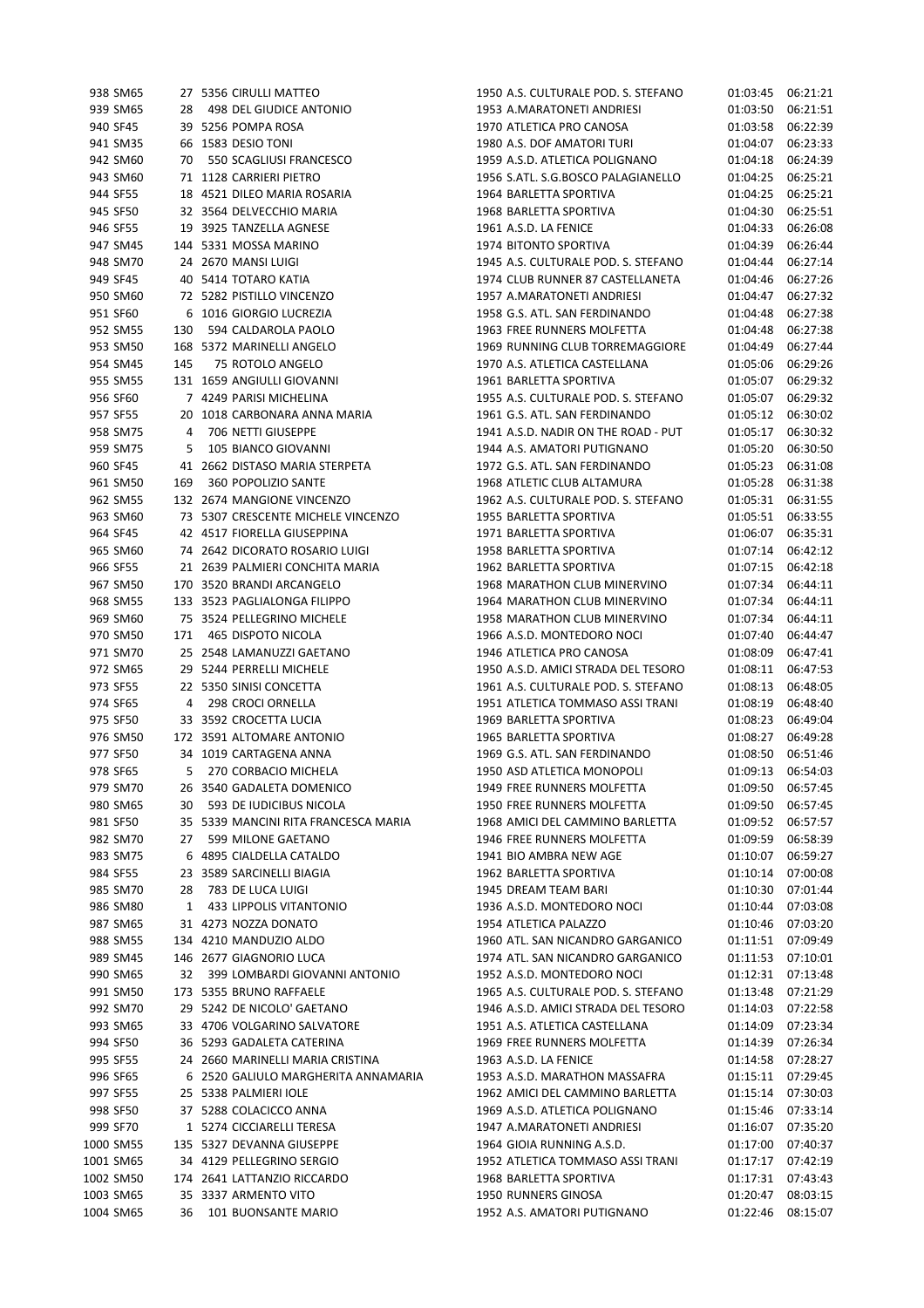| | | | | | | | | |
|---|---|---|---|---|---|---|---|---|
| 938 | SM65 | 27 | 5356 | CIRULLI MATTEO | 1950 | A.S. CULTURALE POD. S. STEFANO | 01:03:45 | 06:21:21 |
| 939 | SM65 | 28 | 498 | DEL GIUDICE ANTONIO | 1953 | A.MARATONETI ANDRIESI | 01:03:50 | 06:21:51 |
| 940 | SF45 | 39 | 5256 | POMPA ROSA | 1970 | ATLETICA PRO CANOSA | 01:03:58 | 06:22:39 |
| 941 | SM35 | 66 | 1583 | DESIO TONI | 1980 | A.S. DOF AMATORI TURI | 01:04:07 | 06:23:33 |
| 942 | SM60 | 70 | 550 | SCAGLIUSI FRANCESCO | 1959 | A.S.D. ATLETICA POLIGNANO | 01:04:18 | 06:24:39 |
| 943 | SM60 | 71 | 1128 | CARRIERI PIETRO | 1956 | S.ATL. S.G.BOSCO PALAGIANELLO | 01:04:25 | 06:25:21 |
| 944 | SF55 | 18 | 4521 | DILEO MARIA ROSARIA | 1964 | BARLETTA SPORTIVA | 01:04:25 | 06:25:21 |
| 945 | SF50 | 32 | 3564 | DELVECCHIO MARIA | 1968 | BARLETTA SPORTIVA | 01:04:30 | 06:25:51 |
| 946 | SF55 | 19 | 3925 | TANZELLA AGNESE | 1961 | A.S.D. LA FENICE | 01:04:33 | 06:26:08 |
| 947 | SM45 | 144 | 5331 | MOSSA MARINO | 1974 | BITONTO SPORTIVA | 01:04:39 | 06:26:44 |
| 948 | SM70 | 24 | 2670 | MANSI LUIGI | 1945 | A.S. CULTURALE POD. S. STEFANO | 01:04:44 | 06:27:14 |
| 949 | SF45 | 40 | 5414 | TOTARO KATIA | 1974 | CLUB RUNNER 87 CASTELLANETA | 01:04:46 | 06:27:26 |
| 950 | SM60 | 72 | 5282 | PISTILLO VINCENZO | 1957 | A.MARATONETI ANDRIESI | 01:04:47 | 06:27:32 |
| 951 | SF60 | 6 | 1016 | GIORGIO LUCREZIA | 1958 | G.S. ATL. SAN FERDINANDO | 01:04:48 | 06:27:38 |
| 952 | SM55 | 130 | 594 | CALDAROLA PAOLO | 1963 | FREE RUNNERS MOLFETTA | 01:04:48 | 06:27:38 |
| 953 | SM50 | 168 | 5372 | MARINELLI ANGELO | 1969 | RUNNING CLUB TORREMAGGIORE | 01:04:49 | 06:27:44 |
| 954 | SM45 | 145 | 75 | ROTOLO ANGELO | 1970 | A.S. ATLETICA CASTELLANA | 01:05:06 | 06:29:26 |
| 955 | SM55 | 131 | 1659 | ANGIULLI GIOVANNI | 1961 | BARLETTA SPORTIVA | 01:05:07 | 06:29:32 |
| 956 | SF60 | 7 | 4249 | PARISI MICHELINA | 1955 | A.S. CULTURALE POD. S. STEFANO | 01:05:07 | 06:29:32 |
| 957 | SF55 | 20 | 1018 | CARBONARA ANNA MARIA | 1961 | G.S. ATL. SAN FERDINANDO | 01:05:12 | 06:30:02 |
| 958 | SM75 | 4 | 706 | NETTI GIUSEPPE | 1941 | A.S.D. NADIR ON THE ROAD - PUT | 01:05:17 | 06:30:32 |
| 959 | SM75 | 5 | 105 | BIANCO GIOVANNI | 1944 | A.S. AMATORI PUTIGNANO | 01:05:20 | 06:30:50 |
| 960 | SF45 | 41 | 2662 | DISTASO MARIA STERPETA | 1972 | G.S. ATL. SAN FERDINANDO | 01:05:23 | 06:31:08 |
| 961 | SM50 | 169 | 360 | POPOLIZIO SANTE | 1968 | ATLETIC CLUB ALTAMURA | 01:05:28 | 06:31:38 |
| 962 | SM55 | 132 | 2674 | MANGIONE VINCENZO | 1962 | A.S. CULTURALE POD. S. STEFANO | 01:05:31 | 06:31:55 |
| 963 | SM60 | 73 | 5307 | CRESCENTE MICHELE VINCENZO | 1955 | BARLETTA SPORTIVA | 01:05:51 | 06:33:55 |
| 964 | SF45 | 42 | 4517 | FIORELLA GIUSEPPINA | 1971 | BARLETTA SPORTIVA | 01:06:07 | 06:35:31 |
| 965 | SM60 | 74 | 2642 | DICORATO ROSARIO LUIGI | 1958 | BARLETTA SPORTIVA | 01:07:14 | 06:42:12 |
| 966 | SF55 | 21 | 2639 | PALMIERI CONCHITA MARIA | 1962 | BARLETTA SPORTIVA | 01:07:15 | 06:42:18 |
| 967 | SM50 | 170 | 3520 | BRANDI ARCANGELO | 1968 | MARATHON CLUB MINERVINO | 01:07:34 | 06:44:11 |
| 968 | SM55 | 133 | 3523 | PAGLIALONGA FILIPPO | 1964 | MARATHON CLUB MINERVINO | 01:07:34 | 06:44:11 |
| 969 | SM60 | 75 | 3524 | PELLEGRINO MICHELE | 1958 | MARATHON CLUB MINERVINO | 01:07:34 | 06:44:11 |
| 970 | SM50 | 171 | 465 | DISPOTO NICOLA | 1966 | A.S.D. MONTEDORO NOCI | 01:07:40 | 06:44:47 |
| 971 | SM70 | 25 | 2548 | LAMANUZZI GAETANO | 1946 | ATLETICA PRO CANOSA | 01:08:09 | 06:47:41 |
| 972 | SM65 | 29 | 5244 | PERRELLI MICHELE | 1950 | A.S.D. AMICI STRADA DEL TESORO | 01:08:11 | 06:47:53 |
| 973 | SF55 | 22 | 5350 | SINISI CONCETTA | 1961 | A.S. CULTURALE POD. S. STEFANO | 01:08:13 | 06:48:05 |
| 974 | SF65 | 4 | 298 | CROCI ORNELLA | 1951 | ATLETICA TOMMASO ASSI TRANI | 01:08:19 | 06:48:40 |
| 975 | SF50 | 33 | 3592 | CROCETTA LUCIA | 1969 | BARLETTA SPORTIVA | 01:08:23 | 06:49:04 |
| 976 | SM50 | 172 | 3591 | ALTOMARE ANTONIO | 1965 | BARLETTA SPORTIVA | 01:08:27 | 06:49:28 |
| 977 | SF50 | 34 | 1019 | CARTAGENA ANNA | 1969 | G.S. ATL. SAN FERDINANDO | 01:08:50 | 06:51:46 |
| 978 | SF65 | 5 | 270 | CORBACIO MICHELA | 1950 | ASD ATLETICA MONOPOLI | 01:09:13 | 06:54:03 |
| 979 | SM70 | 26 | 3540 | GADALETA DOMENICO | 1949 | FREE RUNNERS MOLFETTA | 01:09:50 | 06:57:45 |
| 980 | SM65 | 30 | 593 | DE IUDICIBUS NICOLA | 1950 | FREE RUNNERS MOLFETTA | 01:09:50 | 06:57:45 |
| 981 | SF50 | 35 | 5339 | MANCINI RITA FRANCESCA MARIA | 1968 | AMICI DEL CAMMINO BARLETTA | 01:09:52 | 06:57:57 |
| 982 | SM70 | 27 | 599 | MILONE GAETANO | 1946 | FREE RUNNERS MOLFETTA | 01:09:59 | 06:58:39 |
| 983 | SM75 | 6 | 4895 | CIALDELLA CATALDO | 1941 | BIO AMBRA NEW AGE | 01:10:07 | 06:59:27 |
| 984 | SF55 | 23 | 3589 | SARCINELLI BIAGIA | 1962 | BARLETTA SPORTIVA | 01:10:14 | 07:00:08 |
| 985 | SM70 | 28 | 783 | DE LUCA LUIGI | 1945 | DREAM TEAM BARI | 01:10:30 | 07:01:44 |
| 986 | SM80 | 1 | 433 | LIPPOLIS VITANTONIO | 1936 | A.S.D. MONTEDORO NOCI | 01:10:44 | 07:03:08 |
| 987 | SM65 | 31 | 4273 | NOZZA DONATO | 1954 | ATLETICA PALAZZO | 01:10:46 | 07:03:20 |
| 988 | SM55 | 134 | 4210 | MANDUZIO ALDO | 1960 | ATL. SAN NICANDRO GARGANICO | 01:11:51 | 07:09:49 |
| 989 | SM45 | 146 | 2677 | GIAGNORIO LUCA | 1974 | ATL. SAN NICANDRO GARGANICO | 01:11:53 | 07:10:01 |
| 990 | SM65 | 32 | 399 | LOMBARDI GIOVANNI ANTONIO | 1952 | A.S.D. MONTEDORO NOCI | 01:12:31 | 07:13:48 |
| 991 | SM50 | 173 | 5355 | BRUNO RAFFAELE | 1965 | A.S. CULTURALE POD. S. STEFANO | 01:13:48 | 07:21:29 |
| 992 | SM70 | 29 | 5242 | DE NICOLO' GAETANO | 1946 | A.S.D. AMICI STRADA DEL TESORO | 01:14:03 | 07:22:58 |
| 993 | SM65 | 33 | 4706 | VOLGARINO SALVATORE | 1951 | A.S. ATLETICA CASTELLANA | 01:14:09 | 07:23:34 |
| 994 | SF50 | 36 | 5293 | GADALETA CATERINA | 1969 | FREE RUNNERS MOLFETTA | 01:14:39 | 07:26:34 |
| 995 | SF55 | 24 | 2660 | MARINELLI MARIA CRISTINA | 1963 | A.S.D. LA FENICE | 01:14:58 | 07:28:27 |
| 996 | SF65 | 6 | 2520 | GALIULO MARGHERITA ANNAMARIA | 1953 | A.S.D. MARATHON MASSAFRA | 01:15:11 | 07:29:45 |
| 997 | SF55 | 25 | 5338 | PALMIERI IOLE | 1962 | AMICI DEL CAMMINO BARLETTA | 01:15:14 | 07:30:03 |
| 998 | SF50 | 37 | 5288 | COLACICCO ANNA | 1969 | A.S.D. ATLETICA POLIGNANO | 01:15:46 | 07:33:14 |
| 999 | SF70 | 1 | 5274 | CICCIARELLI TERESA | 1947 | A.MARATONETI ANDRIESI | 01:16:07 | 07:35:20 |
| 1000 | SM55 | 135 | 5327 | DEVANNA GIUSEPPE | 1964 | GIOIA RUNNING A.S.D. | 01:17:00 | 07:40:37 |
| 1001 | SM65 | 34 | 4129 | PELLEGRINO SERGIO | 1952 | ATLETICA TOMMASO ASSI TRANI | 01:17:17 | 07:42:19 |
| 1002 | SM50 | 174 | 2641 | LATTANZIO RICCARDO | 1968 | BARLETTA SPORTIVA | 01:17:31 | 07:43:43 |
| 1003 | SM65 | 35 | 3337 | ARMENTO VITO | 1950 | RUNNERS GINOSA | 01:20:47 | 08:03:15 |
| 1004 | SM65 | 36 | 101 | BUONSANTE MARIO | 1952 | A.S. AMATORI PUTIGNANO | 01:22:46 | 08:15:07 |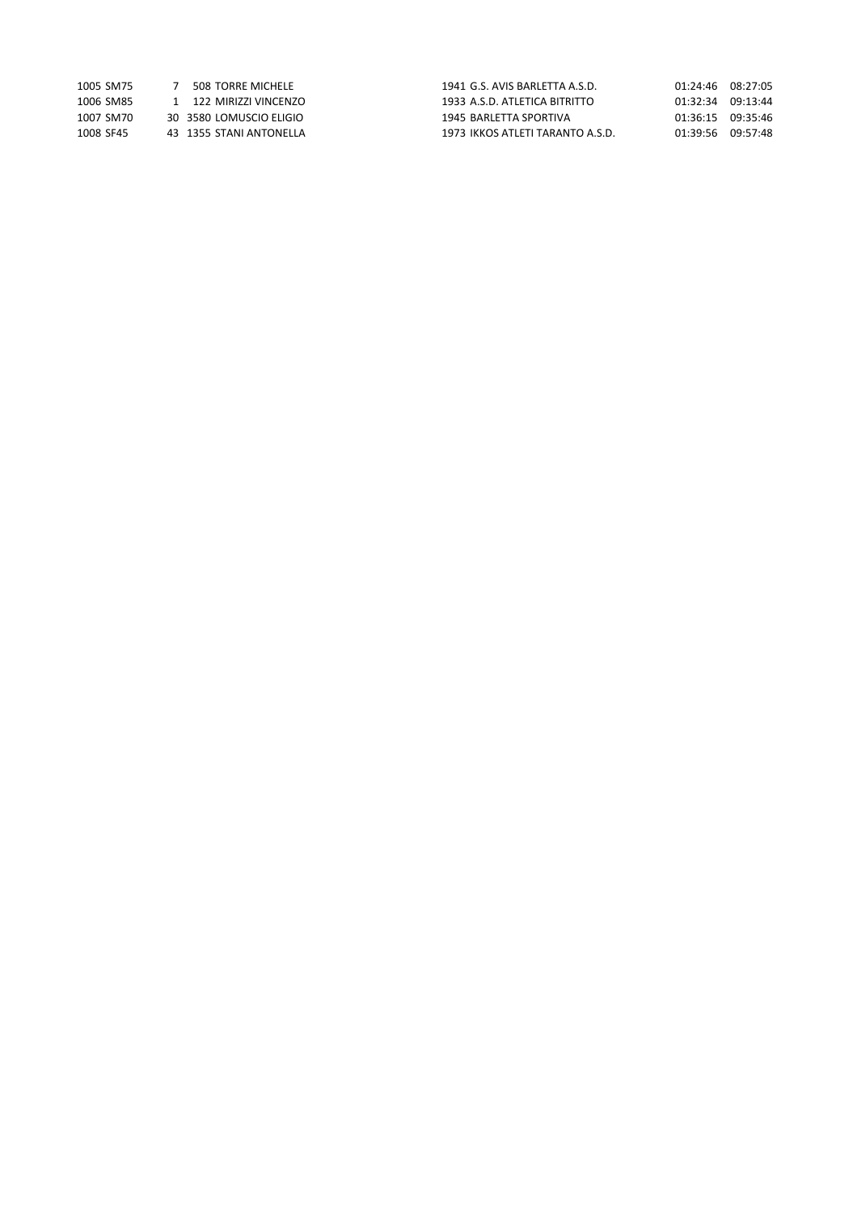| | | | | | | | | | |
|---|---|---|---|---|---|---|---|---|---|
| 1005 | SM75 | 7 | 508 | TORRE MICHELE | 1941 | G.S. AVIS BARLETTA A.S.D. | 01:24:46 | 08:27:05 |
| 1006 | SM85 | 1 | 122 | MIRIZZI VINCENZO | 1933 | A.S.D. ATLETICA BITRITTO | 01:32:34 | 09:13:44 |
| 1007 | SM70 | 30 | 3580 | LOMUSCIO ELIGIO | 1945 | BARLETTA SPORTIVA | 01:36:15 | 09:35:46 |
| 1008 | SF45 | 43 | 1355 | STANI ANTONELLA | 1973 | IKKOS ATLETI TARANTO A.S.D. | 01:39:56 | 09:57:48 |